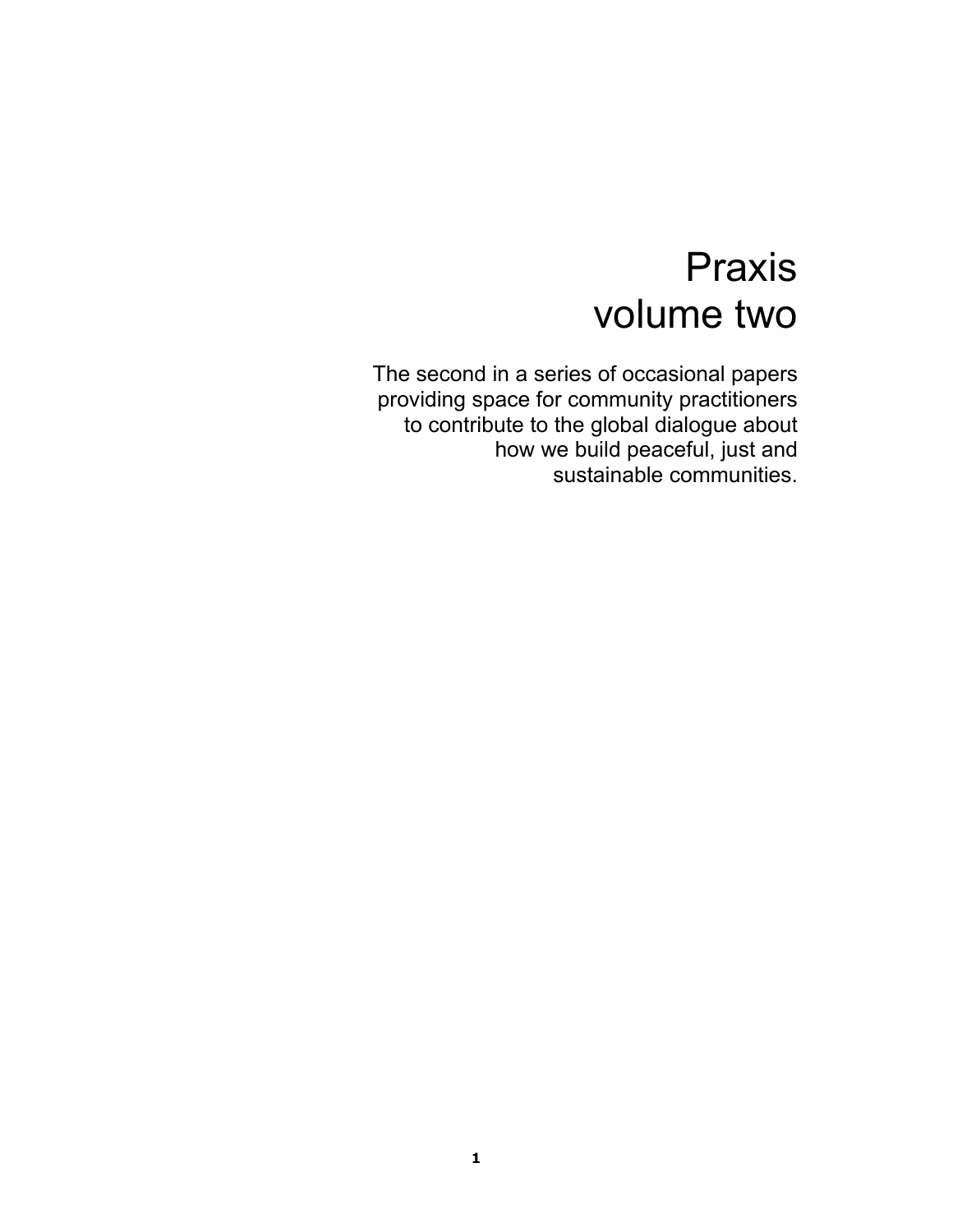# Praxis
# volume two

The second in a series of occasional papers providing space for community practitioners to contribute to the global dialogue about how we build peaceful, just and sustainable communities.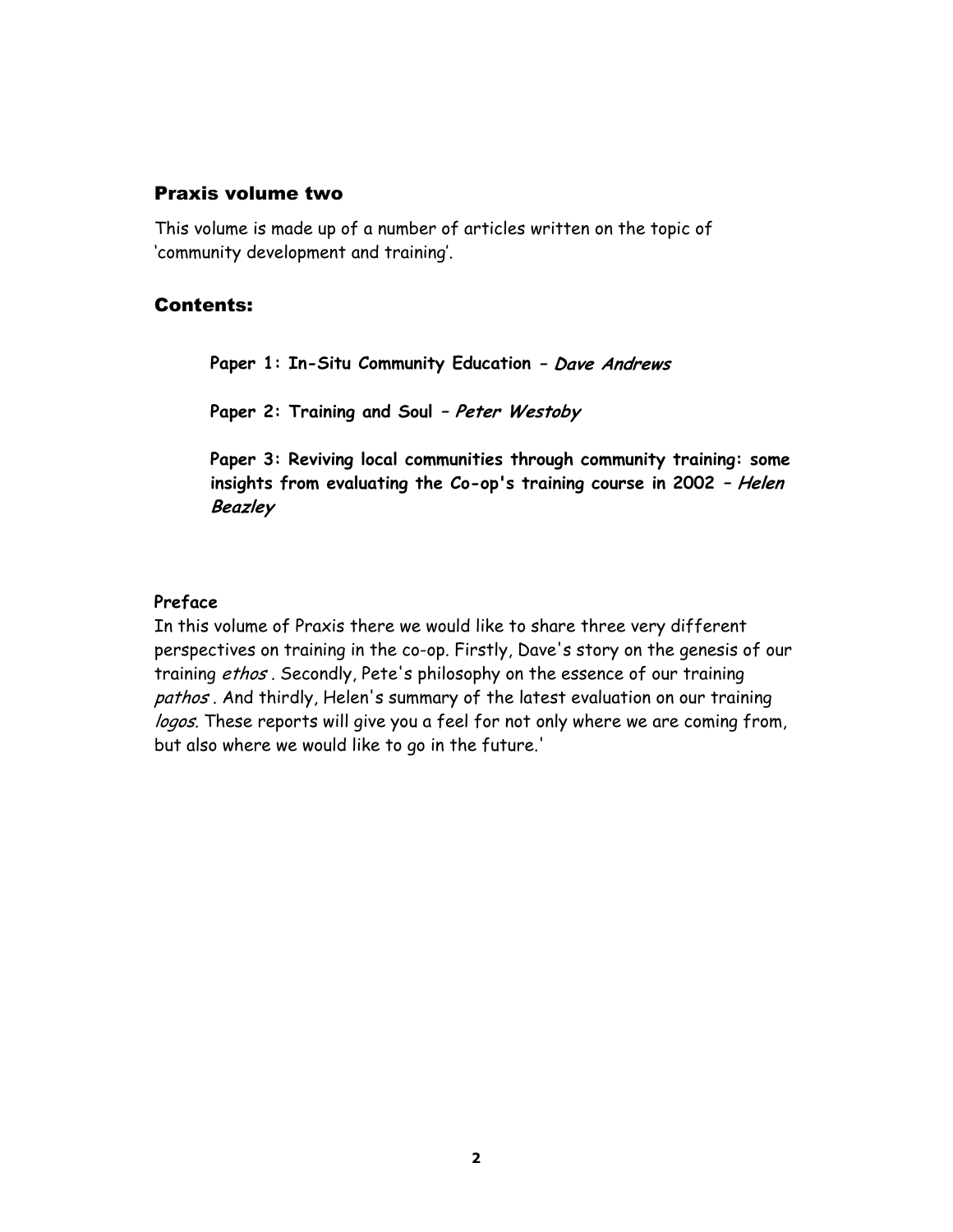## Praxis volume two

This volume is made up of a number of articles written on the topic of 'community development and training'.

## Contents:

**Paper 1: In-Situ Community Education – *Dave Andrews***

**Paper 2: Training and Soul – *Peter Westoby***

**Paper 3: Reviving local communities through community training: some insights from evaluating the Co-op's training course in 2002 – *Helen Beazley***

**Preface**

In this volume of Praxis there we would like to share three very different perspectives on training in the co-op. Firstly, Dave's story on the genesis of our training *ethos* . Secondly, Pete's philosophy on the essence of our training *pathos* . And thirdly, Helen's summary of the latest evaluation on our training *logos.* These reports will give you a feel for not only where we are coming from, but also where we would like to go in the future.'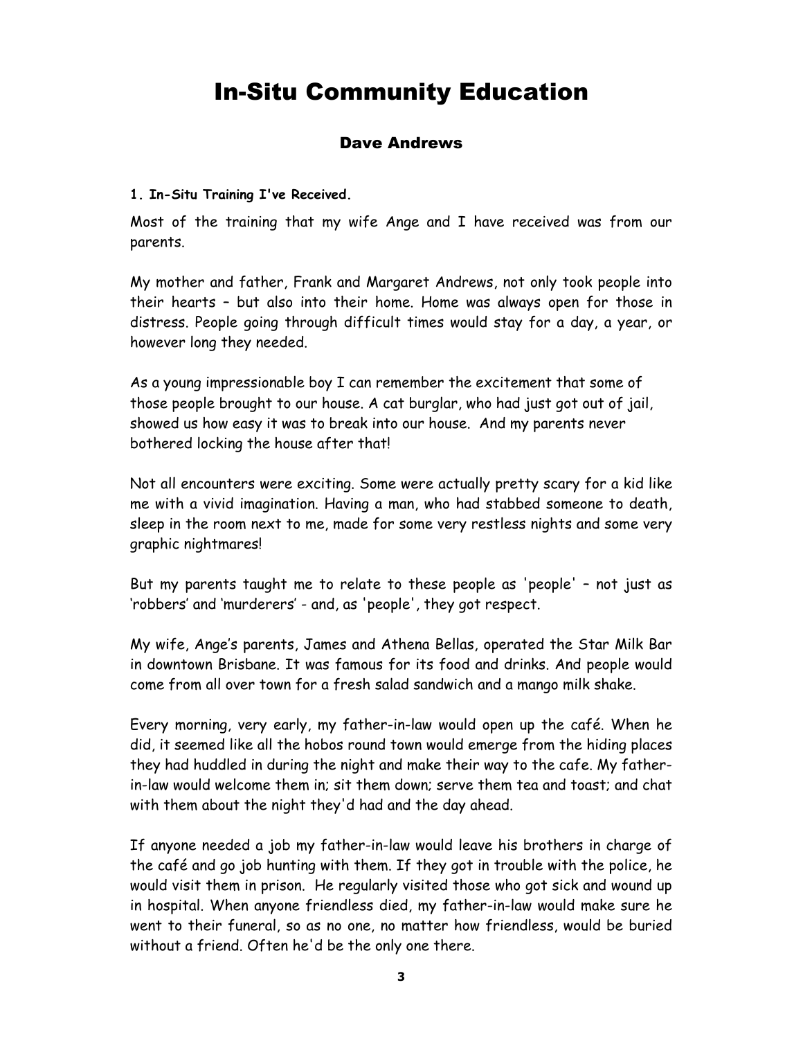# In-Situ Community Education

## Dave Andrews

**1. In-Situ Training I've Received.**

Most of the training that my wife Ange and I have received was from our parents.

My mother and father, Frank and Margaret Andrews, not only took people into their hearts – but also into their home. Home was always open for those in distress. People going through difficult times would stay for a day, a year, or however long they needed.

As a young impressionable boy I can remember the excitement that some of those people brought to our house. A cat burglar, who had just got out of jail, showed us how easy it was to break into our house. And my parents never bothered locking the house after that!

Not all encounters were exciting. Some were actually pretty scary for a kid like me with a vivid imagination. Having a man, who had stabbed someone to death, sleep in the room next to me, made for some very restless nights and some very graphic nightmares!

But my parents taught me to relate to these people as 'people' – not just as 'robbers' and 'murderers' - and, as 'people', they got respect.

My wife, Ange's parents, James and Athena Bellas, operated the Star Milk Bar in downtown Brisbane. It was famous for its food and drinks. And people would come from all over town for a fresh salad sandwich and a mango milk shake.

Every morning, very early, my father-in-law would open up the café. When he did, it seemed like all the hobos round town would emerge from the hiding places they had huddled in during the night and make their way to the cafe. My father-in-law would welcome them in; sit them down; serve them tea and toast; and chat with them about the night they'd had and the day ahead.

If anyone needed a job my father-in-law would leave his brothers in charge of the café and go job hunting with them. If they got in trouble with the police, he would visit them in prison. He regularly visited those who got sick and wound up in hospital. When anyone friendless died, my father-in-law would make sure he went to their funeral, so as no one, no matter how friendless, would be buried without a friend. Often he'd be the only one there.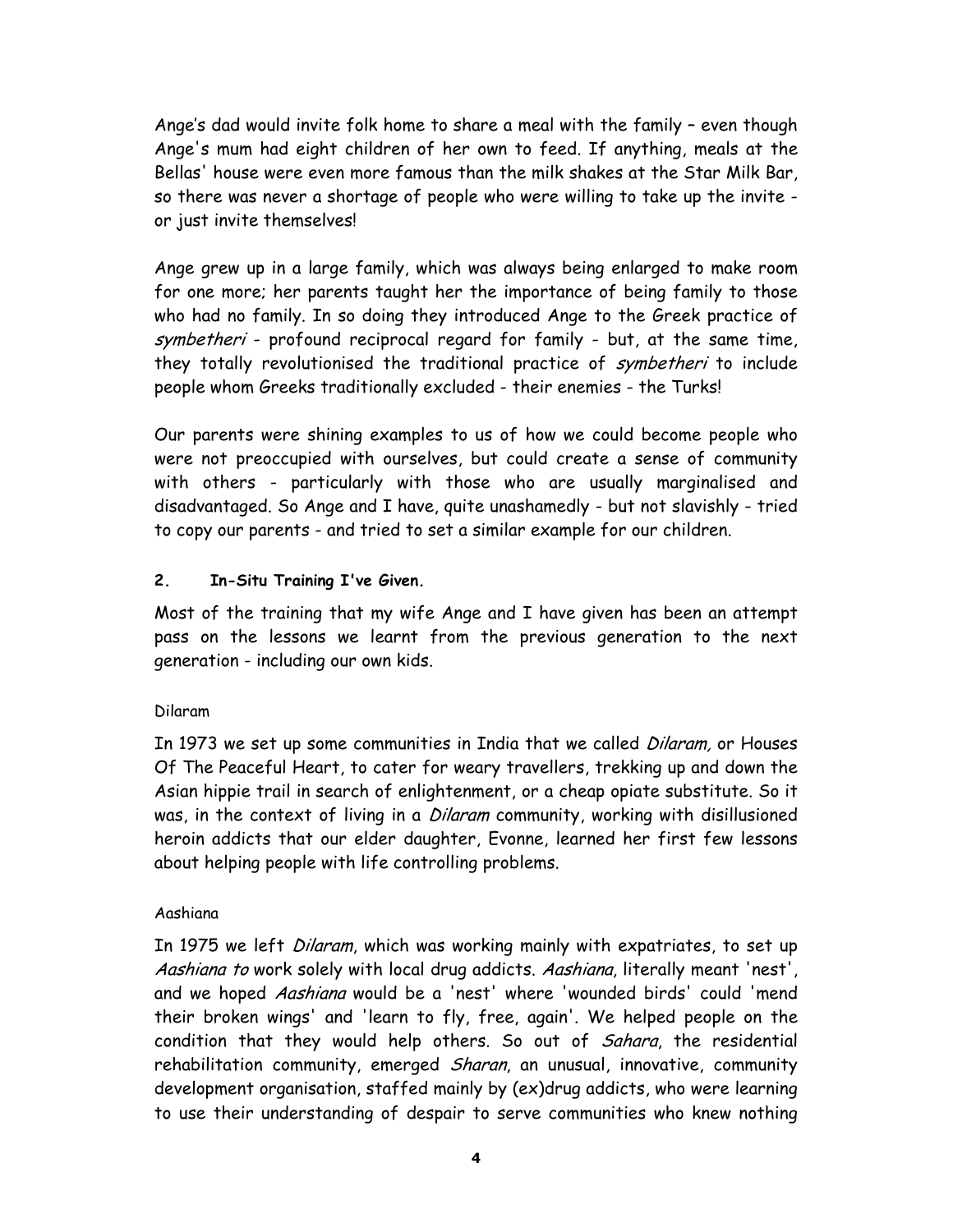Ange's dad would invite folk home to share a meal with the family – even though Ange's mum had eight children of her own to feed. If anything, meals at the Bellas' house were even more famous than the milk shakes at the Star Milk Bar, so there was never a shortage of people who were willing to take up the invite - or just invite themselves!

Ange grew up in a large family, which was always being enlarged to make room for one more; her parents taught her the importance of being family to those who had no family. In so doing they introduced Ange to the Greek practice of *symbetheri* - profound reciprocal regard for family - but, at the same time, they totally revolutionised the traditional practice of *symbetheri* to include people whom Greeks traditionally excluded - their enemies - the Turks!

Our parents were shining examples to us of how we could become people who were not preoccupied with ourselves, but could create a sense of community with others - particularly with those who are usually marginalised and disadvantaged. So Ange and I have, quite unashamedly - but not slavishly - tried to copy our parents - and tried to set a similar example for our children.

## 2. In-Situ Training I've Given.

Most of the training that my wife Ange and I have given has been an attempt pass on the lessons we learnt from the previous generation to the next generation - including our own kids.

### Dilaram

In 1973 we set up some communities in India that we called *Dilaram,* or Houses Of The Peaceful Heart, to cater for weary travellers, trekking up and down the Asian hippie trail in search of enlightenment, or a cheap opiate substitute. So it was, in the context of living in a *Dilaram* community, working with disillusioned heroin addicts that our elder daughter, Evonne, learned her first few lessons about helping people with life controlling problems.

### Aashiana

In 1975 we left *Dilaram*, which was working mainly with expatriates, to set up *Aashiana to* work solely with local drug addicts. *Aashiana*, literally meant 'nest', and we hoped *Aashiana* would be a 'nest' where 'wounded birds' could 'mend their broken wings' and 'learn to fly, free, again'. We helped people on the condition that they would help others. So out of *Sahara*, the residential rehabilitation community, emerged *Sharan*, an unusual, innovative, community development organisation, staffed mainly by (ex)drug addicts, who were learning to use their understanding of despair to serve communities who knew nothing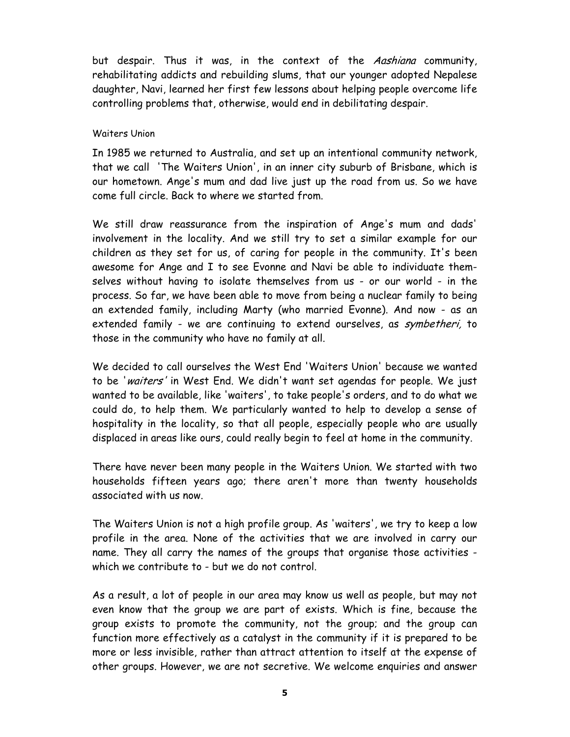but despair. Thus it was, in the context of the *Aashiana* community, rehabilitating addicts and rebuilding slums, that our younger adopted Nepalese daughter, Navi, learned her first few lessons about helping people overcome life controlling problems that, otherwise, would end in debilitating despair.

### Waiters Union

In 1985 we returned to Australia, and set up an intentional community network, that we call 'The Waiters Union', in an inner city suburb of Brisbane, which is our hometown. Ange's mum and dad live just up the road from us. So we have come full circle. Back to where we started from.

We still draw reassurance from the inspiration of Ange's mum and dads' involvement in the locality. And we still try to set a similar example for our children as they set for us, of caring for people in the community. It's been awesome for Ange and I to see Evonne and Navi be able to individuate themselves without having to isolate themselves from us - or our world - in the process. So far, we have been able to move from being a nuclear family to being an extended family, including Marty (who married Evonne). And now - as an extended family - we are continuing to extend ourselves, as *symbetheri,* to those in the community who have no family at all.

We decided to call ourselves the West End 'Waiters Union' because we wanted to be '*waiters*' in West End. We didn't want set agendas for people. We just wanted to be available, like 'waiters', to take people's orders, and to do what we could do, to help them. We particularly wanted to help to develop a sense of hospitality in the locality, so that all people, especially people who are usually displaced in areas like ours, could really begin to feel at home in the community.

There have never been many people in the Waiters Union. We started with two households fifteen years ago; there aren't more than twenty households associated with us now.

The Waiters Union is not a high profile group. As 'waiters', we try to keep a low profile in the area. None of the activities that we are involved in carry our name. They all carry the names of the groups that organise those activities - which we contribute to - but we do not control.

As a result, a lot of people in our area may know us well as people, but may not even know that the group we are part of exists. Which is fine, because the group exists to promote the community, not the group; and the group can function more effectively as a catalyst in the community if it is prepared to be more or less invisible, rather than attract attention to itself at the expense of other groups. However, we are not secretive. We welcome enquiries and answer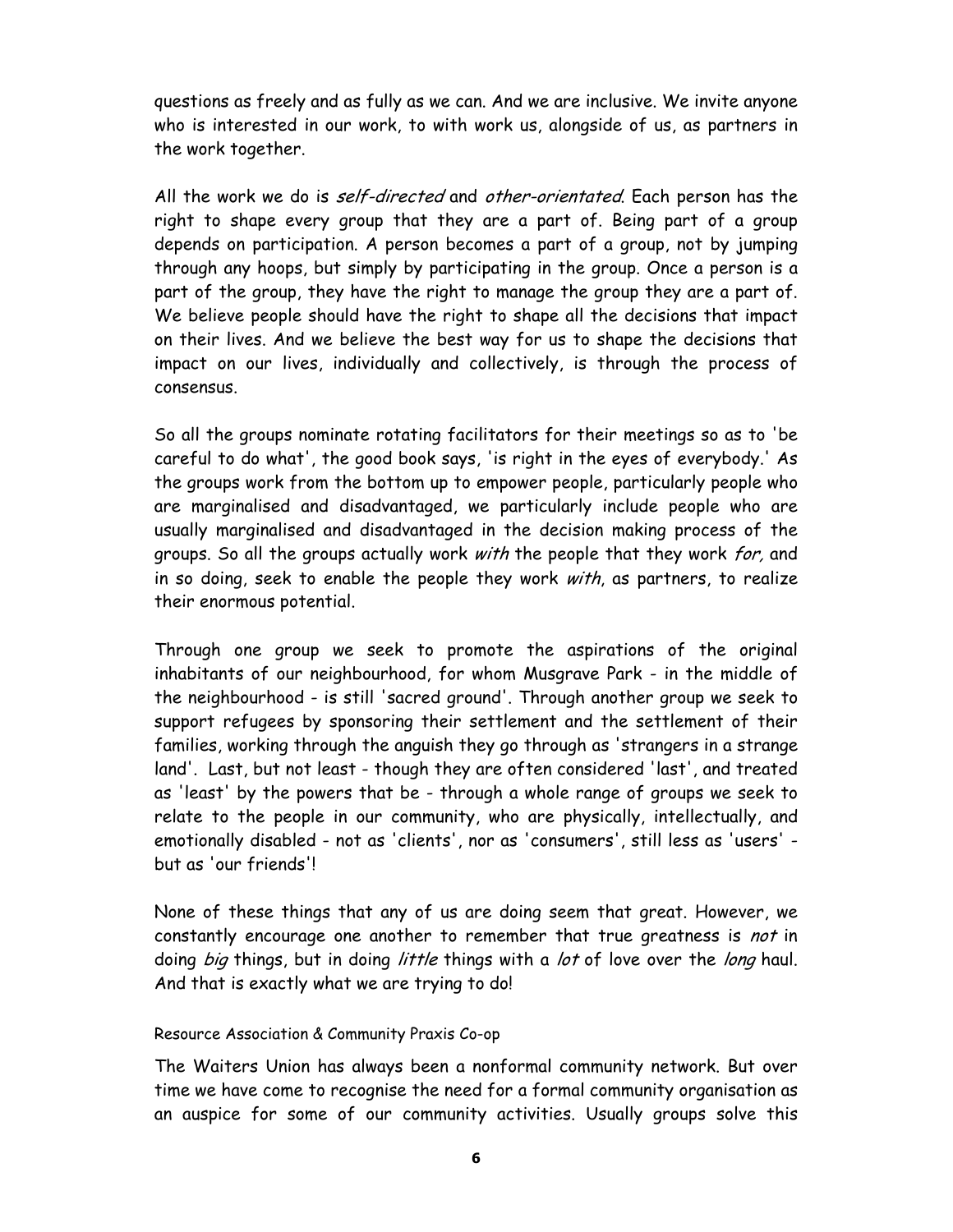questions as freely and as fully as we can. And we are inclusive. We invite anyone who is interested in our work, to with work us, alongside of us, as partners in the work together.

All the work we do is *self-directed* and *other-orientated*. Each person has the right to shape every group that they are a part of. Being part of a group depends on participation. A person becomes a part of a group, not by jumping through any hoops, but simply by participating in the group. Once a person is a part of the group, they have the right to manage the group they are a part of. We believe people should have the right to shape all the decisions that impact on their lives. And we believe the best way for us to shape the decisions that impact on our lives, individually and collectively, is through the process of consensus.

So all the groups nominate rotating facilitators for their meetings so as to 'be careful to do what', the good book says, 'is right in the eyes of everybody.' As the groups work from the bottom up to empower people, particularly people who are marginalised and disadvantaged, we particularly include people who are usually marginalised and disadvantaged in the decision making process of the groups. So all the groups actually work *with* the people that they work *for,* and in so doing, seek to enable the people they work *with*, as partners, to realize their enormous potential.

Through one group we seek to promote the aspirations of the original inhabitants of our neighbourhood, for whom Musgrave Park - in the middle of the neighbourhood - is still 'sacred ground'. Through another group we seek to support refugees by sponsoring their settlement and the settlement of their families, working through the anguish they go through as 'strangers in a strange land'. Last, but not least - though they are often considered 'last', and treated as 'least' by the powers that be - through a whole range of groups we seek to relate to the people in our community, who are physically, intellectually, and emotionally disabled - not as 'clients', nor as 'consumers', still less as 'users' - but as 'our friends'!

None of these things that any of us are doing seem that great. However, we constantly encourage one another to remember that true greatness is *not* in doing *big* things, but in doing *little* things with a *lot* of love over the *long* haul. And that is exactly what we are trying to do!

Resource Association & Community Praxis Co-op

The Waiters Union has always been a nonformal community network. But over time we have come to recognise the need for a formal community organisation as an auspice for some of our community activities. Usually groups solve this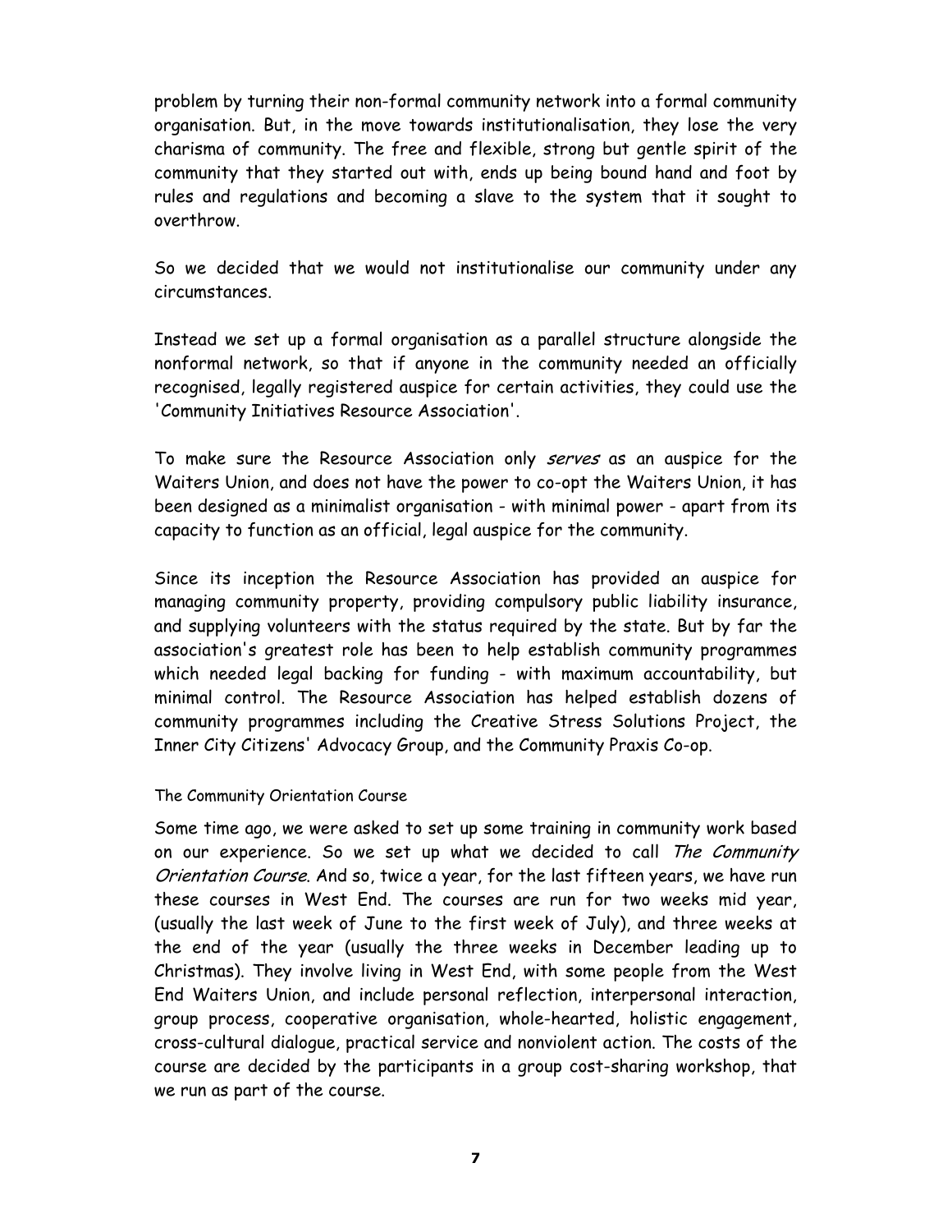problem by turning their non-formal community network into a formal community organisation. But, in the move towards institutionalisation, they lose the very charisma of community. The free and flexible, strong but gentle spirit of the community that they started out with, ends up being bound hand and foot by rules and regulations and becoming a slave to the system that it sought to overthrow.

So we decided that we would not institutionalise our community under any circumstances.

Instead we set up a formal organisation as a parallel structure alongside the nonformal network, so that if anyone in the community needed an officially recognised, legally registered auspice for certain activities, they could use the 'Community Initiatives Resource Association'.

To make sure the Resource Association only *serves* as an auspice for the Waiters Union, and does not have the power to co-opt the Waiters Union, it has been designed as a minimalist organisation - with minimal power - apart from its capacity to function as an official, legal auspice for the community.

Since its inception the Resource Association has provided an auspice for managing community property, providing compulsory public liability insurance, and supplying volunteers with the status required by the state. But by far the association's greatest role has been to help establish community programmes which needed legal backing for funding - with maximum accountability, but minimal control. The Resource Association has helped establish dozens of community programmes including the Creative Stress Solutions Project, the Inner City Citizens' Advocacy Group, and the Community Praxis Co-op.

### The Community Orientation Course

Some time ago, we were asked to set up some training in community work based on our experience. So we set up what we decided to call *The Community Orientation Course*. And so, twice a year, for the last fifteen years, we have run these courses in West End. The courses are run for two weeks mid year, (usually the last week of June to the first week of July), and three weeks at the end of the year (usually the three weeks in December leading up to Christmas). They involve living in West End, with some people from the West End Waiters Union, and include personal reflection, interpersonal interaction, group process, cooperative organisation, whole-hearted, holistic engagement, cross-cultural dialogue, practical service and nonviolent action. The costs of the course are decided by the participants in a group cost-sharing workshop, that we run as part of the course.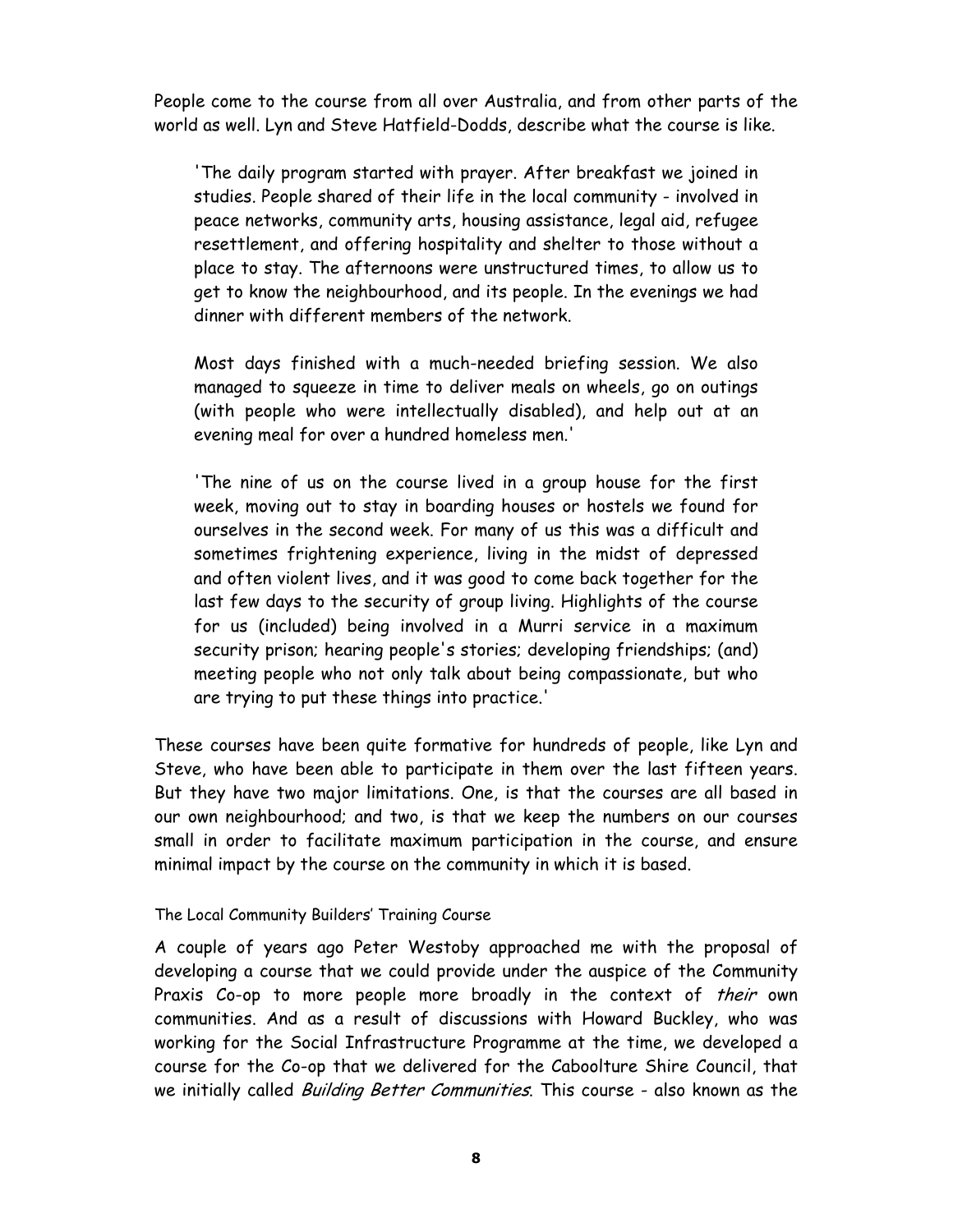People come to the course from all over Australia, and from other parts of the world as well. Lyn and Steve Hatfield-Dodds, describe what the course is like.

> 'The daily program started with prayer. After breakfast we joined in studies. People shared of their life in the local community - involved in peace networks, community arts, housing assistance, legal aid, refugee resettlement, and offering hospitality and shelter to those without a place to stay. The afternoons were unstructured times, to allow us to get to know the neighbourhood, and its people. In the evenings we had dinner with different members of the network.
>
> Most days finished with a much-needed briefing session. We also managed to squeeze in time to deliver meals on wheels, go on outings (with people who were intellectually disabled), and help out at an evening meal for over a hundred homeless men.'
>
> 'The nine of us on the course lived in a group house for the first week, moving out to stay in boarding houses or hostels we found for ourselves in the second week. For many of us this was a difficult and sometimes frightening experience, living in the midst of depressed and often violent lives, and it was good to come back together for the last few days to the security of group living. Highlights of the course for us (included) being involved in a Murri service in a maximum security prison; hearing people's stories; developing friendships; (and) meeting people who not only talk about being compassionate, but who are trying to put these things into practice.'

These courses have been quite formative for hundreds of people, like Lyn and Steve, who have been able to participate in them over the last fifteen years. But they have two major limitations. One, is that the courses are all based in our own neighbourhood; and two, is that we keep the numbers on our courses small in order to facilitate maximum participation in the course, and ensure minimal impact by the course on the community in which it is based.

The Local Community Builders' Training Course

A couple of years ago Peter Westoby approached me with the proposal of developing a course that we could provide under the auspice of the Community Praxis Co-op to more people more broadly in the context of *their* own communities. And as a result of discussions with Howard Buckley, who was working for the Social Infrastructure Programme at the time, we developed a course for the Co-op that we delivered for the Caboolture Shire Council, that we initially called *Building Better Communities*. This course - also known as the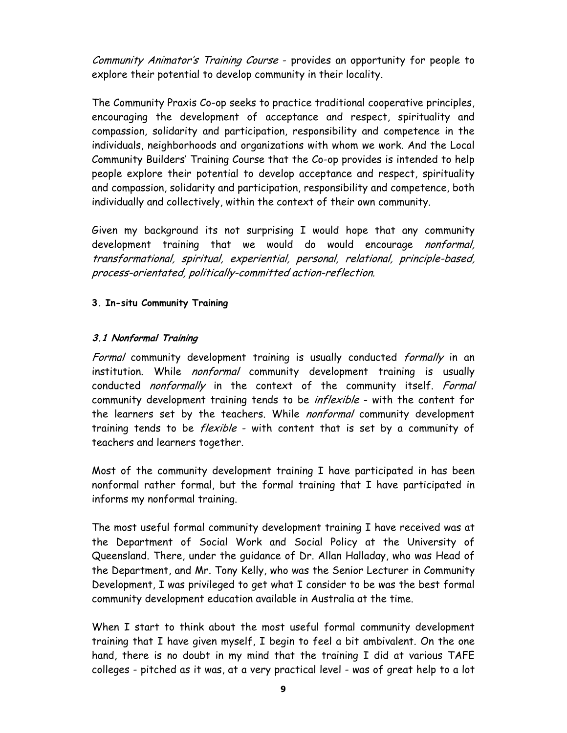*Community Animator's Training Course* - provides an opportunity for people to explore their potential to develop community in their locality.

The Community Praxis Co-op seeks to practice traditional cooperative principles, encouraging the development of acceptance and respect, spirituality and compassion, solidarity and participation, responsibility and competence in the individuals, neighborhoods and organizations with whom we work. And the Local Community Builders' Training Course that the Co-op provides is intended to help people explore their potential to develop acceptance and respect, spirituality and compassion, solidarity and participation, responsibility and competence, both individually and collectively, within the context of their own community.

Given my background its not surprising I would hope that any community development training that we would do would encourage *nonformal, transformational, spiritual, experiential, personal, relational, principle-based, process-orientated, politically-committed action-reflection.*

**3. In-situ Community Training**

***3.1 Nonformal Training***

*Formal* community development training is usually conducted *formally* in an institution. While *nonformal* community development training is usually conducted *nonformally* in the context of the community itself. *Formal* community development training tends to be *inflexible* - with the content for the learners set by the teachers. While *nonformal* community development training tends to be *flexible* - with content that is set by a community of teachers and learners together.

Most of the community development training I have participated in has been nonformal rather formal, but the formal training that I have participated in informs my nonformal training.

The most useful formal community development training I have received was at the Department of Social Work and Social Policy at the University of Queensland. There, under the guidance of Dr. Allan Halladay, who was Head of the Department, and Mr. Tony Kelly, who was the Senior Lecturer in Community Development, I was privileged to get what I consider to be was the best formal community development education available in Australia at the time.

When I start to think about the most useful formal community development training that I have given myself, I begin to feel a bit ambivalent. On the one hand, there is no doubt in my mind that the training I did at various TAFE colleges - pitched as it was, at a very practical level - was of great help to a lot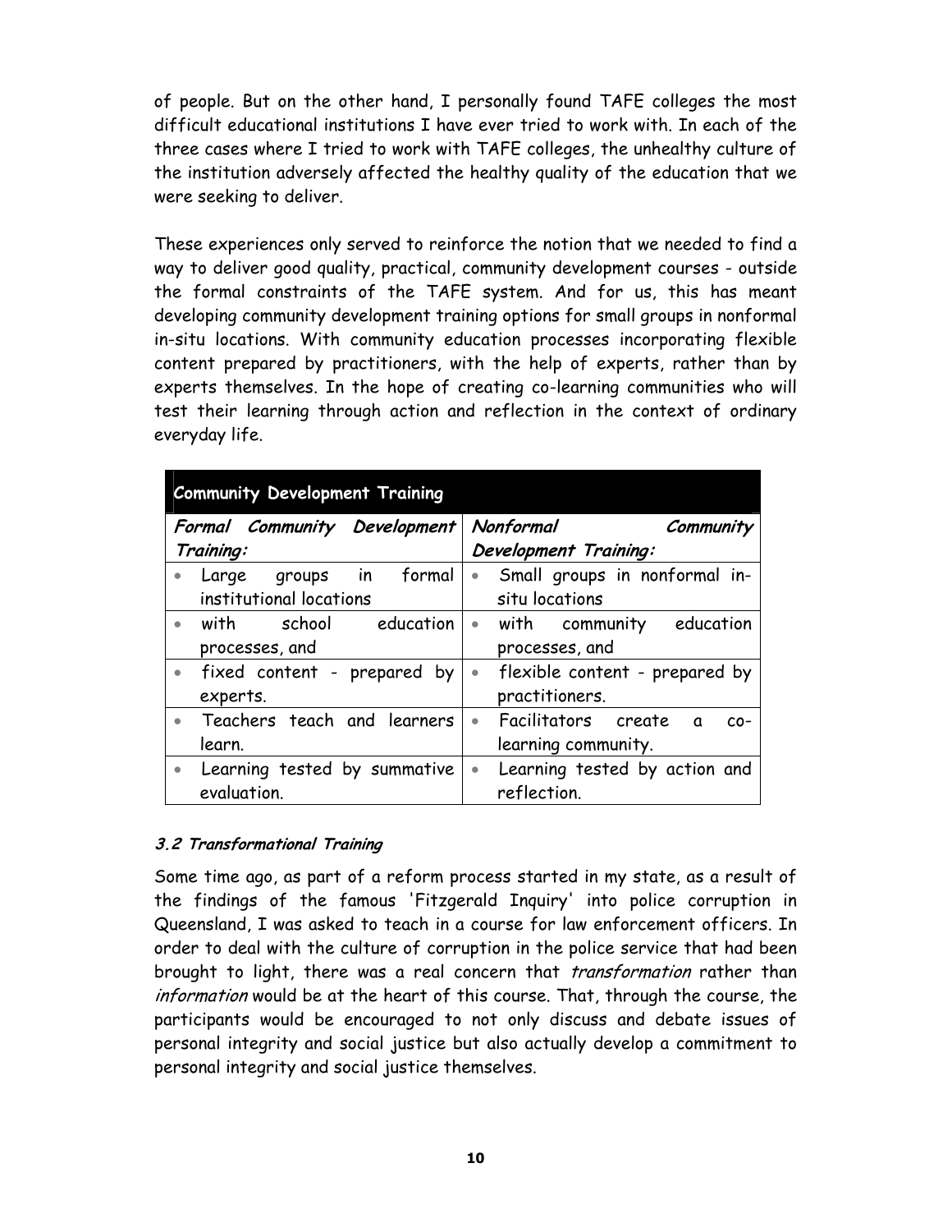of people. But on the other hand, I personally found TAFE colleges the most difficult educational institutions I have ever tried to work with. In each of the three cases where I tried to work with TAFE colleges, the unhealthy culture of the institution adversely affected the healthy quality of the education that we were seeking to deliver.

These experiences only served to reinforce the notion that we needed to find a way to deliver good quality, practical, community development courses - outside the formal constraints of the TAFE system. And for us, this has meant developing community development training options for small groups in nonformal in-situ locations. With community education processes incorporating flexible content prepared by practitioners, with the help of experts, rather than by experts themselves. In the hope of creating co-learning communities who will test their learning through action and reflection in the context of ordinary everyday life.

| **Community Development Training** | |
|---|---|
| ***Formal Community Development Training:*** | ***Nonformal Community Development Training:*** |
| • Large groups in formal institutional locations | • Small groups in nonformal in-situ locations |
| • with school education processes, and | • with community education processes, and |
| • fixed content - prepared by experts. | • flexible content - prepared by practitioners. |
| • Teachers teach and learners learn. | • Facilitators create a co-learning community. |
| • Learning tested by summative evaluation. | • Learning tested by action and reflection. |

### *3.2 Transformational Training*

Some time ago, as part of a reform process started in my state, as a result of the findings of the famous 'Fitzgerald Inquiry' into police corruption in Queensland, I was asked to teach in a course for law enforcement officers. In order to deal with the culture of corruption in the police service that had been brought to light, there was a real concern that *transformation* rather than *information* would be at the heart of this course. That, through the course, the participants would be encouraged to not only discuss and debate issues of personal integrity and social justice but also actually develop a commitment to personal integrity and social justice themselves.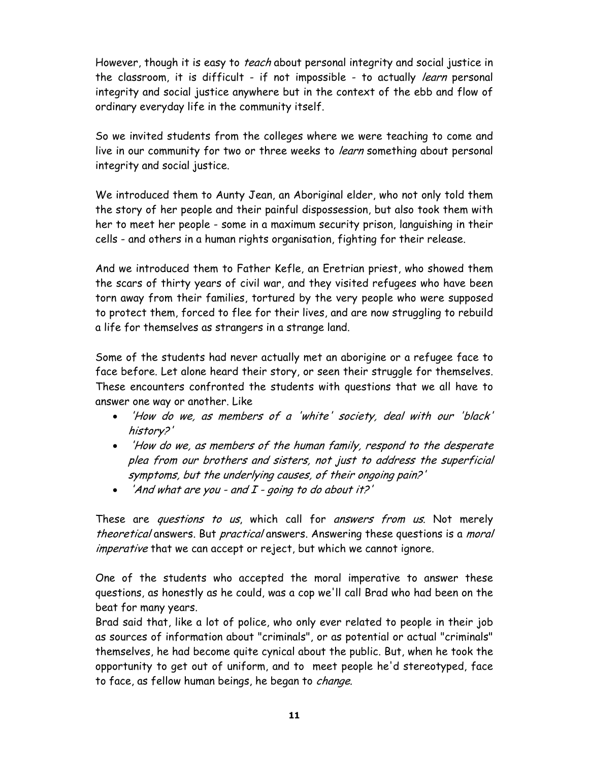However, though it is easy to *teach* about personal integrity and social justice in the classroom, it is difficult - if not impossible - to actually *learn* personal integrity and social justice anywhere but in the context of the ebb and flow of ordinary everyday life in the community itself.

So we invited students from the colleges where we were teaching to come and live in our community for two or three weeks to *learn* something about personal integrity and social justice.

We introduced them to Aunty Jean, an Aboriginal elder, who not only told them the story of her people and their painful dispossession, but also took them with her to meet her people - some in a maximum security prison, languishing in their cells - and others in a human rights organisation, fighting for their release.

And we introduced them to Father Kefle, an Eretrian priest, who showed them the scars of thirty years of civil war, and they visited refugees who have been torn away from their families, tortured by the very people who were supposed to protect them, forced to flee for their lives, and are now struggling to rebuild a life for themselves as strangers in a strange land.

Some of the students had never actually met an aborigine or a refugee face to face before. Let alone heard their story, or seen their struggle for themselves. These encounters confronted the students with questions that we all have to answer one way or another. Like

- *'How do we, as members of a 'white' society, deal with our 'black' history?'*
- *'How do we, as members of the human family, respond to the desperate plea from our brothers and sisters, not just to address the superficial symptoms, but the underlying causes, of their ongoing pain?'*
- *'And what are you - and I - going to do about it?'*

These are *questions to us*, which call for *answers from us*. Not merely *theoretical* answers. But *practical* answers. Answering these questions is a *moral imperative* that we can accept or reject, but which we cannot ignore.

One of the students who accepted the moral imperative to answer these questions, as honestly as he could, was a cop we'll call Brad who had been on the beat for many years.
Brad said that, like a lot of police, who only ever related to people in their job as sources of information about "criminals", or as potential or actual "criminals" themselves, he had become quite cynical about the public. But, when he took the opportunity to get out of uniform, and to meet people he'd stereotyped, face to face, as fellow human beings, he began to *change.*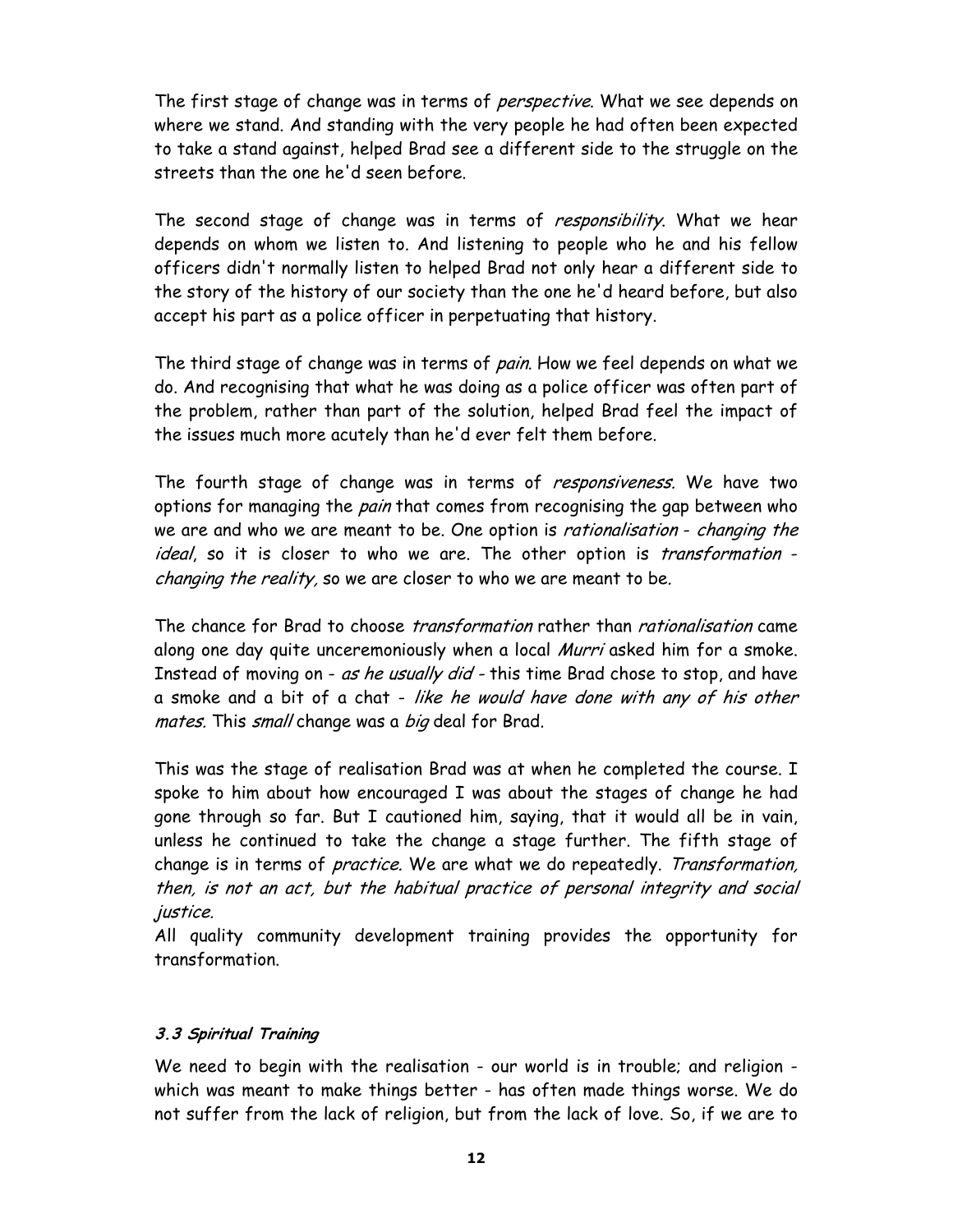The first stage of change was in terms of *perspective*. What we see depends on where we stand. And standing with the very people he had often been expected to take a stand against, helped Brad see a different side to the struggle on the streets than the one he'd seen before.

The second stage of change was in terms of *responsibility*. What we hear depends on whom we listen to. And listening to people who he and his fellow officers didn't normally listen to helped Brad not only hear a different side to the story of the history of our society than the one he'd heard before, but also accept his part as a police officer in perpetuating that history.

The third stage of change was in terms of *pain*. How we feel depends on what we do. And recognising that what he was doing as a police officer was often part of the problem, rather than part of the solution, helped Brad feel the impact of the issues much more acutely than he'd ever felt them before.

The fourth stage of change was in terms of *responsiveness.* We have two options for managing the *pain* that comes from recognising the gap between who we are and who we are meant to be. One option is *rationalisation - changing the ideal*, so it is closer to who we are. The other option is *transformation - changing the reality,* so we are closer to who we are meant to be.

The chance for Brad to choose *transformation* rather than *rationalisation* came along one day quite unceremoniously when a local *Murri* asked him for a smoke. Instead of moving on - *as he usually did* - this time Brad chose to stop, and have a smoke and a bit of a chat - *like he would have done with any of his other mates.* This *small* change was a *big* deal for Brad.

This was the stage of realisation Brad was at when he completed the course. I spoke to him about how encouraged I was about the stages of change he had gone through so far. But I cautioned him, saying, that it would all be in vain, unless he continued to take the change a stage further. The fifth stage of change is in terms of *practice.* We are what we do repeatedly. *Transformation, then, is not an act, but the habitual practice of personal integrity and social justice.*

All quality community development training provides the opportunity for transformation.

### ***3.3 Spiritual Training***

We need to begin with the realisation - our world is in trouble; and religion - which was meant to make things better - has often made things worse. We do not suffer from the lack of religion, but from the lack of love. So, if we are to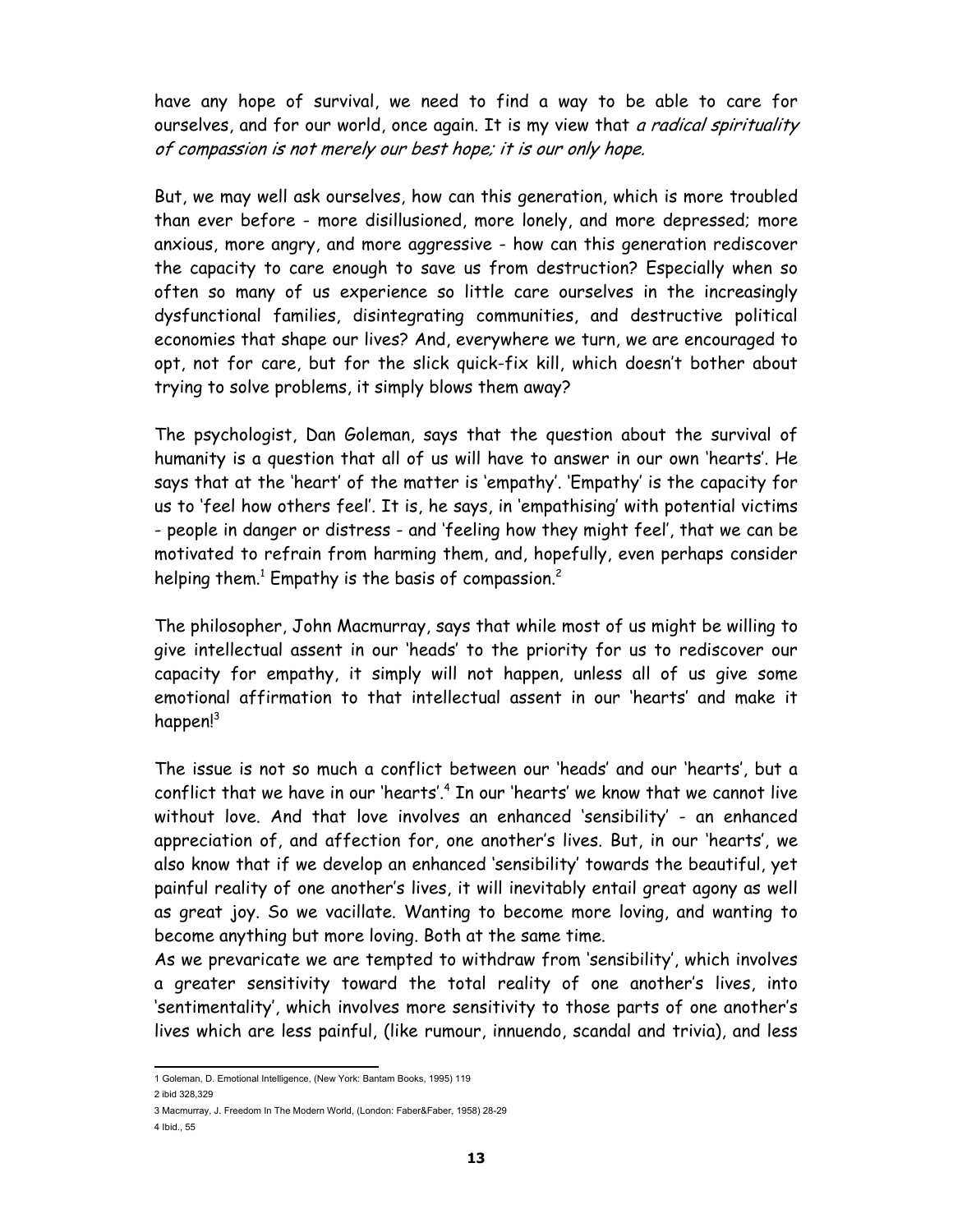have any hope of survival, we need to find a way to be able to care for ourselves, and for our world, once again. It is my view that *a radical spirituality of compassion is not merely our best hope; it is our only hope.*

But, we may well ask ourselves, how can this generation, which is more troubled than ever before - more disillusioned, more lonely, and more depressed; more anxious, more angry, and more aggressive - how can this generation rediscover the capacity to care enough to save us from destruction? Especially when so often so many of us experience so little care ourselves in the increasingly dysfunctional families, disintegrating communities, and destructive political economies that shape our lives? And, everywhere we turn, we are encouraged to opt, not for care, but for the slick quick-fix kill, which doesn't bother about trying to solve problems, it simply blows them away?

The psychologist, Dan Goleman, says that the question about the survival of humanity is a question that all of us will have to answer in our own 'hearts'. He says that at the 'heart' of the matter is 'empathy'. 'Empathy' is the capacity for us to 'feel how others feel'. It is, he says, in 'empathising' with potential victims - people in danger or distress - and 'feeling how they might feel', that we can be motivated to refrain from harming them, and, hopefully, even perhaps consider helping them.[1] Empathy is the basis of compassion.[2]

The philosopher, John Macmurray, says that while most of us might be willing to give intellectual assent in our 'heads' to the priority for us to rediscover our capacity for empathy, it simply will not happen, unless all of us give some emotional affirmation to that intellectual assent in our 'hearts' and make it happen![3]

The issue is not so much a conflict between our 'heads' and our 'hearts', but a conflict that we have in our 'hearts'.[4] In our 'hearts' we know that we cannot live without love. And that love involves an enhanced 'sensibility' - an enhanced appreciation of, and affection for, one another's lives. But, in our 'hearts', we also know that if we develop an enhanced 'sensibility' towards the beautiful, yet painful reality of one another's lives, it will inevitably entail great agony as well as great joy. So we vacillate. Wanting to become more loving, and wanting to become anything but more loving. Both at the same time.

As we prevaricate we are tempted to withdraw from 'sensibility', which involves a greater sensitivity toward the total reality of one another's lives, into 'sentimentality', which involves more sensitivity to those parts of one another's lives which are less painful, (like rumour, innuendo, scandal and trivia), and less

---

1 Goleman, D. Emotional Intelligence, (New York: Bantam Books, 1995) 119

2 ibid 328,329

3 Macmurray, J. Freedom In The Modern World, (London: Faber&Faber, 1958) 28-29

4 Ibid., 55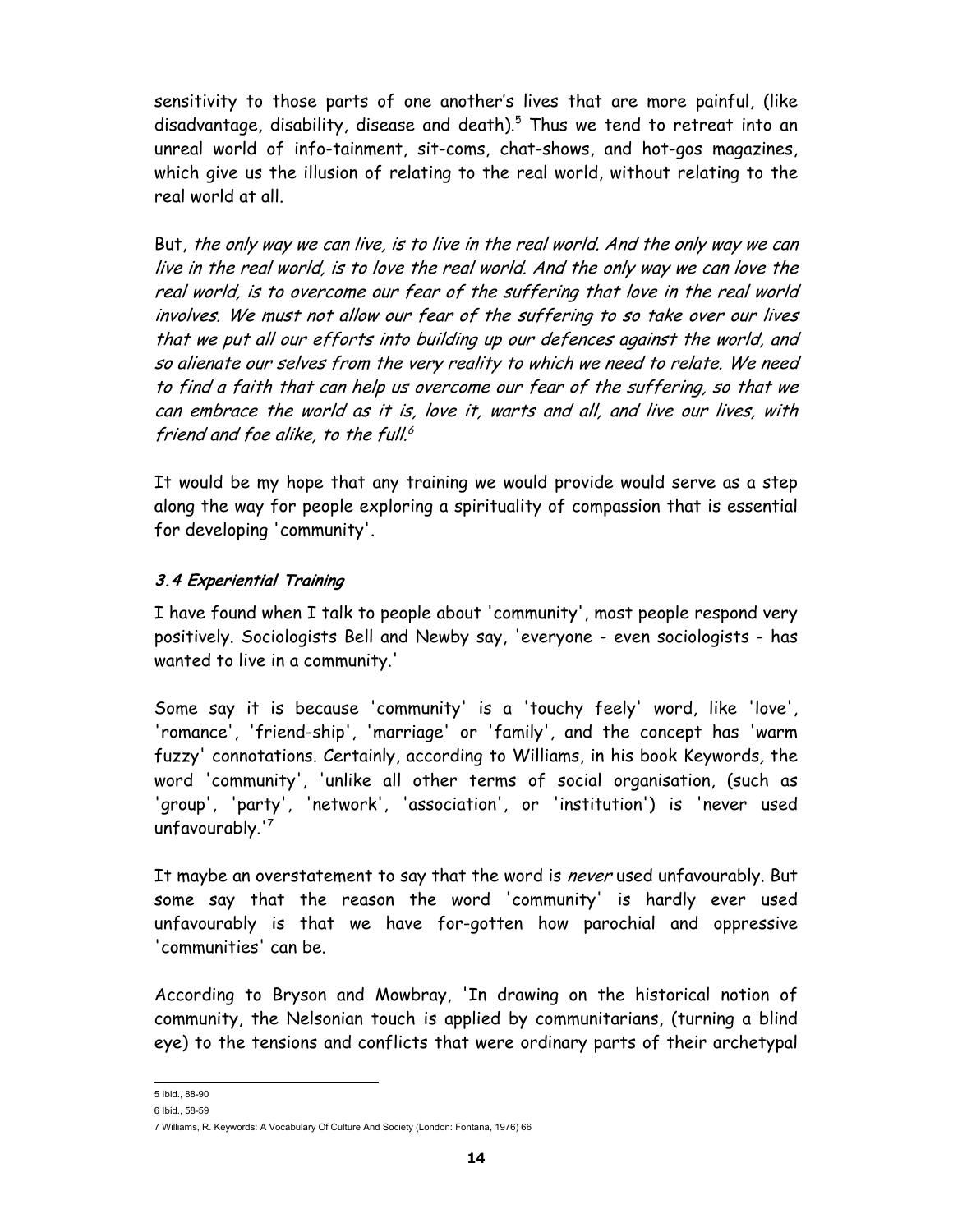sensitivity to those parts of one another's lives that are more painful, (like disadvantage, disability, disease and death).[5] Thus we tend to retreat into an unreal world of info-tainment, sit-coms, chat-shows, and hot-gos magazines, which give us the illusion of relating to the real world, without relating to the real world at all.

But, *the only way we can live, is to live in the real world. And the only way we can live in the real world, is to love the real world. And the only way we can love the real world, is to overcome our fear of the suffering that love in the real world involves. We must not allow our fear of the suffering to so take over our lives that we put all our efforts into building up our defences against the world, and so alienate our selves from the very reality to which we need to relate. We need to find a faith that can help us overcome our fear of the suffering, so that we can embrace the world as it is, love it, warts and all, and live our lives, with friend and foe alike, to the full.*[6]

It would be my hope that any training we would provide would serve as a step along the way for people exploring a spirituality of compassion that is essential for developing 'community'.

### *3.4 Experiential Training*

I have found when I talk to people about 'community', most people respond very positively. Sociologists Bell and Newby say, 'everyone - even sociologists - has wanted to live in a community.'

Some say it is because 'community' is a 'touchy feely' word, like 'love', 'romance', 'friend-ship', 'marriage' or 'family', and the concept has 'warm fuzzy' connotations. Certainly, according to Williams, in his book Keywords*,* the word 'community', 'unlike all other terms of social organisation, (such as 'group', 'party', 'network', 'association', or 'institution') is 'never used unfavourably.'[7]

It maybe an overstatement to say that the word is *never* used unfavourably. But some say that the reason the word 'community' is hardly ever used unfavourably is that we have for-gotten how parochial and oppressive 'communities' can be.

According to Bryson and Mowbray, 'In drawing on the historical notion of community, the Nelsonian touch is applied by communitarians, (turning a blind eye) to the tensions and conflicts that were ordinary parts of their archetypal

---

5 Ibid., 88-90

6 Ibid., 58-59

7 Williams, R. Keywords: A Vocabulary Of Culture And Society (London: Fontana, 1976) 66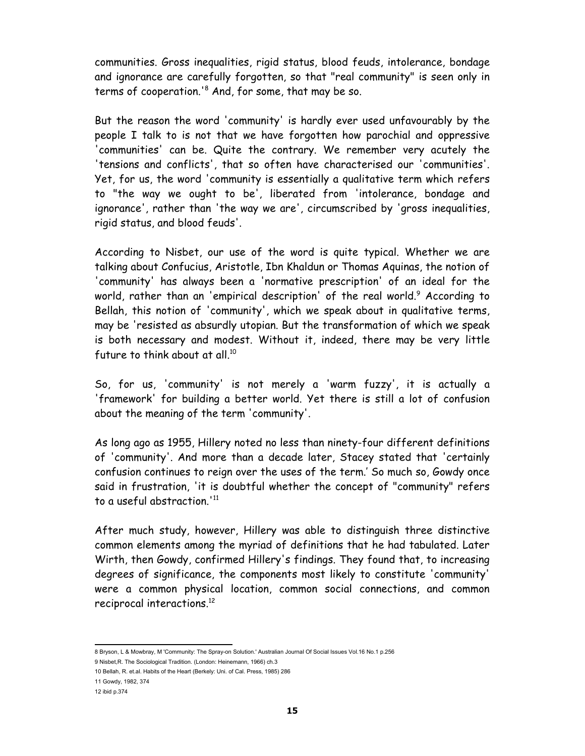communities. Gross inequalities, rigid status, blood feuds, intolerance, bondage and ignorance are carefully forgotten, so that "real community" is seen only in terms of cooperation.'[8] And, for some, that may be so.

But the reason the word 'community' is hardly ever used unfavourably by the people I talk to is not that we have forgotten how parochial and oppressive 'communities' can be. Quite the contrary. We remember very acutely the 'tensions and conflicts', that so often have characterised our 'communities'. Yet, for us, the word 'community is essentially a qualitative term which refers to "the way we ought to be', liberated from 'intolerance, bondage and ignorance', rather than 'the way we are', circumscribed by 'gross inequalities, rigid status, and blood feuds'.

According to Nisbet, our use of the word is quite typical. Whether we are talking about Confucius, Aristotle, Ibn Khaldun or Thomas Aquinas, the notion of 'community' has always been a 'normative prescription' of an ideal for the world, rather than an 'empirical description' of the real world.[9] According to Bellah, this notion of 'community', which we speak about in qualitative terms, may be 'resisted as absurdly utopian. But the transformation of which we speak is both necessary and modest. Without it, indeed, there may be very little future to think about at all.[10]

So, for us, 'community' is not merely a 'warm fuzzy', it is actually a 'framework' for building a better world. Yet there is still a lot of confusion about the meaning of the term 'community'.

As long ago as 1955, Hillery noted no less than ninety-four different definitions of 'community'. And more than a decade later, Stacey stated that 'certainly confusion continues to reign over the uses of the term.' So much so, Gowdy once said in frustration, 'it is doubtful whether the concept of "community" refers to a useful abstraction.'[11]

After much study, however, Hillery was able to distinguish three distinctive common elements among the myriad of definitions that he had tabulated. Later Wirth, then Gowdy, confirmed Hillery's findings. They found that, to increasing degrees of significance, the components most likely to constitute 'community' were a common physical location, common social connections, and common reciprocal interactions.[12]

---

8 Bryson, L & Mowbray, M 'Community: The Spray-on Solution.' Australian Journal Of Social Issues Vol.16 No.1 p.256

9 Nisbet,R. The Sociological Tradition. (London: Heinemann, 1966) ch.3

10 Bellah, R. et.al. Habits of the Heart (Berkely: Uni. of Cal. Press, 1985) 286

11 Gowdy, 1982, 374

12 ibid p.374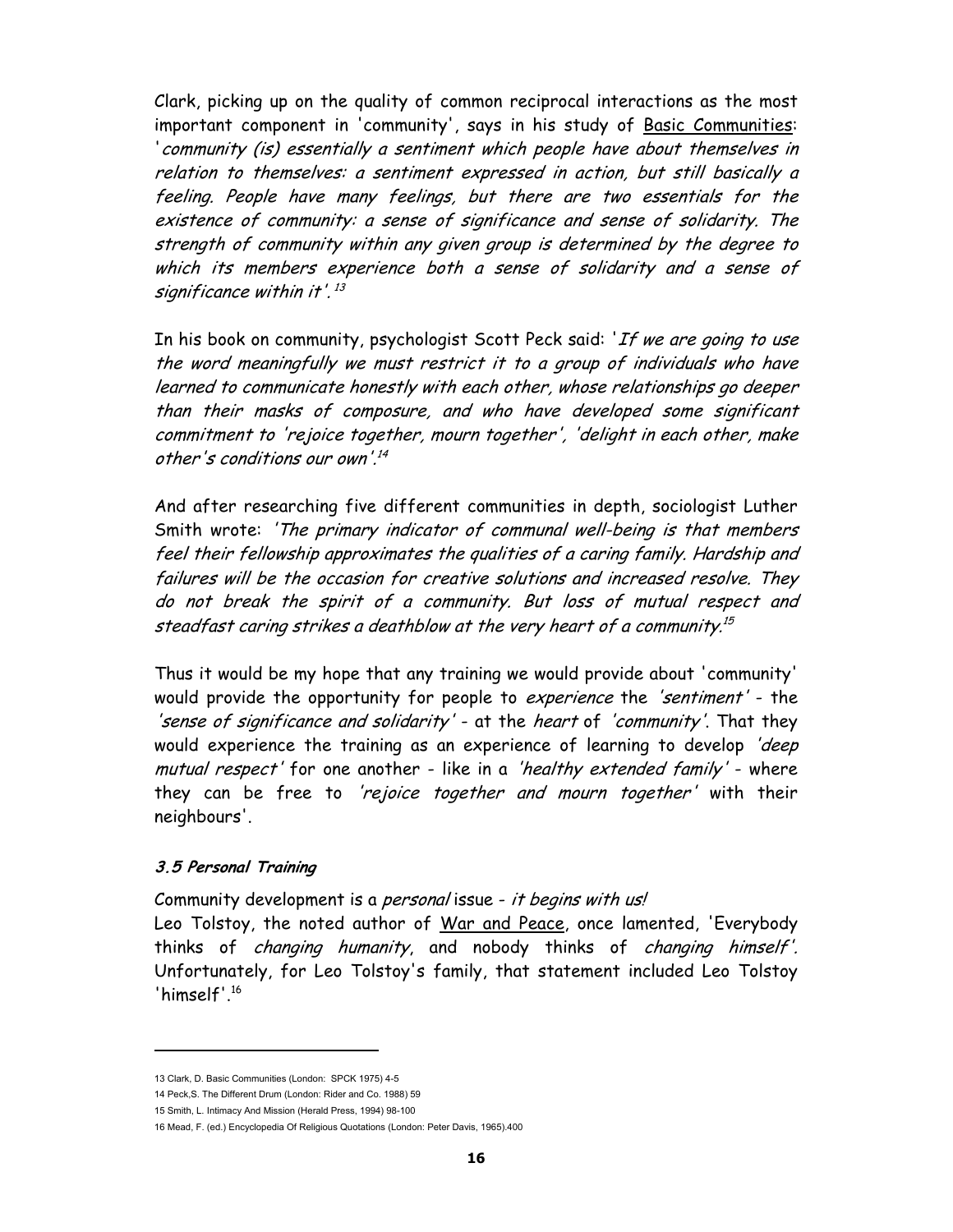Clark, picking up on the quality of common reciprocal interactions as the most important component in 'community', says in his study of Basic Communities: '*community (is) essentially a sentiment which people have about themselves in relation to themselves: a sentiment expressed in action, but still basically a feeling. People have many feelings, but there are two essentials for the existence of community: a sense of significance and sense of solidarity. The strength of community within any given group is determined by the degree to which its members experience both a sense of solidarity and a sense of significance within it'.*[13]

In his book on community, psychologist Scott Peck said: '*If we are going to use the word meaningfully we must restrict it to a group of individuals who have learned to communicate honestly with each other, whose relationships go deeper than their masks of composure, and who have developed some significant commitment to 'rejoice together, mourn together', 'delight in each other, make other's conditions our own'.*[14]

And after researching five different communities in depth, sociologist Luther Smith wrote: '*The primary indicator of communal well-being is that members feel their fellowship approximates the qualities of a caring family. Hardship and failures will be the occasion for creative solutions and increased resolve. They do not break the spirit of a community. But loss of mutual respect and steadfast caring strikes a deathblow at the very heart of a community.*[15]

Thus it would be my hope that any training we would provide about 'community' would provide the opportunity for people to *experience* the *'sentiment'* - the *'sense of significance and solidarity'* - at the *heart* of *'community'*. That they would experience the training as an experience of learning to develop *'deep mutual respect'* for one another - like in a *'healthy extended family'* - where they can be free to *'rejoice together and mourn together'* with their neighbours'.

### *3.5 Personal Training*

Community development is a *personal* issue - *it begins with us!*
Leo Tolstoy, the noted author of War and Peace, once lamented, 'Everybody thinks of *changing humanity*, and nobody thinks of *changing himself'*. Unfortunately, for Leo Tolstoy's family, that statement included Leo Tolstoy 'himself'.[16]

---

13 Clark, D. Basic Communities (London: SPCK 1975) 4-5

14 Peck,S. The Different Drum (London: Rider and Co. 1988) 59

15 Smith, L. Intimacy And Mission (Herald Press, 1994) 98-100

16 Mead, F. (ed.) Encyclopedia Of Religious Quotations (London: Peter Davis, 1965).400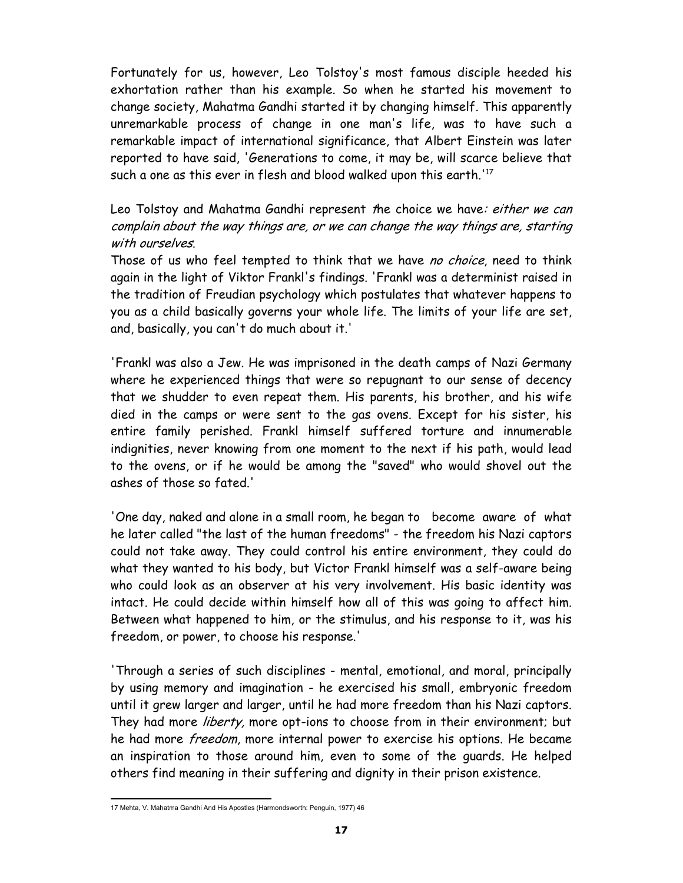Fortunately for us, however, Leo Tolstoy's most famous disciple heeded his exhortation rather than his example. So when he started his movement to change society, Mahatma Gandhi started it by changing himself. This apparently unremarkable process of change in one man's life, was to have such a remarkable impact of international significance, that Albert Einstein was later reported to have said, 'Generations to come, it may be, will scarce believe that such a one as this ever in flesh and blood walked upon this earth.'[17]

Leo Tolstoy and Mahatma Gandhi represent the choice we have*: either we can complain about the way things are, or we can change the way things are, starting with ourselves*.

Those of us who feel tempted to think that we have *no choice*, need to think again in the light of Viktor Frankl's findings. 'Frankl was a determinist raised in the tradition of Freudian psychology which postulates that whatever happens to you as a child basically governs your whole life. The limits of your life are set, and, basically, you can't do much about it.'

'Frankl was also a Jew. He was imprisoned in the death camps of Nazi Germany where he experienced things that were so repugnant to our sense of decency that we shudder to even repeat them. His parents, his brother, and his wife died in the camps or were sent to the gas ovens. Except for his sister, his entire family perished. Frankl himself suffered torture and innumerable indignities, never knowing from one moment to the next if his path, would lead to the ovens, or if he would be among the "saved" who would shovel out the ashes of those so fated.'

'One day, naked and alone in a small room, he began to become aware of what he later called "the last of the human freedoms" - the freedom his Nazi captors could not take away. They could control his entire environment, they could do what they wanted to his body, but Victor Frankl himself was a self-aware being who could look as an observer at his very involvement. His basic identity was intact. He could decide within himself how all of this was going to affect him. Between what happened to him, or the stimulus, and his response to it, was his freedom, or power, to choose his response.'

'Through a series of such disciplines - mental, emotional, and moral, principally by using memory and imagination - he exercised his small, embryonic freedom until it grew larger and larger, until he had more freedom than his Nazi captors. They had more *liberty,* more opt-ions to choose from in their environment; but he had more *freedom*, more internal power to exercise his options. He became an inspiration to those around him, even to some of the guards. He helped others find meaning in their suffering and dignity in their prison existence.

17 Mehta, V. Mahatma Gandhi And His Apostles (Harmondsworth: Penguin, 1977) 46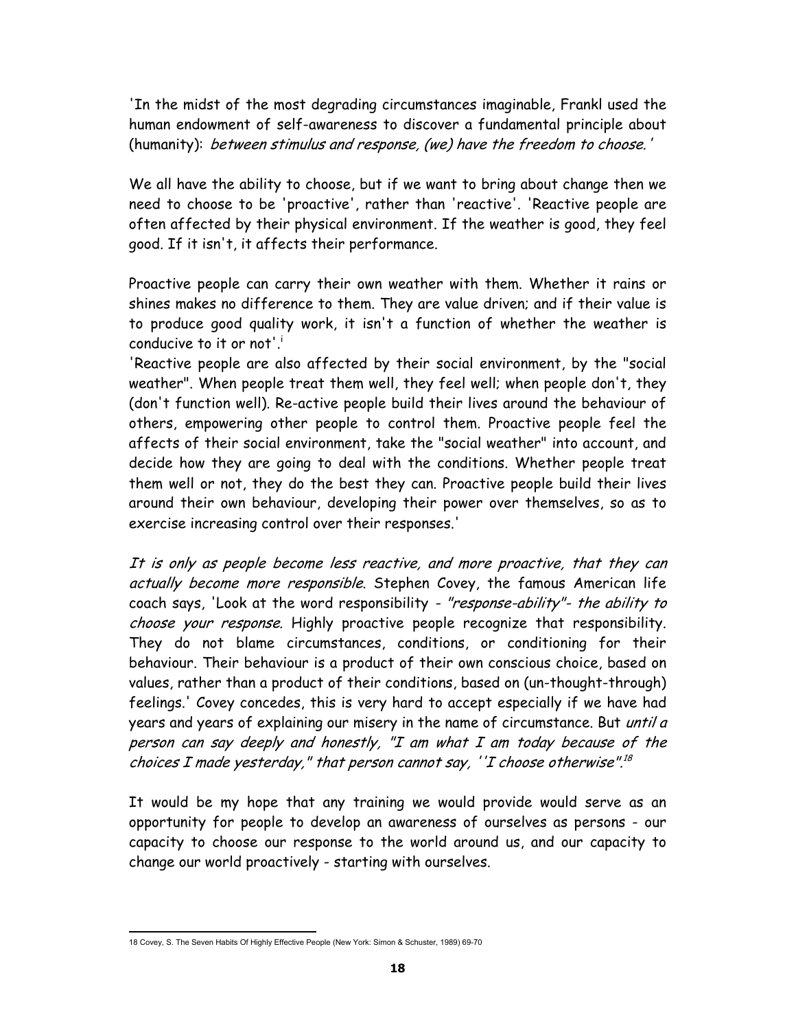'In the midst of the most degrading circumstances imaginable, Frankl used the human endowment of self-awareness to discover a fundamental principle about (humanity): *between stimulus and response, (we) have the freedom to choose.'*

We all have the ability to choose, but if we want to bring about change then we need to choose to be 'proactive', rather than 'reactive'. 'Reactive people are often affected by their physical environment. If the weather is good, they feel good. If it isn't, it affects their performance.

Proactive people can carry their own weather with them. Whether it rains or shines makes no difference to them. They are value driven; and if their value is to produce good quality work, it isn't a function of whether the weather is conducive to it or not'.[i]

'Reactive people are also affected by their social environment, by the "social weather". When people treat them well, they feel well; when people don't, they (don't function well). Re-active people build their lives around the behaviour of others, empowering other people to control them. Proactive people feel the affects of their social environment, take the "social weather" into account, and decide how they are going to deal with the conditions. Whether people treat them well or not, they do the best they can. Proactive people build their lives around their own behaviour, developing their power over themselves, so as to exercise increasing control over their responses.'

*It is only as people become less reactive, and more proactive, that they can actually become more responsible.* Stephen Covey, the famous American life coach says, 'Look at the word responsibility - *"response-ability"- the ability to choose your response.* Highly proactive people recognize that responsibility. They do not blame circumstances, conditions, or conditioning for their behaviour. Their behaviour is a product of their own conscious choice, based on values, rather than a product of their conditions, based on (un-thought-through) feelings.' Covey concedes, this is very hard to accept especially if we have had years and years of explaining our misery in the name of circumstance. But *until a person can say deeply and honestly, "I am what I am today because of the choices I made yesterday," that person cannot say, ''I choose otherwise".*[18]

It would be my hope that any training we would provide would serve as an opportunity for people to develop an awareness of ourselves as persons - our capacity to choose our response to the world around us, and our capacity to change our world proactively - starting with ourselves.

---

18 Covey, S. The Seven Habits Of Highly Effective People (New York: Simon & Schuster, 1989) 69-70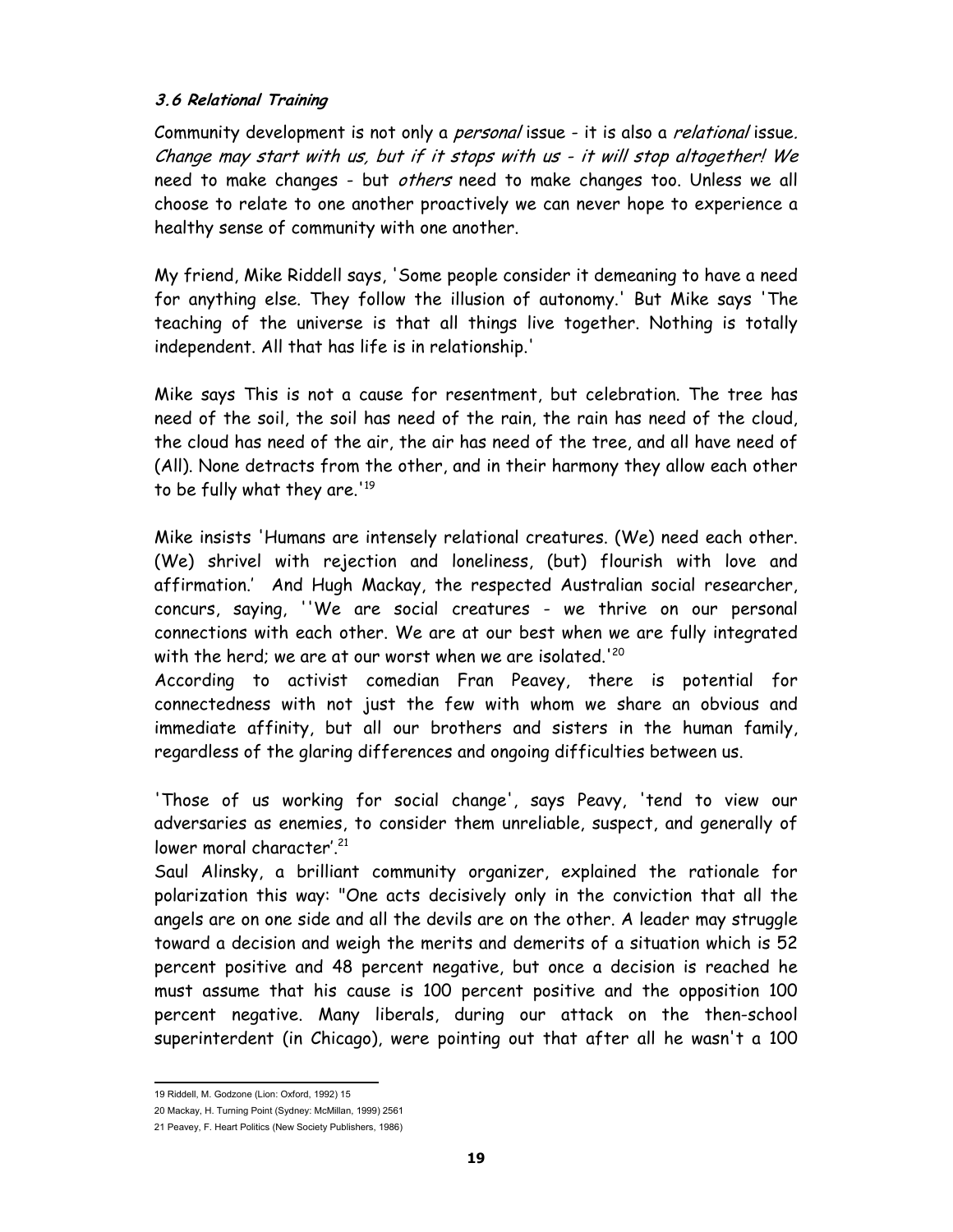### *3.6 Relational Training*

Community development is not only a *personal* issue - it is also a *relational* issue. *Change may start with us, but if it stops with us - it will stop altogether! We* need to make changes - but *others* need to make changes too. Unless we all choose to relate to one another proactively we can never hope to experience a healthy sense of community with one another.

My friend, Mike Riddell says, 'Some people consider it demeaning to have a need for anything else. They follow the illusion of autonomy.' But Mike says 'The teaching of the universe is that all things live together. Nothing is totally independent. All that has life is in relationship.'

Mike says This is not a cause for resentment, but celebration. The tree has need of the soil, the soil has need of the rain, the rain has need of the cloud, the cloud has need of the air, the air has need of the tree, and all have need of (All). None detracts from the other, and in their harmony they allow each other to be fully what they are.'[19]

Mike insists 'Humans are intensely relational creatures. (We) need each other. (We) shrivel with rejection and loneliness, (but) flourish with love and affirmation.' And Hugh Mackay, the respected Australian social researcher, concurs, saying, ''We are social creatures - we thrive on our personal connections with each other. We are at our best when we are fully integrated with the herd; we are at our worst when we are isolated.'[20]

According to activist comedian Fran Peavey, there is potential for connectedness with not just the few with whom we share an obvious and immediate affinity, but all our brothers and sisters in the human family, regardless of the glaring differences and ongoing difficulties between us.

'Those of us working for social change', says Peavy, 'tend to view our adversaries as enemies, to consider them unreliable, suspect, and generally of lower moral character'.[21]

Saul Alinsky, a brilliant community organizer, explained the rationale for polarization this way: "One acts decisively only in the conviction that all the angels are on one side and all the devils are on the other. A leader may struggle toward a decision and weigh the merits and demerits of a situation which is 52 percent positive and 48 percent negative, but once a decision is reached he must assume that his cause is 100 percent positive and the opposition 100 percent negative. Many liberals, during our attack on the then-school superinterdent (in Chicago), were pointing out that after all he wasn't a 100

---

19 Riddell, M. Godzone (Lion: Oxford, 1992) 15

20 Mackay, H. Turning Point (Sydney: McMillan, 1999) 2561

21 Peavey, F. Heart Politics (New Society Publishers, 1986)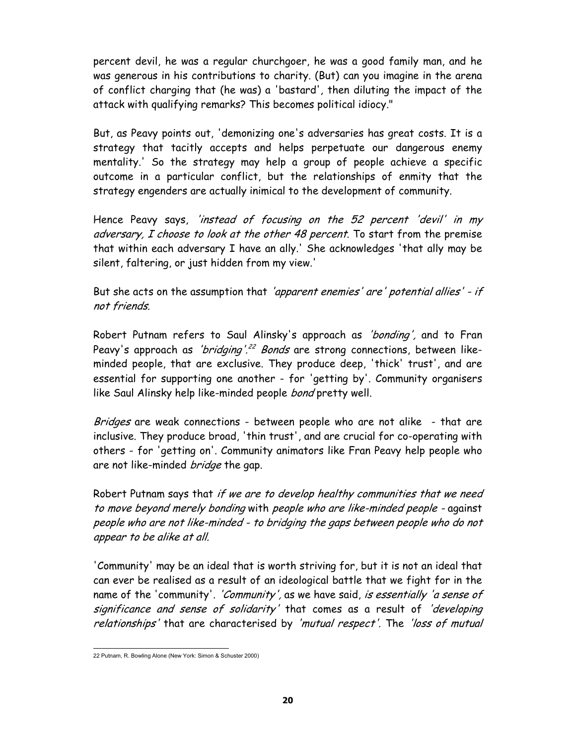percent devil, he was a regular churchgoer, he was a good family man, and he was generous in his contributions to charity. (But) can you imagine in the arena of conflict charging that (he was) a 'bastard', then diluting the impact of the attack with qualifying remarks? This becomes political idiocy."

But, as Peavy points out, 'demonizing one's adversaries has great costs. It is a strategy that tacitly accepts and helps perpetuate our dangerous enemy mentality.' So the strategy may help a group of people achieve a specific outcome in a particular conflict, but the relationships of enmity that the strategy engenders are actually inimical to the development of community.

Hence Peavy says, *'instead of focusing on the 52 percent 'devil' in my adversary, I choose to look at the other 48 percent*. To start from the premise that within each adversary I have an ally.' She acknowledges 'that ally may be silent, faltering, or just hidden from my view.'

But she acts on the assumption that *'apparent enemies' are' potential allies' - if not friends.*

Robert Putnam refers to Saul Alinsky's approach as *'bonding',* and to Fran Peavy's approach as *'bridging'.*[22] *Bonds* are strong connections, between like-minded people, that are exclusive. They produce deep, 'thick' trust', and are essential for supporting one another - for 'getting by'. Community organisers like Saul Alinsky help like-minded people *bond* pretty well.

*Bridges* are weak connections - between people who are not alike - that are inclusive. They produce broad, 'thin trust', and are crucial for co-operating with others - for 'getting on'. Community animators like Fran Peavy help people who are not like-minded *bridge* the gap.

Robert Putnam says that *if we are to develop healthy communities that we need to move beyond merely bonding* with *people who are like-minded people* - against *people who are not like-minded - to bridging the gaps between people who do not appear to be alike at all.*

'Community' may be an ideal that is worth striving for, but it is not an ideal that can ever be realised as a result of an ideological battle that we fight for in the name of the 'community'. *'Community',* as we have said, *is essentially 'a sense of significance and sense of solidarity'* that comes as a result of *'developing relationships'* that are characterised by *'mutual respect'.* The *'loss of mutual*

---

22 Putnam, R. Bowling Alone (New York: Simon & Schuster 2000)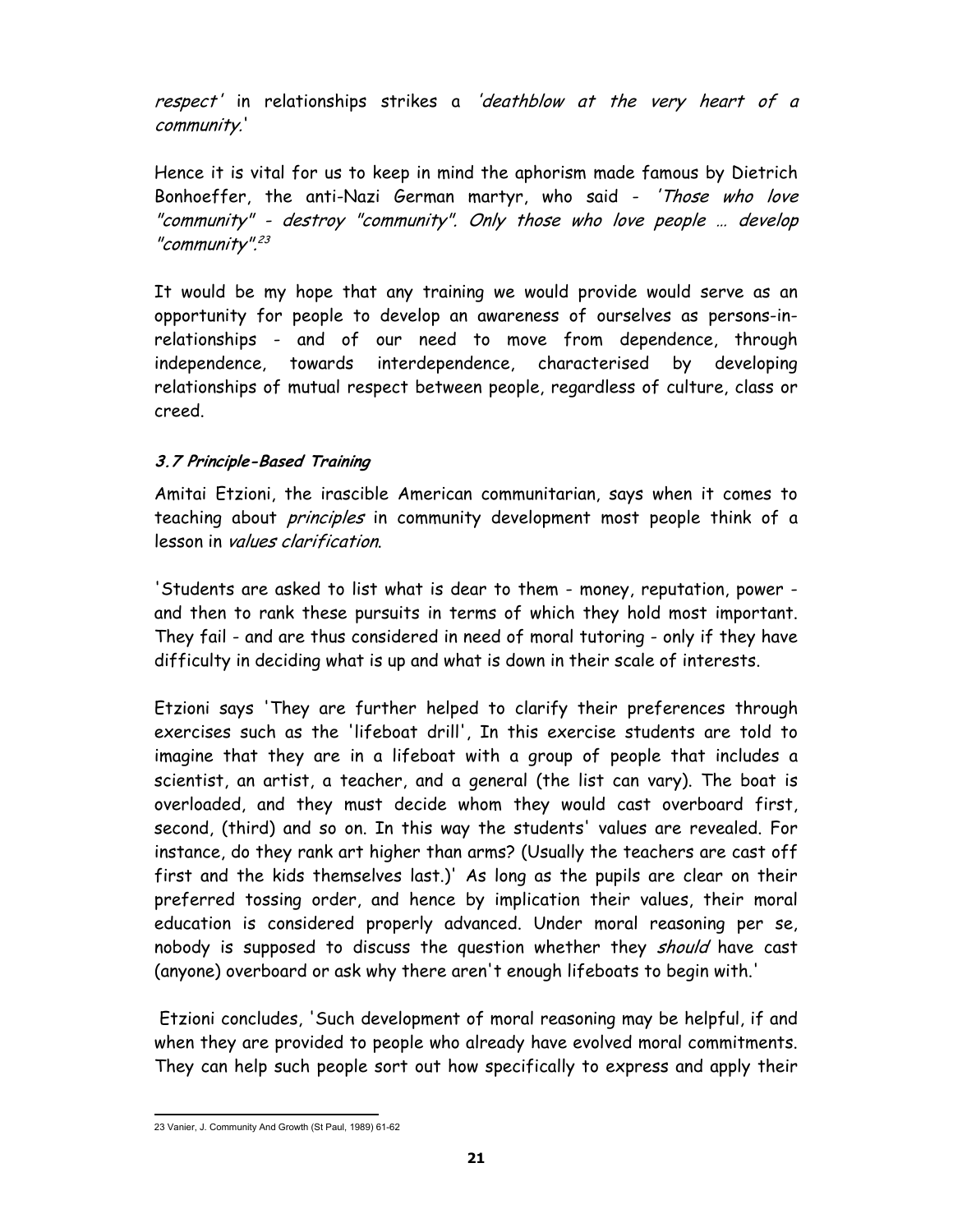*respect'* in relationships strikes a *'deathblow at the very heart of a community.'*

Hence it is vital for us to keep in mind the aphorism made famous by Dietrich Bonhoeffer, the anti-Nazi German martyr, who said - *'Those who love "community" - destroy "community". Only those who love people … develop "community".*[23]

It would be my hope that any training we would provide would serve as an opportunity for people to develop an awareness of ourselves as persons-in-relationships - and of our need to move from dependence, through independence, towards interdependence, characterised by developing relationships of mutual respect between people, regardless of culture, class or creed.

### *3.7 Principle-Based Training*

Amitai Etzioni, the irascible American communitarian, says when it comes to teaching about *principles* in community development most people think of a lesson in *values clarification*.

'Students are asked to list what is dear to them - money, reputation, power - and then to rank these pursuits in terms of which they hold most important. They fail - and are thus considered in need of moral tutoring - only if they have difficulty in deciding what is up and what is down in their scale of interests.

Etzioni says 'They are further helped to clarify their preferences through exercises such as the 'lifeboat drill', In this exercise students are told to imagine that they are in a lifeboat with a group of people that includes a scientist, an artist, a teacher, and a general (the list can vary). The boat is overloaded, and they must decide whom they would cast overboard first, second, (third) and so on. In this way the students' values are revealed. For instance, do they rank art higher than arms? (Usually the teachers are cast off first and the kids themselves last.)' As long as the pupils are clear on their preferred tossing order, and hence by implication their values, their moral education is considered properly advanced. Under moral reasoning per se, nobody is supposed to discuss the question whether they *should* have cast (anyone) overboard or ask why there aren't enough lifeboats to begin with.'

Etzioni concludes, 'Such development of moral reasoning may be helpful, if and when they are provided to people who already have evolved moral commitments. They can help such people sort out how specifically to express and apply their

---

23 Vanier, J. Community And Growth (St Paul, 1989) 61-62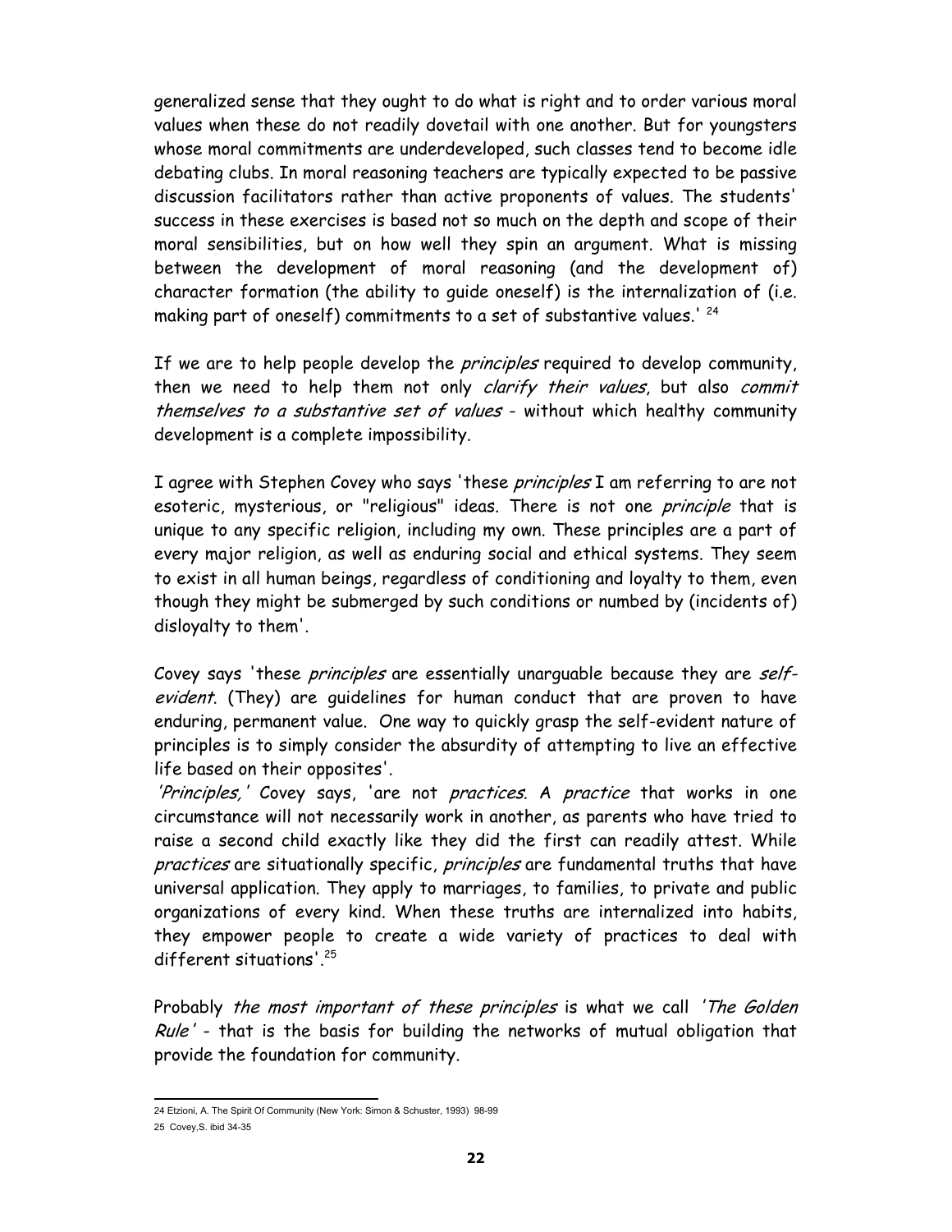generalized sense that they ought to do what is right and to order various moral values when these do not readily dovetail with one another. But for youngsters whose moral commitments are underdeveloped, such classes tend to become idle debating clubs. In moral reasoning teachers are typically expected to be passive discussion facilitators rather than active proponents of values. The students' success in these exercises is based not so much on the depth and scope of their moral sensibilities, but on how well they spin an argument. What is missing between the development of moral reasoning (and the development of) character formation (the ability to guide oneself) is the internalization of (i.e. making part of oneself) commitments to a set of substantive values.' [24]

If we are to help people develop the *principles* required to develop community, then we need to help them not only *clarify their values*, but also *commit themselves to a substantive set of values* - without which healthy community development is a complete impossibility.

I agree with Stephen Covey who says 'these *principles* I am referring to are not esoteric, mysterious, or "religious" ideas. There is not one *principle* that is unique to any specific religion, including my own. These principles are a part of every major religion, as well as enduring social and ethical systems. They seem to exist in all human beings, regardless of conditioning and loyalty to them, even though they might be submerged by such conditions or numbed by (incidents of) disloyalty to them'.

Covey says 'these *principles* are essentially unarguable because they are *self-evident*. (They) are guidelines for human conduct that are proven to have enduring, permanent value. One way to quickly grasp the self-evident nature of principles is to simply consider the absurdity of attempting to live an effective life based on their opposites'.

*'Principles,'* Covey says, 'are not *practices*. A *practice* that works in one circumstance will not necessarily work in another, as parents who have tried to raise a second child exactly like they did the first can readily attest. While *practices* are situationally specific, *principles* are fundamental truths that have universal application. They apply to marriages, to families, to private and public organizations of every kind. When these truths are internalized into habits, they empower people to create a wide variety of practices to deal with different situations'.[25]

Probably *the most important of these principles* is what we call *'The Golden Rule'* - that is the basis for building the networks of mutual obligation that provide the foundation for community.

---

24 Etzioni, A. The Spirit Of Community (New York: Simon & Schuster, 1993) 98-99

25 Covey,S. ibid 34-35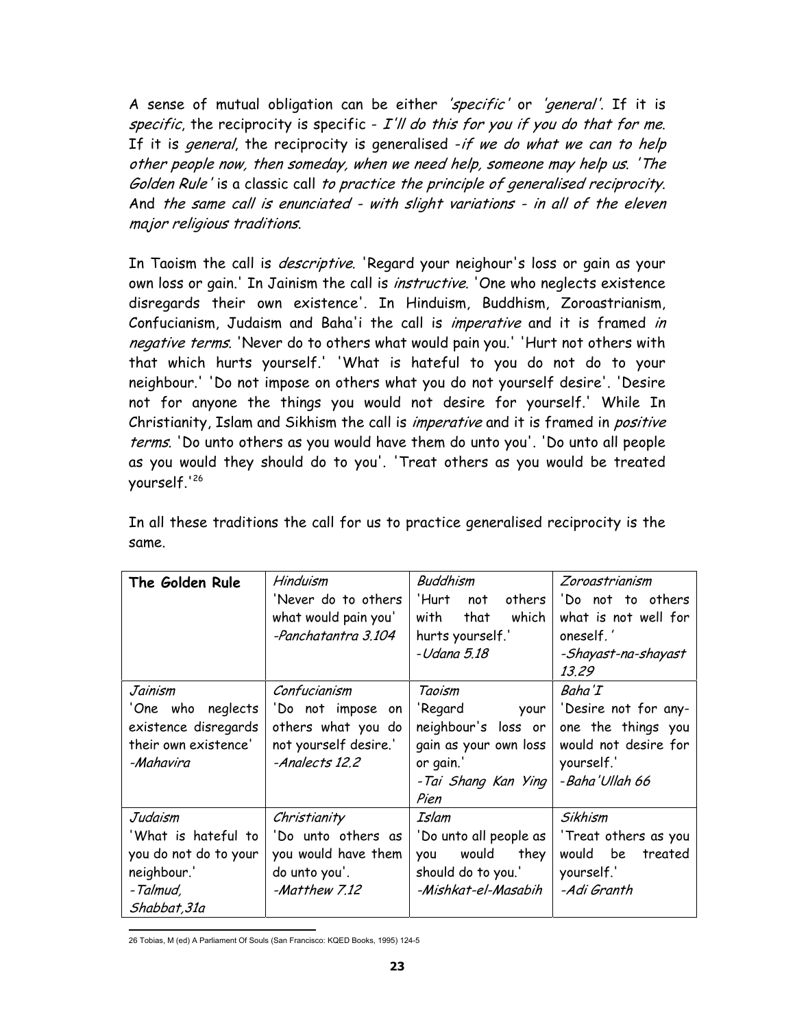A sense of mutual obligation can be either *'specific'* or *'general'*. If it is *specific*, the reciprocity is specific - *I'll do this for you if you do that for me*. If it is *general*, the reciprocity is generalised -*if we do what we can to help other people now, then someday, when we need help, someone may help us*. *'The Golden Rule'* is a classic call *to practice the principle of generalised reciprocity*. And *the same call is enunciated - with slight variations - in all of the eleven major religious traditions*.

In Taoism the call is *descriptive*. 'Regard your neighour's loss or gain as your own loss or gain.' In Jainism the call is *instructive*. 'One who neglects existence disregards their own existence'. In Hinduism, Buddhism, Zoroastrianism, Confucianism, Judaism and Baha'i the call is *imperative* and it is framed *in negative terms*. 'Never do to others what would pain you.' 'Hurt not others with that which hurts yourself.' 'What is hateful to you do not do to your neighbour.' 'Do not impose on others what you do not yourself desire'. 'Desire not for anyone the things you would not desire for yourself.' While In Christianity, Islam and Sikhism the call is *imperative* and it is framed in *positive terms*. 'Do unto others as you would have them do unto you'. 'Do unto all people as you would they should do to you'. 'Treat others as you would be treated yourself.'[26]

In all these traditions the call for us to practice generalised reciprocity is the same.

| **The Golden Rule** | *Hinduism*<br>'Never do to others what would pain you'<br>*-Panchatantra 3.104* | *Buddhism*<br>'Hurt not others with that which hurts yourself.'<br>*-Udana 5.18* | *Zoroastrianism*<br>'Do not to others what is not well for oneself.'<br>*-Shayast-na-shayast 13.29* |
|---|---|---|---|
| *Jainism*<br>'One who neglects existence disregards their own existence'<br>*-Mahavira* | *Confucianism*<br>'Do not impose on others what you do not yourself desire.'<br>*-Analects 12.2* | *Taoism*<br>'Regard your neighbour's loss or gain as your own loss or gain.'<br>*-Tai Shang Kan Ying Pien* | *Baha'I*<br>'Desire not for any-one the things you would not desire for yourself.'<br>*-Baha'Ullah 66* |
| *Judaism*<br>'What is hateful to you do not do to your neighbour.'<br>*-Talmud, Shabbat,31a* | *Christianity*<br>'Do unto others as you would have them do unto you'.<br>*-Matthew 7.12* | *Islam*<br>'Do unto all people as you would they should do to you.'<br>*-Mishkat-el-Masabih* | *Sikhism*<br>'Treat others as you would be treated yourself.'<br>*-Adi Granth* |

26 Tobias, M (ed) A Parliament Of Souls (San Francisco: KQED Books, 1995) 124-5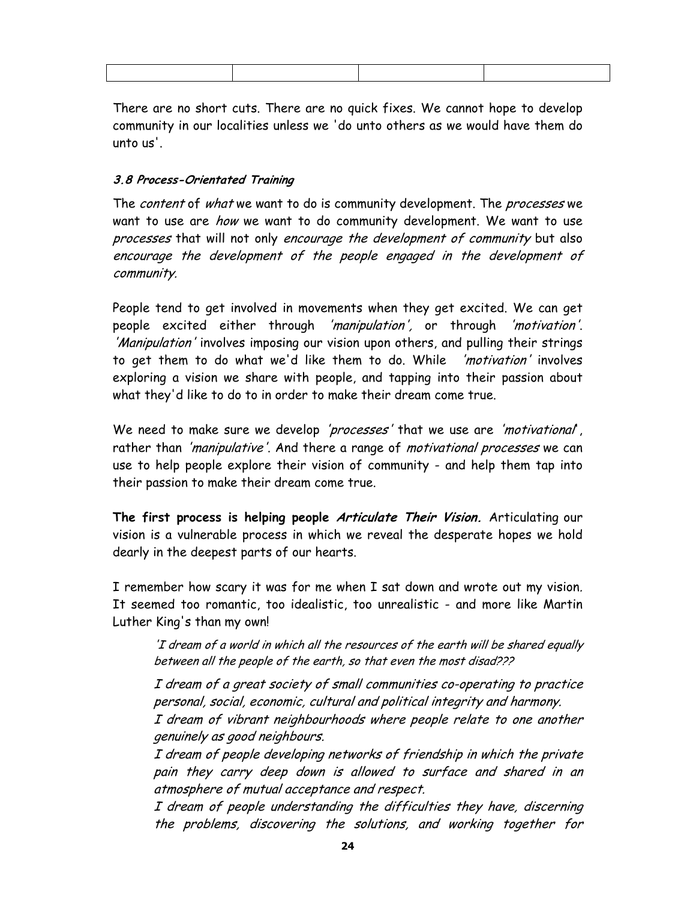| | | | |
|---|---|---|---|

There are no short cuts. There are no quick fixes. We cannot hope to develop community in our localities unless we 'do unto others as we would have them do unto us'.

### *3.8 Process-Orientated Training*

The *content* of *what* we want to do is community development. The *processes* we want to use are *how* we want to do community development. We want to use *processes* that will not only *encourage the development of community* but also *encourage the development of the people engaged in the development of community.*

People tend to get involved in movements when they get excited. We can get people excited either through *'manipulation',* or through *'motivation'*. *'Manipulation'* involves imposing our vision upon others, and pulling their strings to get them to do what we'd like them to do. While *'motivation'* involves exploring a vision we share with people, and tapping into their passion about what they'd like to do to in order to make their dream come true.

We need to make sure we develop *'processes'* that we use are *'motivational'*, rather than *'manipulative'*. And there a range of *motivational processes* we can use to help people explore their vision of community - and help them tap into their passion to make their dream come true.

**The first process is helping people *Articulate Their Vision.*** Articulating our vision is a vulnerable process in which we reveal the desperate hopes we hold dearly in the deepest parts of our hearts.

I remember how scary it was for me when I sat down and wrote out my vision. It seemed too romantic, too idealistic, too unrealistic - and more like Martin Luther King's than my own!

> *'I dream of a world in which all the resources of the earth will be shared equally between all the people of the earth, so that even the most disad???*
>
> *I dream of a great society of small communities co-operating to practice personal, social, economic, cultural and political integrity and harmony.*
> *I dream of vibrant neighbourhoods where people relate to one another genuinely as good neighbours.*
> *I dream of people developing networks of friendship in which the private pain they carry deep down is allowed to surface and shared in an atmosphere of mutual acceptance and respect.*
> *I dream of people understanding the difficulties they have, discerning the problems, discovering the solutions, and working together for*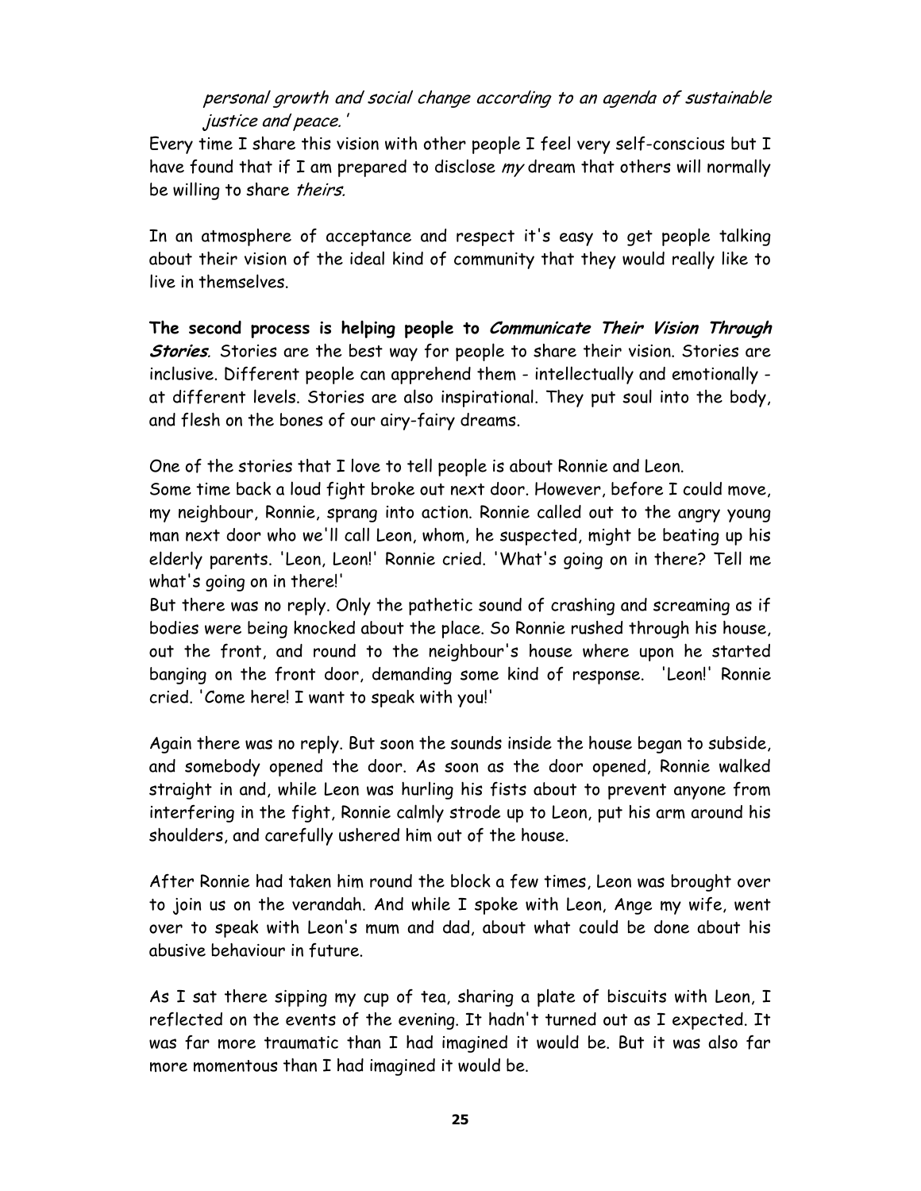*personal growth and social change according to an agenda of sustainable justice and peace.'*

Every time I share this vision with other people I feel very self-conscious but I have found that if I am prepared to disclose *my* dream that others will normally be willing to share *theirs*.

In an atmosphere of acceptance and respect it's easy to get people talking about their vision of the ideal kind of community that they would really like to live in themselves.

**The second process is helping people to *Communicate Their Vision Through Stories*.** Stories are the best way for people to share their vision. Stories are inclusive. Different people can apprehend them - intellectually and emotionally - at different levels. Stories are also inspirational. They put soul into the body, and flesh on the bones of our airy-fairy dreams.

One of the stories that I love to tell people is about Ronnie and Leon.

Some time back a loud fight broke out next door. However, before I could move, my neighbour, Ronnie, sprang into action. Ronnie called out to the angry young man next door who we'll call Leon, whom, he suspected, might be beating up his elderly parents. 'Leon, Leon!' Ronnie cried. 'What's going on in there? Tell me what's going on in there!'

But there was no reply. Only the pathetic sound of crashing and screaming as if bodies were being knocked about the place. So Ronnie rushed through his house, out the front, and round to the neighbour's house where upon he started banging on the front door, demanding some kind of response. 'Leon!' Ronnie cried. 'Come here! I want to speak with you!'

Again there was no reply. But soon the sounds inside the house began to subside, and somebody opened the door. As soon as the door opened, Ronnie walked straight in and, while Leon was hurling his fists about to prevent anyone from interfering in the fight, Ronnie calmly strode up to Leon, put his arm around his shoulders, and carefully ushered him out of the house.

After Ronnie had taken him round the block a few times, Leon was brought over to join us on the verandah. And while I spoke with Leon, Ange my wife, went over to speak with Leon's mum and dad, about what could be done about his abusive behaviour in future.

As I sat there sipping my cup of tea, sharing a plate of biscuits with Leon, I reflected on the events of the evening. It hadn't turned out as I expected. It was far more traumatic than I had imagined it would be. But it was also far more momentous than I had imagined it would be.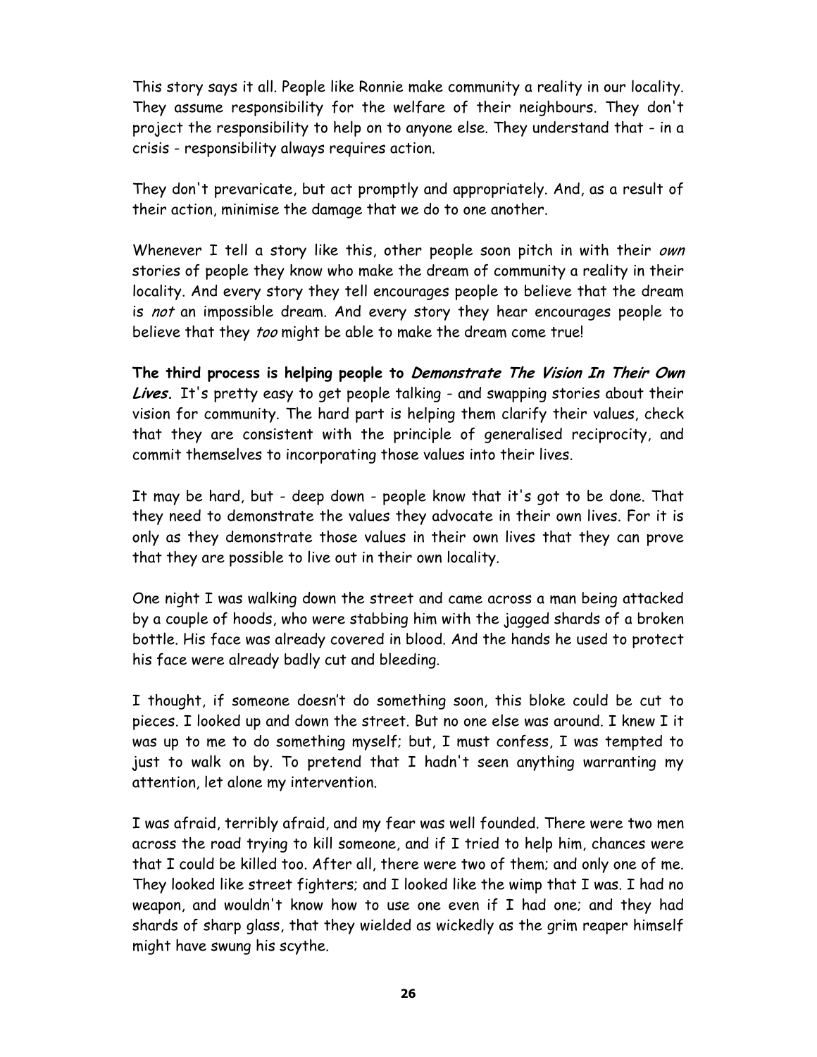This story says it all. People like Ronnie make community a reality in our locality. They assume responsibility for the welfare of their neighbours. They don't project the responsibility to help on to anyone else. They understand that - in a crisis - responsibility always requires action.

They don't prevaricate, but act promptly and appropriately. And, as a result of their action, minimise the damage that we do to one another.

Whenever I tell a story like this, other people soon pitch in with their *own* stories of people they know who make the dream of community a reality in their locality. And every story they tell encourages people to believe that the dream is *not* an impossible dream. And every story they hear encourages people to believe that they *too* might be able to make the dream come true!

**The third process is helping people to *Demonstrate The Vision In Their Own Lives.*** It's pretty easy to get people talking - and swapping stories about their vision for community. The hard part is helping them clarify their values, check that they are consistent with the principle of generalised reciprocity, and commit themselves to incorporating those values into their lives.

It may be hard, but - deep down - people know that it's got to be done. That they need to demonstrate the values they advocate in their own lives. For it is only as they demonstrate those values in their own lives that they can prove that they are possible to live out in their own locality.

One night I was walking down the street and came across a man being attacked by a couple of hoods, who were stabbing him with the jagged shards of a broken bottle. His face was already covered in blood. And the hands he used to protect his face were already badly cut and bleeding.

I thought, if someone doesn't do something soon, this bloke could be cut to pieces. I looked up and down the street. But no one else was around. I knew I it was up to me to do something myself; but, I must confess, I was tempted to just to walk on by. To pretend that I hadn't seen anything warranting my attention, let alone my intervention.

I was afraid, terribly afraid, and my fear was well founded. There were two men across the road trying to kill someone, and if I tried to help him, chances were that I could be killed too. After all, there were two of them; and only one of me. They looked like street fighters; and I looked like the wimp that I was. I had no weapon, and wouldn't know how to use one even if I had one; and they had shards of sharp glass, that they wielded as wickedly as the grim reaper himself might have swung his scythe.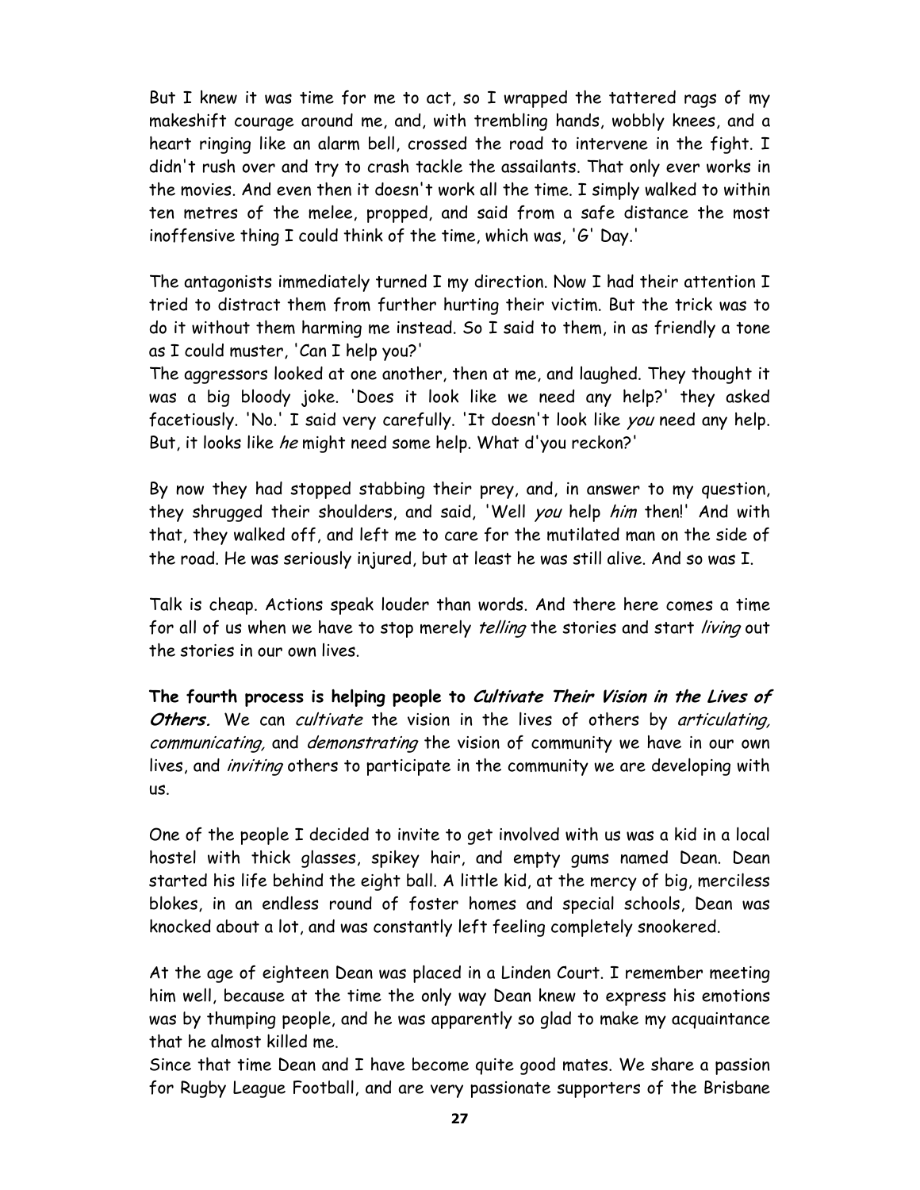But I knew it was time for me to act, so I wrapped the tattered rags of my makeshift courage around me, and, with trembling hands, wobbly knees, and a heart ringing like an alarm bell, crossed the road to intervene in the fight. I didn't rush over and try to crash tackle the assailants. That only ever works in the movies. And even then it doesn't work all the time. I simply walked to within ten metres of the melee, propped, and said from a safe distance the most inoffensive thing I could think of the time, which was, 'G' Day.'

The antagonists immediately turned I my direction. Now I had their attention I tried to distract them from further hurting their victim. But the trick was to do it without them harming me instead. So I said to them, in as friendly a tone as I could muster, 'Can I help you?'
The aggressors looked at one another, then at me, and laughed. They thought it was a big bloody joke. 'Does it look like we need any help?' they asked facetiously. 'No.' I said very carefully. 'It doesn't look like *you* need any help. But, it looks like *he* might need some help. What d'you reckon?'

By now they had stopped stabbing their prey, and, in answer to my question, they shrugged their shoulders, and said, 'Well *you* help *him* then!' And with that, they walked off, and left me to care for the mutilated man on the side of the road. He was seriously injured, but at least he was still alive. And so was I.

Talk is cheap. Actions speak louder than words. And there here comes a time for all of us when we have to stop merely *telling* the stories and start *living* out the stories in our own lives.

**The fourth process is helping people to *Cultivate Their Vision in the Lives of Others.*** We can *cultivate* the vision in the lives of others by *articulating, communicating,* and *demonstrating* the vision of community we have in our own lives, and *inviting* others to participate in the community we are developing with us.

One of the people I decided to invite to get involved with us was a kid in a local hostel with thick glasses, spikey hair, and empty gums named Dean. Dean started his life behind the eight ball. A little kid, at the mercy of big, merciless blokes, in an endless round of foster homes and special schools, Dean was knocked about a lot, and was constantly left feeling completely snookered.

At the age of eighteen Dean was placed in a Linden Court. I remember meeting him well, because at the time the only way Dean knew to express his emotions was by thumping people, and he was apparently so glad to make my acquaintance that he almost killed me.
Since that time Dean and I have become quite good mates. We share a passion for Rugby League Football, and are very passionate supporters of the Brisbane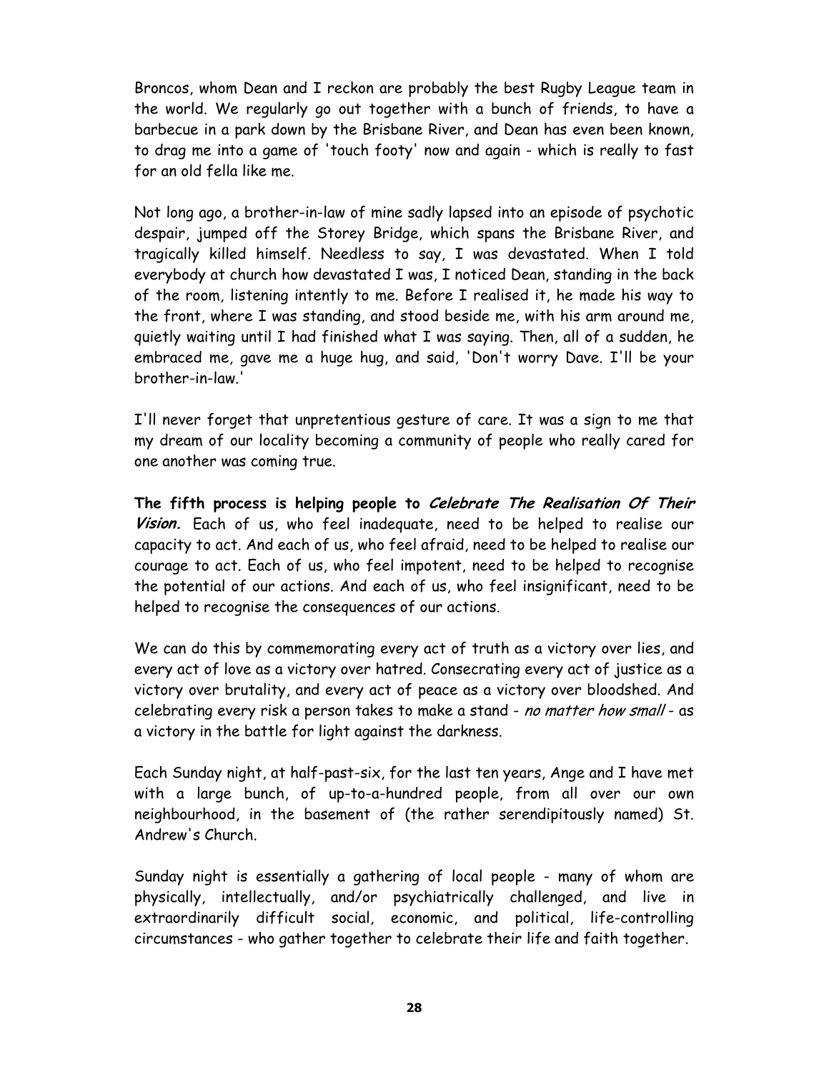Broncos, whom Dean and I reckon are probably the best Rugby League team in the world. We regularly go out together with a bunch of friends, to have a barbecue in a park down by the Brisbane River, and Dean has even been known, to drag me into a game of 'touch footy' now and again - which is really to fast for an old fella like me.

Not long ago, a brother-in-law of mine sadly lapsed into an episode of psychotic despair, jumped off the Storey Bridge, which spans the Brisbane River, and tragically killed himself. Needless to say, I was devastated. When I told everybody at church how devastated I was, I noticed Dean, standing in the back of the room, listening intently to me. Before I realised it, he made his way to the front, where I was standing, and stood beside me, with his arm around me, quietly waiting until I had finished what I was saying. Then, all of a sudden, he embraced me, gave me a huge hug, and said, 'Don't worry Dave. I'll be your brother-in-law.'

I'll never forget that unpretentious gesture of care. It was a sign to me that my dream of our locality becoming a community of people who really cared for one another was coming true.

**The fifth process is helping people to *Celebrate The Realisation Of Their Vision.*** Each of us, who feel inadequate, need to be helped to realise our capacity to act. And each of us, who feel afraid, need to be helped to realise our courage to act. Each of us, who feel impotent, need to be helped to recognise the potential of our actions. And each of us, who feel insignificant, need to be helped to recognise the consequences of our actions.

We can do this by commemorating every act of truth as a victory over lies, and every act of love as a victory over hatred. Consecrating every act of justice as a victory over brutality, and every act of peace as a victory over bloodshed. And celebrating every risk a person takes to make a stand - *no matter how small* - as a victory in the battle for light against the darkness.

Each Sunday night, at half-past-six, for the last ten years, Ange and I have met with a large bunch, of up-to-a-hundred people, from all over our own neighbourhood, in the basement of (the rather serendipitously named) St. Andrew's Church.

Sunday night is essentially a gathering of local people - many of whom are physically, intellectually, and/or psychiatrically challenged, and live in extraordinarily difficult social, economic, and political, life-controlling circumstances - who gather together to celebrate their life and faith together.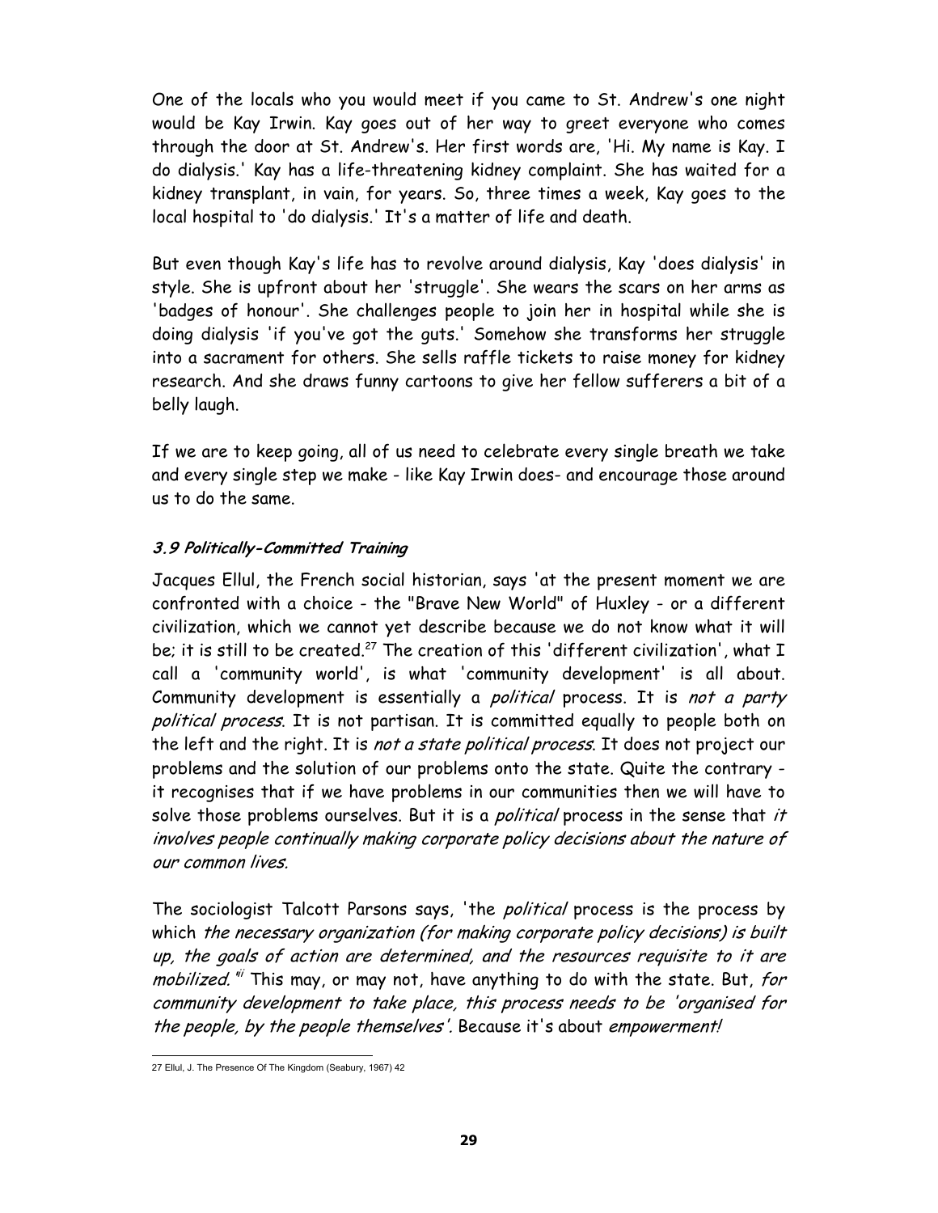One of the locals who you would meet if you came to St. Andrew's one night would be Kay Irwin. Kay goes out of her way to greet everyone who comes through the door at St. Andrew's. Her first words are, 'Hi. My name is Kay. I do dialysis.' Kay has a life-threatening kidney complaint. She has waited for a kidney transplant, in vain, for years. So, three times a week, Kay goes to the local hospital to 'do dialysis.' It's a matter of life and death.

But even though Kay's life has to revolve around dialysis, Kay 'does dialysis' in style. She is upfront about her 'struggle'. She wears the scars on her arms as 'badges of honour'. She challenges people to join her in hospital while she is doing dialysis 'if you've got the guts.' Somehow she transforms her struggle into a sacrament for others. She sells raffle tickets to raise money for kidney research. And she draws funny cartoons to give her fellow sufferers a bit of a belly laugh.

If we are to keep going, all of us need to celebrate every single breath we take and every single step we make - like Kay Irwin does- and encourage those around us to do the same.

### *3.9 Politically-Committed Training*

Jacques Ellul, the French social historian, says 'at the present moment we are confronted with a choice - the "Brave New World" of Huxley - or a different civilization, which we cannot yet describe because we do not know what it will be; it is still to be created.[27] The creation of this 'different civilization', what I call a 'community world', is what 'community development' is all about. Community development is essentially a *political* process. It is *not a party political process*. It is not partisan. It is committed equally to people both on the left and the right. It is *not a state political process*. It does not project our problems and the solution of our problems onto the state. Quite the contrary - it recognises that if we have problems in our communities then we will have to solve those problems ourselves. But it is a *political* process in the sense that *it involves people continually making corporate policy decisions about the nature of our common lives.*

The sociologist Talcott Parsons says, 'the *political* process is the process by which *the necessary organization (for making corporate policy decisions) is built up, the goals of action are determined, and the resources requisite to it are mobilized.*'[ii] This may, or may not, have anything to do with the state. But, *for community development to take place, this process needs to be 'organised for the people, by the people themselves'.* Because it's about *empowerment!*

27 Ellul, J. The Presence Of The Kingdom (Seabury, 1967) 42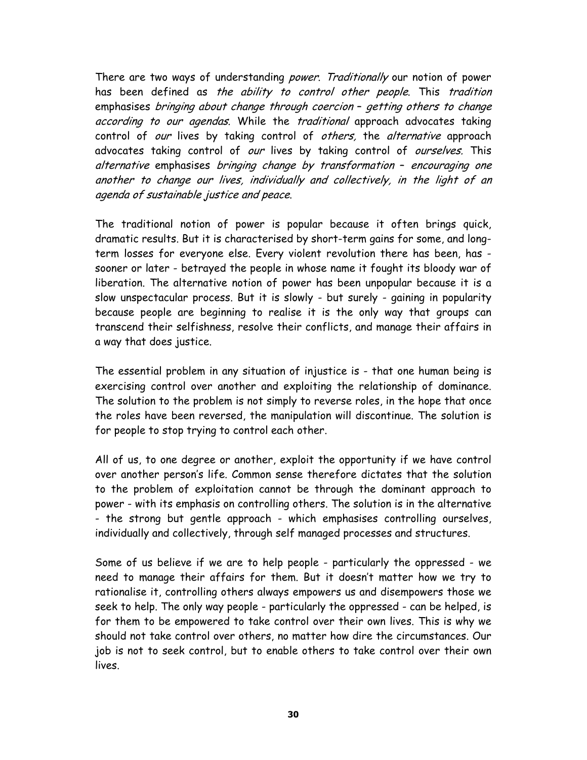There are two ways of understanding *power*. *Traditionally* our notion of power has been defined as *the ability to control other people*. This *tradition* emphasises *bringing about change through coercion – getting others to change according to our agendas*. While the *traditional* approach advocates taking control of *our* lives by taking control of *others,* the *alternative* approach advocates taking control of *our* lives by taking control of *ourselves.* This *alternative* emphasises *bringing change by transformation – encouraging one another to change our lives, individually and collectively, in the light of an agenda of sustainable justice and peace.*

The traditional notion of power is popular because it often brings quick, dramatic results. But it is characterised by short-term gains for some, and long-term losses for everyone else. Every violent revolution there has been, has - sooner or later - betrayed the people in whose name it fought its bloody war of liberation. The alternative notion of power has been unpopular because it is a slow unspectacular process. But it is slowly - but surely - gaining in popularity because people are beginning to realise it is the only way that groups can transcend their selfishness, resolve their conflicts, and manage their affairs in a way that does justice.

The essential problem in any situation of injustice is - that one human being is exercising control over another and exploiting the relationship of dominance. The solution to the problem is not simply to reverse roles, in the hope that once the roles have been reversed, the manipulation will discontinue. The solution is for people to stop trying to control each other.

All of us, to one degree or another, exploit the opportunity if we have control over another person's life. Common sense therefore dictates that the solution to the problem of exploitation cannot be through the dominant approach to power - with its emphasis on controlling others. The solution is in the alternative - the strong but gentle approach - which emphasises controlling ourselves, individually and collectively, through self managed processes and structures.

Some of us believe if we are to help people - particularly the oppressed - we need to manage their affairs for them. But it doesn't matter how we try to rationalise it, controlling others always empowers us and disempowers those we seek to help. The only way people - particularly the oppressed - can be helped, is for them to be empowered to take control over their own lives. This is why we should not take control over others, no matter how dire the circumstances. Our job is not to seek control, but to enable others to take control over their own lives.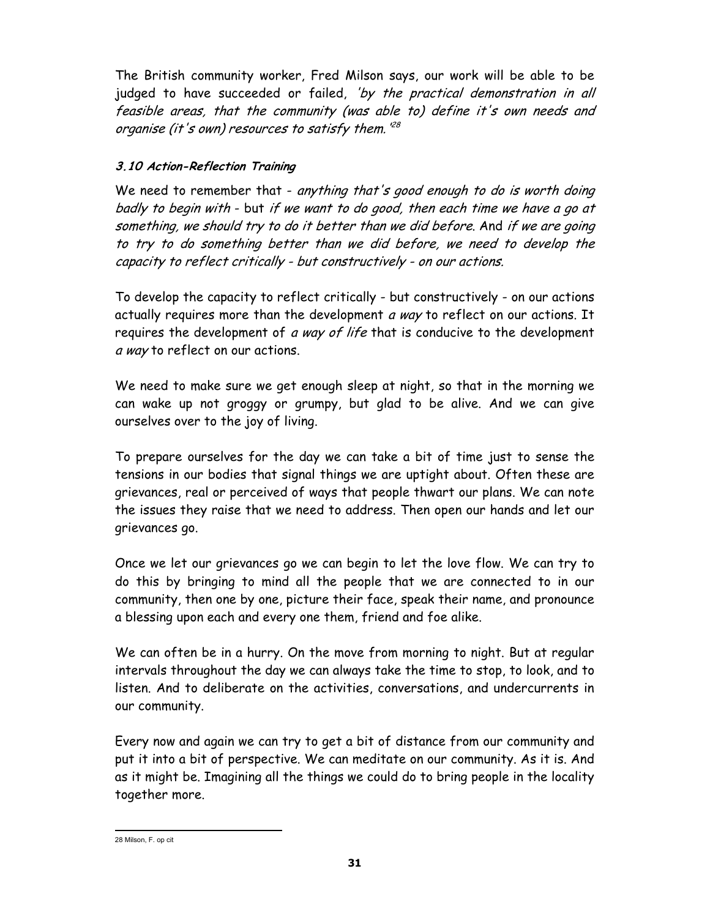The British community worker, Fred Milson says, our work will be able to be judged to have succeeded or failed, *'by the practical demonstration in all feasible areas, that the community (was able to) define it's own needs and organise (it's own) resources to satisfy them.'*[28]

### *3.10 Action-Reflection Training*

We need to remember that - *anything that's good enough to do is worth doing badly to begin with* - but *if we want to do good, then each time we have a go at something, we should try to do it better than we did before*. And *if we are going to try to do something better than we did before, we need to develop the capacity to reflect critically - but constructively - on our actions.*

To develop the capacity to reflect critically - but constructively - on our actions actually requires more than the development *a way* to reflect on our actions. It requires the development of *a way of life* that is conducive to the development *a way* to reflect on our actions.

We need to make sure we get enough sleep at night, so that in the morning we can wake up not groggy or grumpy, but glad to be alive. And we can give ourselves over to the joy of living.

To prepare ourselves for the day we can take a bit of time just to sense the tensions in our bodies that signal things we are uptight about. Often these are grievances, real or perceived of ways that people thwart our plans. We can note the issues they raise that we need to address. Then open our hands and let our grievances go.

Once we let our grievances go we can begin to let the love flow. We can try to do this by bringing to mind all the people that we are connected to in our community, then one by one, picture their face, speak their name, and pronounce a blessing upon each and every one them, friend and foe alike.

We can often be in a hurry. On the move from morning to night. But at regular intervals throughout the day we can always take the time to stop, to look, and to listen. And to deliberate on the activities, conversations, and undercurrents in our community.

Every now and again we can try to get a bit of distance from our community and put it into a bit of perspective. We can meditate on our community. As it is. And as it might be. Imagining all the things we could do to bring people in the locality together more.

---

28 Milson, F. op cit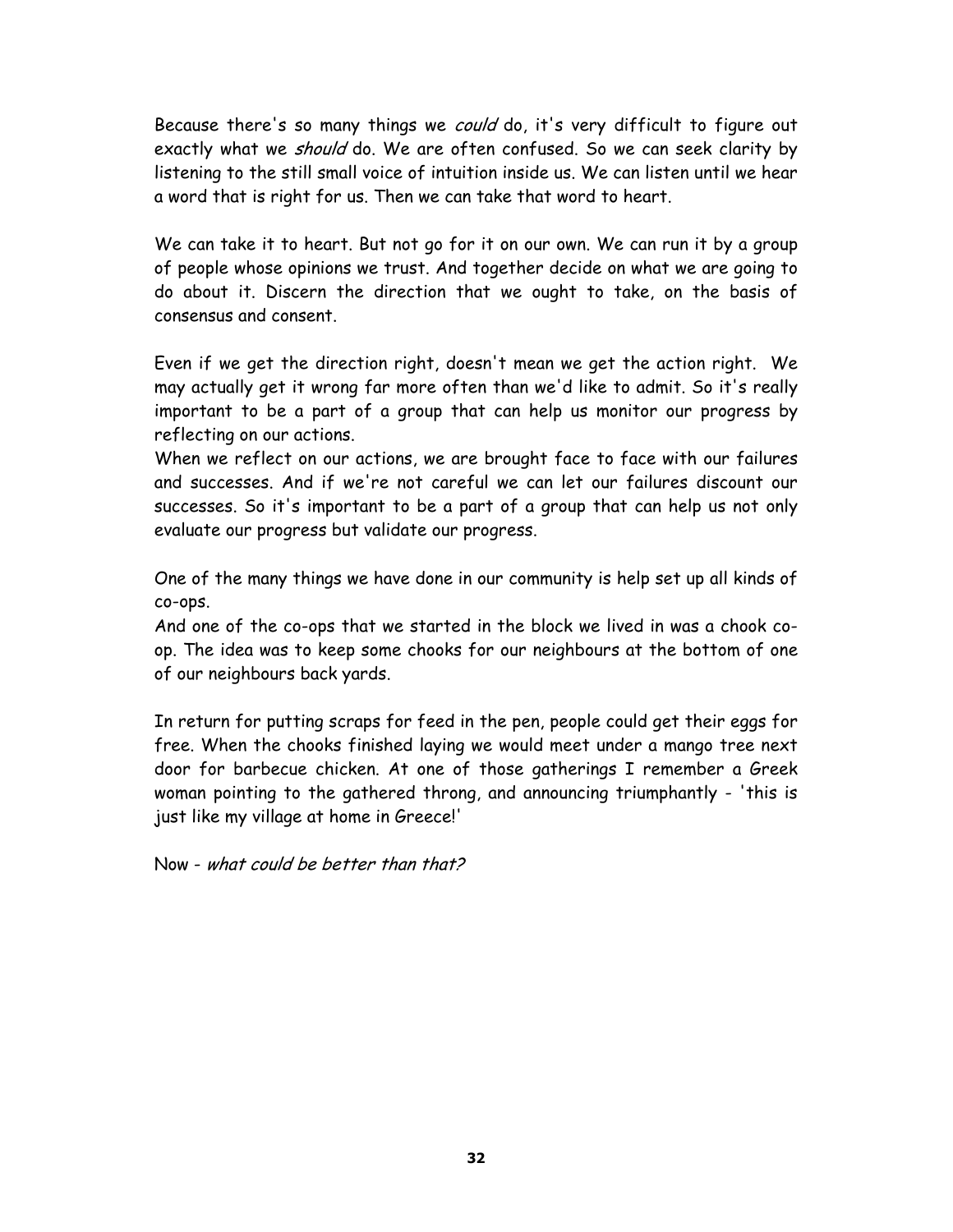Because there's so many things we *could* do, it's very difficult to figure out exactly what we *should* do. We are often confused. So we can seek clarity by listening to the still small voice of intuition inside us. We can listen until we hear a word that is right for us. Then we can take that word to heart.

We can take it to heart. But not go for it on our own. We can run it by a group of people whose opinions we trust. And together decide on what we are going to do about it. Discern the direction that we ought to take, on the basis of consensus and consent.

Even if we get the direction right, doesn't mean we get the action right. We may actually get it wrong far more often than we'd like to admit. So it's really important to be a part of a group that can help us monitor our progress by reflecting on our actions.
When we reflect on our actions, we are brought face to face with our failures and successes. And if we're not careful we can let our failures discount our successes. So it's important to be a part of a group that can help us not only evaluate our progress but validate our progress.

One of the many things we have done in our community is help set up all kinds of co-ops.
And one of the co-ops that we started in the block we lived in was a chook co-op. The idea was to keep some chooks for our neighbours at the bottom of one of our neighbours back yards.

In return for putting scraps for feed in the pen, people could get their eggs for free. When the chooks finished laying we would meet under a mango tree next door for barbecue chicken. At one of those gatherings I remember a Greek woman pointing to the gathered throng, and announcing triumphantly - 'this is just like my village at home in Greece!'

Now - *what could be better than that?*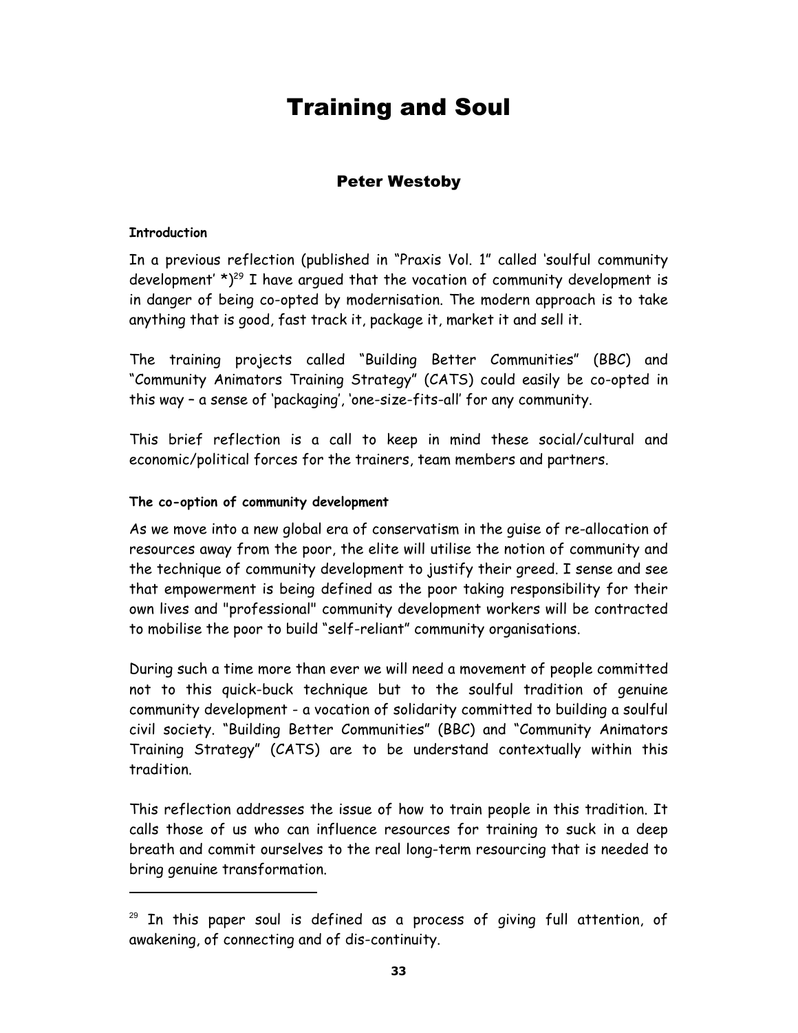# Training and Soul

## Peter Westoby

**Introduction**

In a previous reflection (published in "Praxis Vol. 1" called 'soulful community development' *)[29] I have argued that the vocation of community development is in danger of being co-opted by modernisation. The modern approach is to take anything that is good, fast track it, package it, market it and sell it.

The training projects called "Building Better Communities" (BBC) and "Community Animators Training Strategy" (CATS) could easily be co-opted in this way – a sense of 'packaging', 'one-size-fits-all' for any community.

This brief reflection is a call to keep in mind these social/cultural and economic/political forces for the trainers, team members and partners.

**The co-option of community development**

As we move into a new global era of conservatism in the guise of re-allocation of resources away from the poor, the elite will utilise the notion of community and the technique of community development to justify their greed. I sense and see that empowerment is being defined as the poor taking responsibility for their own lives and "professional" community development workers will be contracted to mobilise the poor to build "self-reliant" community organisations.

During such a time more than ever we will need a movement of people committed not to this quick-buck technique but to the soulful tradition of genuine community development - a vocation of solidarity committed to building a soulful civil society. "Building Better Communities" (BBC) and "Community Animators Training Strategy" (CATS) are to be understand contextually within this tradition.

This reflection addresses the issue of how to train people in this tradition. It calls those of us who can influence resources for training to suck in a deep breath and commit ourselves to the real long-term resourcing that is needed to bring genuine transformation.

---

[29] In this paper soul is defined as a process of giving full attention, of awakening, of connecting and of dis-continuity.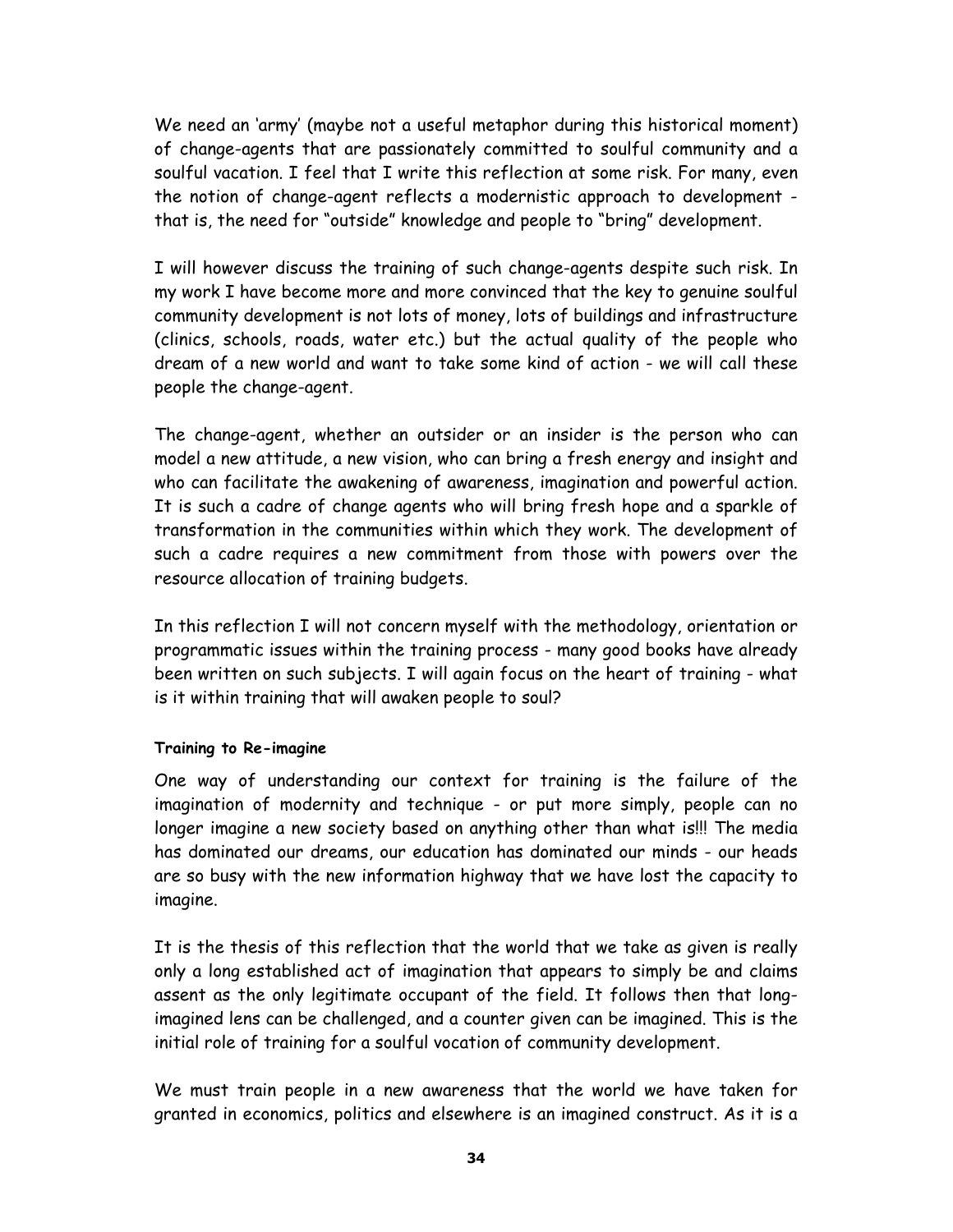We need an 'army' (maybe not a useful metaphor during this historical moment) of change-agents that are passionately committed to soulful community and a soulful vacation. I feel that I write this reflection at some risk. For many, even the notion of change-agent reflects a modernistic approach to development - that is, the need for "outside" knowledge and people to "bring" development.

I will however discuss the training of such change-agents despite such risk. In my work I have become more and more convinced that the key to genuine soulful community development is not lots of money, lots of buildings and infrastructure (clinics, schools, roads, water etc.) but the actual quality of the people who dream of a new world and want to take some kind of action - we will call these people the change-agent.

The change-agent, whether an outsider or an insider is the person who can model a new attitude, a new vision, who can bring a fresh energy and insight and who can facilitate the awakening of awareness, imagination and powerful action. It is such a cadre of change agents who will bring fresh hope and a sparkle of transformation in the communities within which they work. The development of such a cadre requires a new commitment from those with powers over the resource allocation of training budgets.

In this reflection I will not concern myself with the methodology, orientation or programmatic issues within the training process - many good books have already been written on such subjects. I will again focus on the heart of training - what is it within training that will awaken people to soul?

**Training to Re-imagine**

One way of understanding our context for training is the failure of the imagination of modernity and technique - or put more simply, people can no longer imagine a new society based on anything other than what is!!! The media has dominated our dreams, our education has dominated our minds - our heads are so busy with the new information highway that we have lost the capacity to imagine.

It is the thesis of this reflection that the world that we take as given is really only a long established act of imagination that appears to simply be and claims assent as the only legitimate occupant of the field. It follows then that long-imagined lens can be challenged, and a counter given can be imagined. This is the initial role of training for a soulful vocation of community development.

We must train people in a new awareness that the world we have taken for granted in economics, politics and elsewhere is an imagined construct. As it is a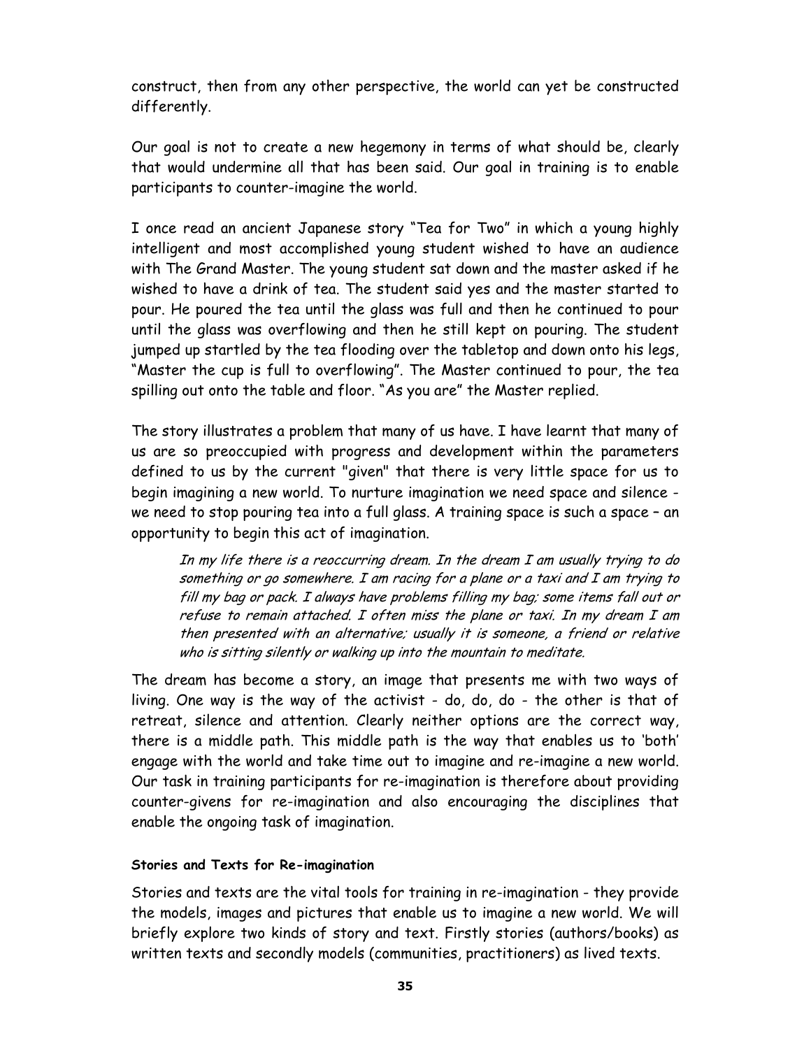construct, then from any other perspective, the world can yet be constructed differently.

Our goal is not to create a new hegemony in terms of what should be, clearly that would undermine all that has been said. Our goal in training is to enable participants to counter-imagine the world.

I once read an ancient Japanese story "Tea for Two" in which a young highly intelligent and most accomplished young student wished to have an audience with The Grand Master. The young student sat down and the master asked if he wished to have a drink of tea. The student said yes and the master started to pour. He poured the tea until the glass was full and then he continued to pour until the glass was overflowing and then he still kept on pouring. The student jumped up startled by the tea flooding over the tabletop and down onto his legs, "Master the cup is full to overflowing". The Master continued to pour, the tea spilling out onto the table and floor. "As you are" the Master replied.

The story illustrates a problem that many of us have. I have learnt that many of us are so preoccupied with progress and development within the parameters defined to us by the current "given" that there is very little space for us to begin imagining a new world. To nurture imagination we need space and silence - we need to stop pouring tea into a full glass. A training space is such a space – an opportunity to begin this act of imagination.

> *In my life there is a reoccurring dream. In the dream I am usually trying to do something or go somewhere. I am racing for a plane or a taxi and I am trying to fill my bag or pack. I always have problems filling my bag; some items fall out or refuse to remain attached. I often miss the plane or taxi. In my dream I am then presented with an alternative; usually it is someone, a friend or relative who is sitting silently or walking up into the mountain to meditate.*

The dream has become a story, an image that presents me with two ways of living. One way is the way of the activist - do, do, do - the other is that of retreat, silence and attention. Clearly neither options are the correct way, there is a middle path. This middle path is the way that enables us to 'both' engage with the world and take time out to imagine and re-imagine a new world. Our task in training participants for re-imagination is therefore about providing counter-givens for re-imagination and also encouraging the disciplines that enable the ongoing task of imagination.

#### Stories and Texts for Re-imagination

Stories and texts are the vital tools for training in re-imagination - they provide the models, images and pictures that enable us to imagine a new world. We will briefly explore two kinds of story and text. Firstly stories (authors/books) as written texts and secondly models (communities, practitioners) as lived texts.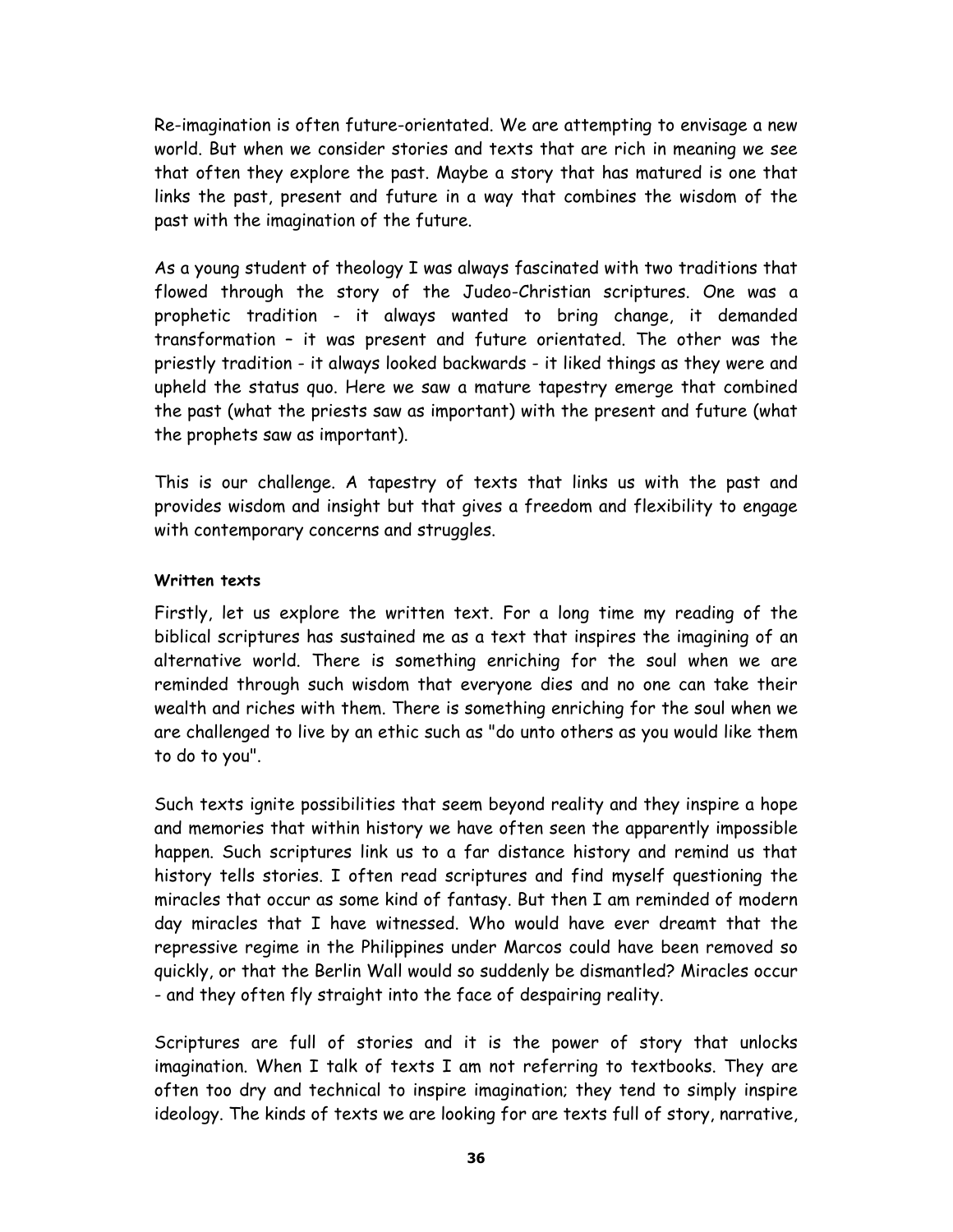Re-imagination is often future-orientated. We are attempting to envisage a new world. But when we consider stories and texts that are rich in meaning we see that often they explore the past. Maybe a story that has matured is one that links the past, present and future in a way that combines the wisdom of the past with the imagination of the future.

As a young student of theology I was always fascinated with two traditions that flowed through the story of the Judeo-Christian scriptures. One was a prophetic tradition - it always wanted to bring change, it demanded transformation – it was present and future orientated. The other was the priestly tradition - it always looked backwards - it liked things as they were and upheld the status quo. Here we saw a mature tapestry emerge that combined the past (what the priests saw as important) with the present and future (what the prophets saw as important).

This is our challenge. A tapestry of texts that links us with the past and provides wisdom and insight but that gives a freedom and flexibility to engage with contemporary concerns and struggles.

#### Written texts

Firstly, let us explore the written text. For a long time my reading of the biblical scriptures has sustained me as a text that inspires the imagining of an alternative world. There is something enriching for the soul when we are reminded through such wisdom that everyone dies and no one can take their wealth and riches with them. There is something enriching for the soul when we are challenged to live by an ethic such as "do unto others as you would like them to do to you".

Such texts ignite possibilities that seem beyond reality and they inspire a hope and memories that within history we have often seen the apparently impossible happen. Such scriptures link us to a far distance history and remind us that history tells stories. I often read scriptures and find myself questioning the miracles that occur as some kind of fantasy. But then I am reminded of modern day miracles that I have witnessed. Who would have ever dreamt that the repressive regime in the Philippines under Marcos could have been removed so quickly, or that the Berlin Wall would so suddenly be dismantled? Miracles occur - and they often fly straight into the face of despairing reality.

Scriptures are full of stories and it is the power of story that unlocks imagination. When I talk of texts I am not referring to textbooks. They are often too dry and technical to inspire imagination; they tend to simply inspire ideology. The kinds of texts we are looking for are texts full of story, narrative,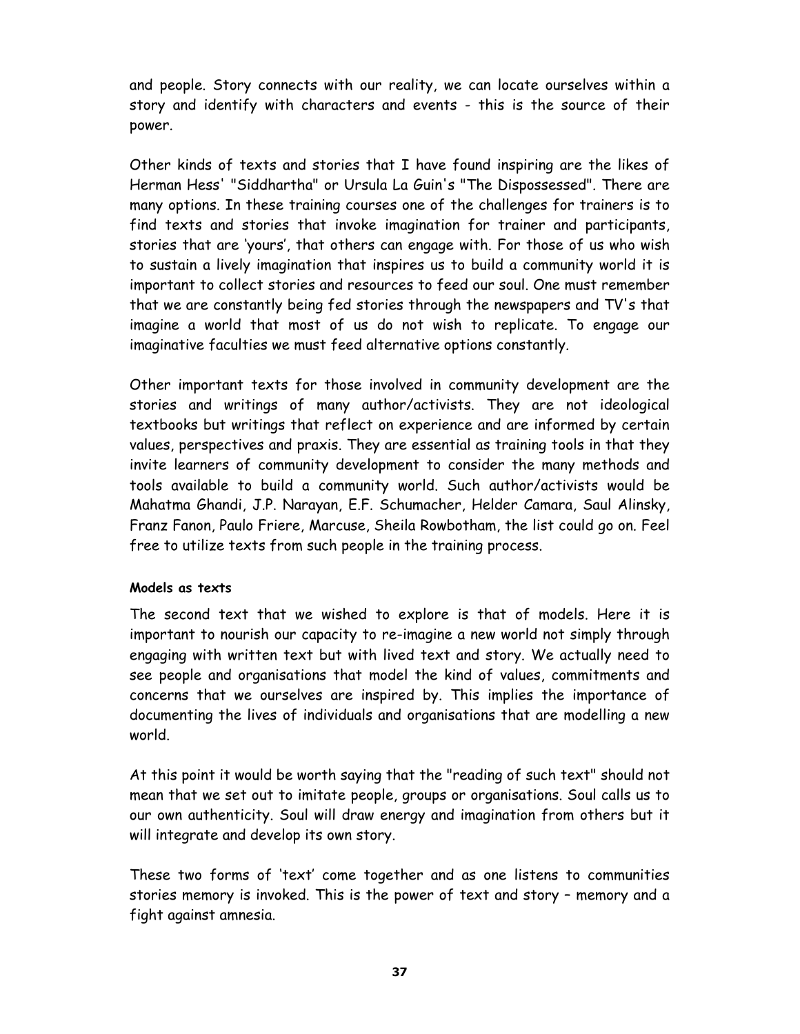and people. Story connects with our reality, we can locate ourselves within a story and identify with characters and events - this is the source of their power.

Other kinds of texts and stories that I have found inspiring are the likes of Herman Hess' "Siddhartha" or Ursula La Guin's "The Dispossessed". There are many options. In these training courses one of the challenges for trainers is to find texts and stories that invoke imagination for trainer and participants, stories that are 'yours', that others can engage with. For those of us who wish to sustain a lively imagination that inspires us to build a community world it is important to collect stories and resources to feed our soul. One must remember that we are constantly being fed stories through the newspapers and TV's that imagine a world that most of us do not wish to replicate. To engage our imaginative faculties we must feed alternative options constantly.

Other important texts for those involved in community development are the stories and writings of many author/activists. They are not ideological textbooks but writings that reflect on experience and are informed by certain values, perspectives and praxis. They are essential as training tools in that they invite learners of community development to consider the many methods and tools available to build a community world. Such author/activists would be Mahatma Ghandi, J.P. Narayan, E.F. Schumacher, Helder Camara, Saul Alinsky, Franz Fanon, Paulo Friere, Marcuse, Sheila Rowbotham, the list could go on. Feel free to utilize texts from such people in the training process.

**Models as texts**

The second text that we wished to explore is that of models. Here it is important to nourish our capacity to re-imagine a new world not simply through engaging with written text but with lived text and story. We actually need to see people and organisations that model the kind of values, commitments and concerns that we ourselves are inspired by. This implies the importance of documenting the lives of individuals and organisations that are modelling a new world.

At this point it would be worth saying that the "reading of such text" should not mean that we set out to imitate people, groups or organisations. Soul calls us to our own authenticity. Soul will draw energy and imagination from others but it will integrate and develop its own story.

These two forms of 'text' come together and as one listens to communities stories memory is invoked. This is the power of text and story – memory and a fight against amnesia.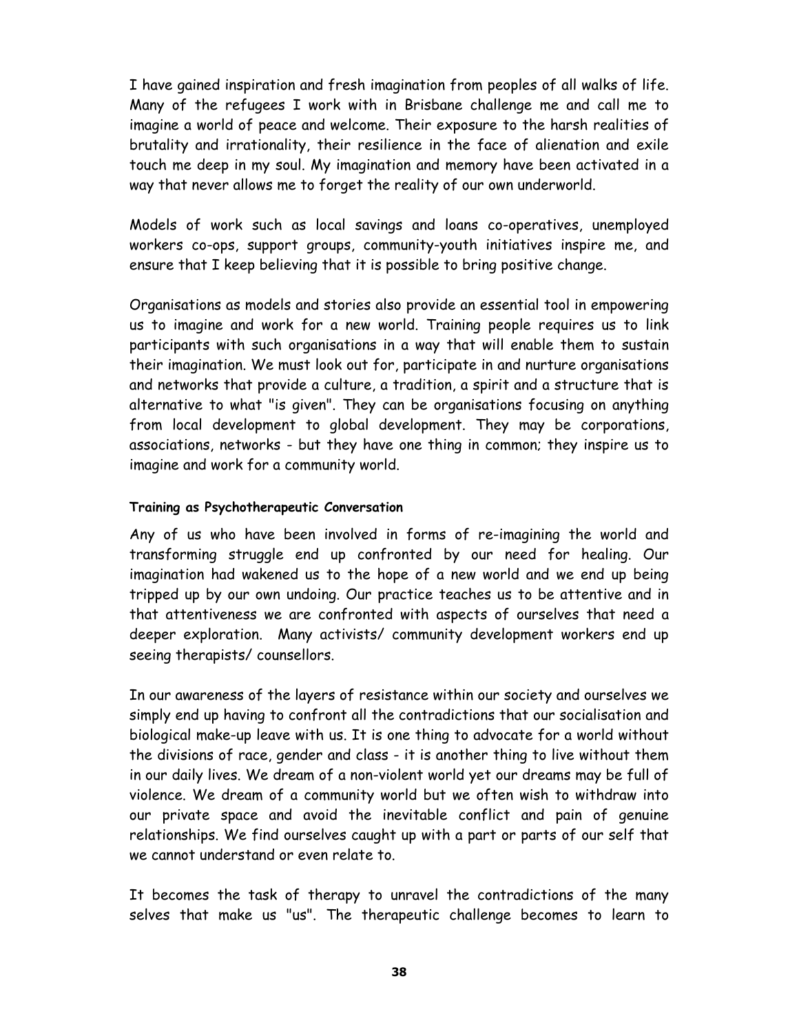I have gained inspiration and fresh imagination from peoples of all walks of life. Many of the refugees I work with in Brisbane challenge me and call me to imagine a world of peace and welcome. Their exposure to the harsh realities of brutality and irrationality, their resilience in the face of alienation and exile touch me deep in my soul. My imagination and memory have been activated in a way that never allows me to forget the reality of our own underworld.

Models of work such as local savings and loans co-operatives, unemployed workers co-ops, support groups, community-youth initiatives inspire me, and ensure that I keep believing that it is possible to bring positive change.

Organisations as models and stories also provide an essential tool in empowering us to imagine and work for a new world. Training people requires us to link participants with such organisations in a way that will enable them to sustain their imagination. We must look out for, participate in and nurture organisations and networks that provide a culture, a tradition, a spirit and a structure that is alternative to what "is given". They can be organisations focusing on anything from local development to global development. They may be corporations, associations, networks - but they have one thing in common; they inspire us to imagine and work for a community world.

#### Training as Psychotherapeutic Conversation

Any of us who have been involved in forms of re-imagining the world and transforming struggle end up confronted by our need for healing. Our imagination had wakened us to the hope of a new world and we end up being tripped up by our own undoing. Our practice teaches us to be attentive and in that attentiveness we are confronted with aspects of ourselves that need a deeper exploration. Many activists/ community development workers end up seeing therapists/ counsellors.

In our awareness of the layers of resistance within our society and ourselves we simply end up having to confront all the contradictions that our socialisation and biological make-up leave with us. It is one thing to advocate for a world without the divisions of race, gender and class - it is another thing to live without them in our daily lives. We dream of a non-violent world yet our dreams may be full of violence. We dream of a community world but we often wish to withdraw into our private space and avoid the inevitable conflict and pain of genuine relationships. We find ourselves caught up with a part or parts of our self that we cannot understand or even relate to.

It becomes the task of therapy to unravel the contradictions of the many selves that make us "us". The therapeutic challenge becomes to learn to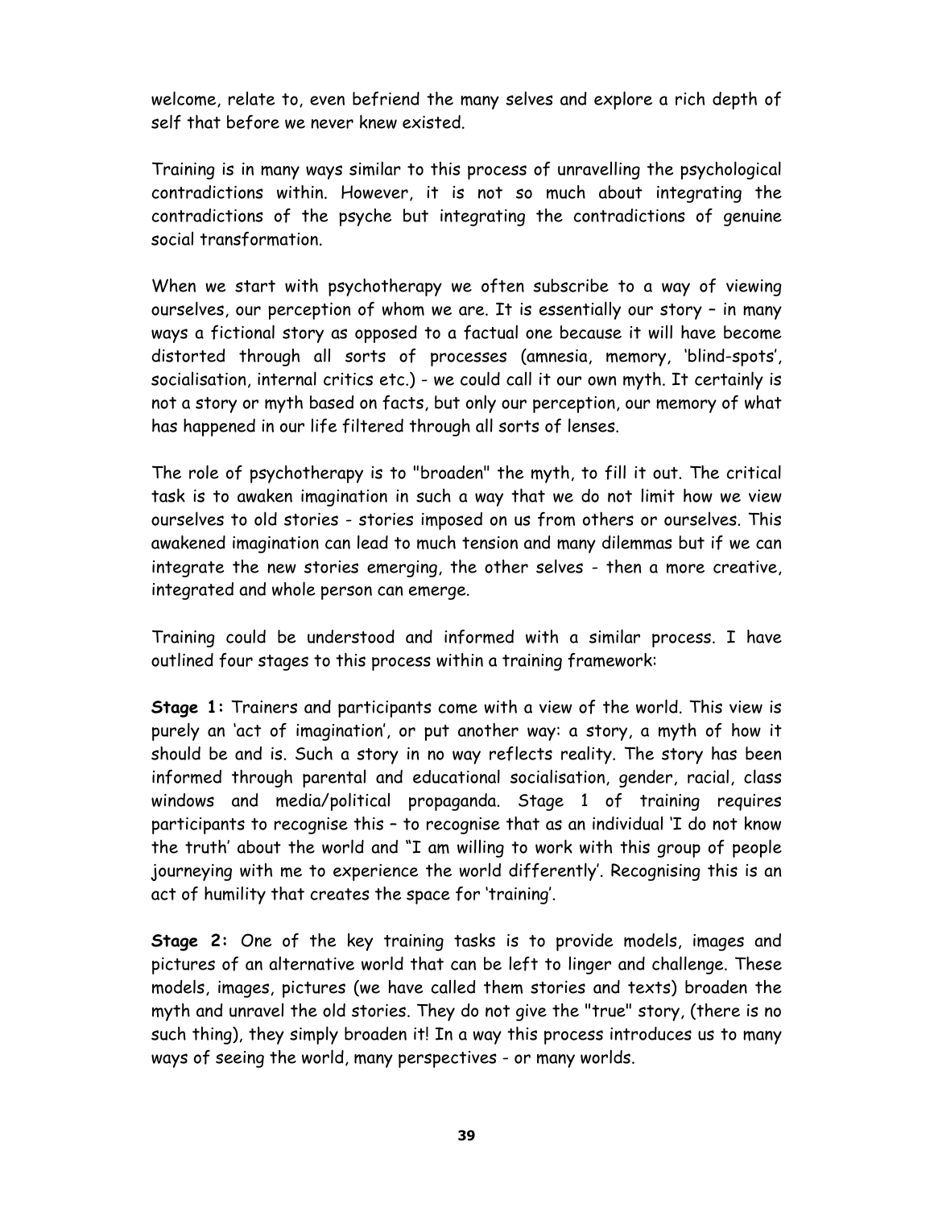welcome, relate to, even befriend the many selves and explore a rich depth of self that before we never knew existed.

Training is in many ways similar to this process of unravelling the psychological contradictions within. However, it is not so much about integrating the contradictions of the psyche but integrating the contradictions of genuine social transformation.

When we start with psychotherapy we often subscribe to a way of viewing ourselves, our perception of whom we are. It is essentially our story – in many ways a fictional story as opposed to a factual one because it will have become distorted through all sorts of processes (amnesia, memory, 'blind-spots', socialisation, internal critics etc.) - we could call it our own myth. It certainly is not a story or myth based on facts, but only our perception, our memory of what has happened in our life filtered through all sorts of lenses.

The role of psychotherapy is to "broaden" the myth, to fill it out. The critical task is to awaken imagination in such a way that we do not limit how we view ourselves to old stories - stories imposed on us from others or ourselves. This awakened imagination can lead to much tension and many dilemmas but if we can integrate the new stories emerging, the other selves - then a more creative, integrated and whole person can emerge.

Training could be understood and informed with a similar process. I have outlined four stages to this process within a training framework:

**Stage 1:** Trainers and participants come with a view of the world. This view is purely an 'act of imagination', or put another way: a story, a myth of how it should be and is. Such a story in no way reflects reality. The story has been informed through parental and educational socialisation, gender, racial, class windows and media/political propaganda. Stage 1 of training requires participants to recognise this – to recognise that as an individual 'I do not know the truth' about the world and "I am willing to work with this group of people journeying with me to experience the world differently'. Recognising this is an act of humility that creates the space for 'training'.

**Stage 2:** One of the key training tasks is to provide models, images and pictures of an alternative world that can be left to linger and challenge. These models, images, pictures (we have called them stories and texts) broaden the myth and unravel the old stories. They do not give the "true" story, (there is no such thing), they simply broaden it! In a way this process introduces us to many ways of seeing the world, many perspectives - or many worlds.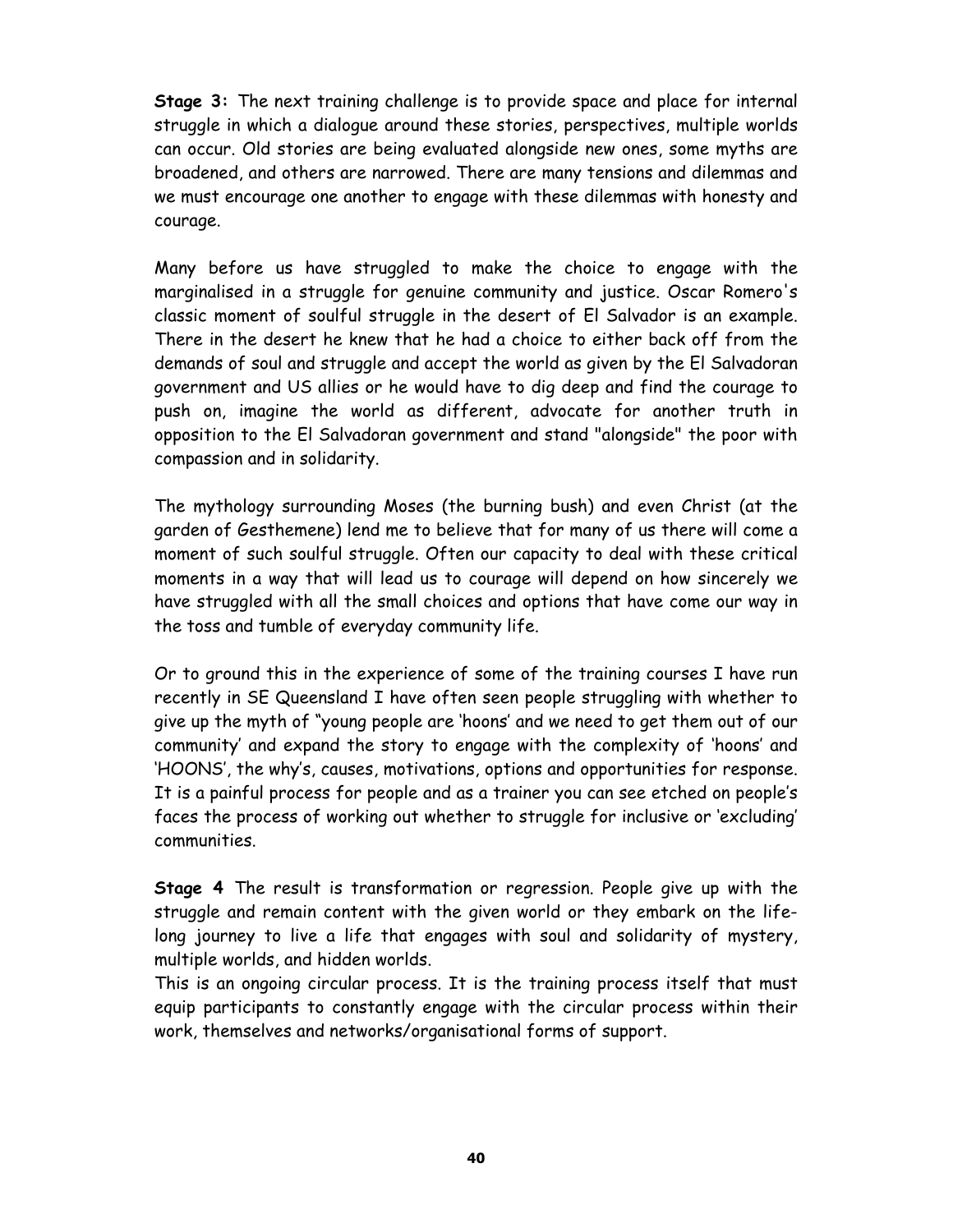**Stage 3:** The next training challenge is to provide space and place for internal struggle in which a dialogue around these stories, perspectives, multiple worlds can occur. Old stories are being evaluated alongside new ones, some myths are broadened, and others are narrowed. There are many tensions and dilemmas and we must encourage one another to engage with these dilemmas with honesty and courage.

Many before us have struggled to make the choice to engage with the marginalised in a struggle for genuine community and justice. Oscar Romero's classic moment of soulful struggle in the desert of El Salvador is an example. There in the desert he knew that he had a choice to either back off from the demands of soul and struggle and accept the world as given by the El Salvadoran government and US allies or he would have to dig deep and find the courage to push on, imagine the world as different, advocate for another truth in opposition to the El Salvadoran government and stand "alongside" the poor with compassion and in solidarity.

The mythology surrounding Moses (the burning bush) and even Christ (at the garden of Gesthemene) lend me to believe that for many of us there will come a moment of such soulful struggle. Often our capacity to deal with these critical moments in a way that will lead us to courage will depend on how sincerely we have struggled with all the small choices and options that have come our way in the toss and tumble of everyday community life.

Or to ground this in the experience of some of the training courses I have run recently in SE Queensland I have often seen people struggling with whether to give up the myth of "young people are 'hoons' and we need to get them out of our community' and expand the story to engage with the complexity of 'hoons' and 'HOONS', the why's, causes, motivations, options and opportunities for response. It is a painful process for people and as a trainer you can see etched on people's faces the process of working out whether to struggle for inclusive or 'excluding' communities.

**Stage 4** The result is transformation or regression. People give up with the struggle and remain content with the given world or they embark on the life-long journey to live a life that engages with soul and solidarity of mystery, multiple worlds, and hidden worlds.
This is an ongoing circular process. It is the training process itself that must equip participants to constantly engage with the circular process within their work, themselves and networks/organisational forms of support.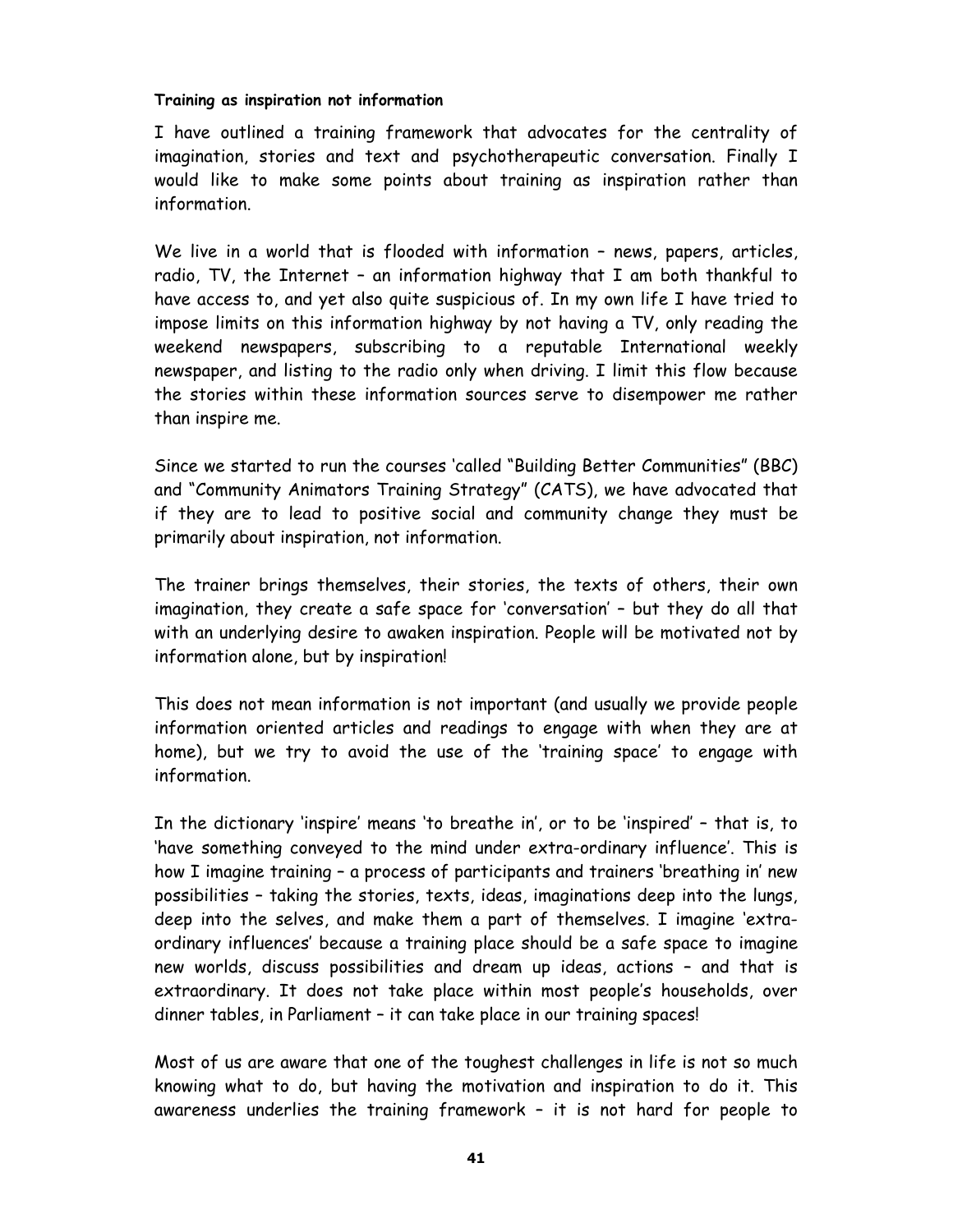**Training as inspiration not information**

I have outlined a training framework that advocates for the centrality of imagination, stories and text and psychotherapeutic conversation. Finally I would like to make some points about training as inspiration rather than information.

We live in a world that is flooded with information – news, papers, articles, radio, TV, the Internet – an information highway that I am both thankful to have access to, and yet also quite suspicious of. In my own life I have tried to impose limits on this information highway by not having a TV, only reading the weekend newspapers, subscribing to a reputable International weekly newspaper, and listing to the radio only when driving. I limit this flow because the stories within these information sources serve to disempower me rather than inspire me.

Since we started to run the courses 'called "Building Better Communities" (BBC) and "Community Animators Training Strategy" (CATS), we have advocated that if they are to lead to positive social and community change they must be primarily about inspiration, not information.

The trainer brings themselves, their stories, the texts of others, their own imagination, they create a safe space for 'conversation' – but they do all that with an underlying desire to awaken inspiration. People will be motivated not by information alone, but by inspiration!

This does not mean information is not important (and usually we provide people information oriented articles and readings to engage with when they are at home), but we try to avoid the use of the 'training space' to engage with information.

In the dictionary 'inspire' means 'to breathe in', or to be 'inspired' – that is, to 'have something conveyed to the mind under extra-ordinary influence'. This is how I imagine training – a process of participants and trainers 'breathing in' new possibilities – taking the stories, texts, ideas, imaginations deep into the lungs, deep into the selves, and make them a part of themselves. I imagine 'extra-ordinary influences' because a training place should be a safe space to imagine new worlds, discuss possibilities and dream up ideas, actions – and that is extraordinary. It does not take place within most people's households, over dinner tables, in Parliament – it can take place in our training spaces!

Most of us are aware that one of the toughest challenges in life is not so much knowing what to do, but having the motivation and inspiration to do it. This awareness underlies the training framework – it is not hard for people to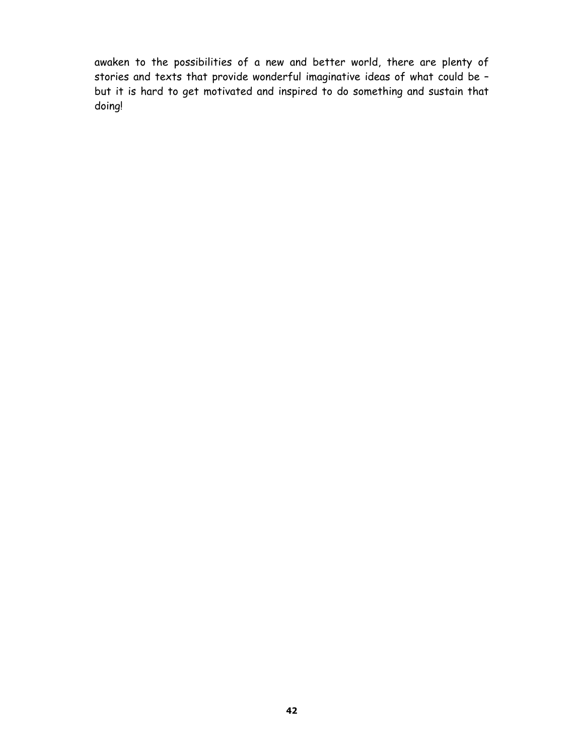awaken to the possibilities of a new and better world, there are plenty of stories and texts that provide wonderful imaginative ideas of what could be – but it is hard to get motivated and inspired to do something and sustain that doing!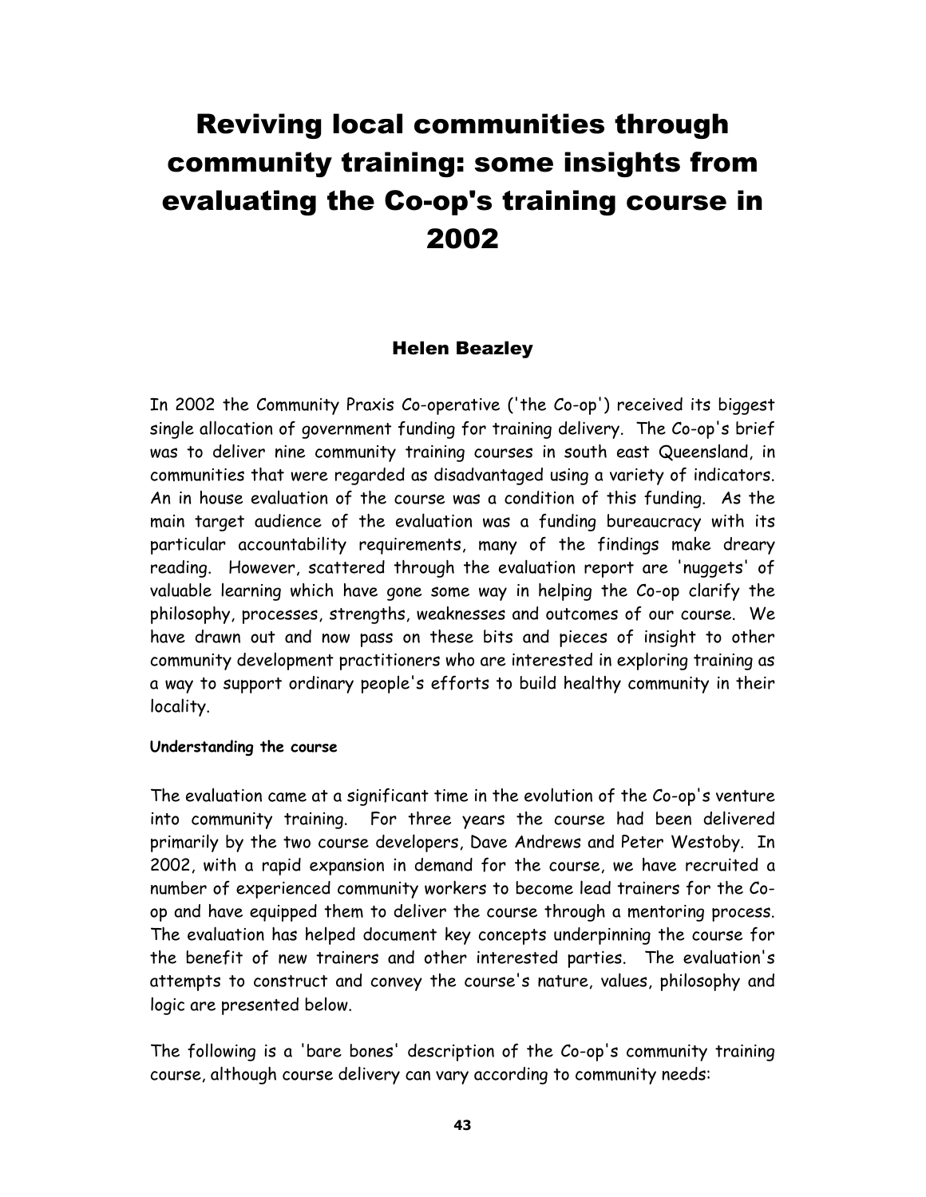# Reviving local communities through community training: some insights from evaluating the Co-op's training course in 2002

### Helen Beazley

In 2002 the Community Praxis Co-operative ('the Co-op') received its biggest single allocation of government funding for training delivery. The Co-op's brief was to deliver nine community training courses in south east Queensland, in communities that were regarded as disadvantaged using a variety of indicators. An in house evaluation of the course was a condition of this funding. As the main target audience of the evaluation was a funding bureaucracy with its particular accountability requirements, many of the findings make dreary reading. However, scattered through the evaluation report are 'nuggets' of valuable learning which have gone some way in helping the Co-op clarify the philosophy, processes, strengths, weaknesses and outcomes of our course. We have drawn out and now pass on these bits and pieces of insight to other community development practitioners who are interested in exploring training as a way to support ordinary people's efforts to build healthy community in their locality.

#### Understanding the course

The evaluation came at a significant time in the evolution of the Co-op's venture into community training. For three years the course had been delivered primarily by the two course developers, Dave Andrews and Peter Westoby. In 2002, with a rapid expansion in demand for the course, we have recruited a number of experienced community workers to become lead trainers for the Co-op and have equipped them to deliver the course through a mentoring process. The evaluation has helped document key concepts underpinning the course for the benefit of new trainers and other interested parties. The evaluation's attempts to construct and convey the course's nature, values, philosophy and logic are presented below.

The following is a 'bare bones' description of the Co-op's community training course, although course delivery can vary according to community needs: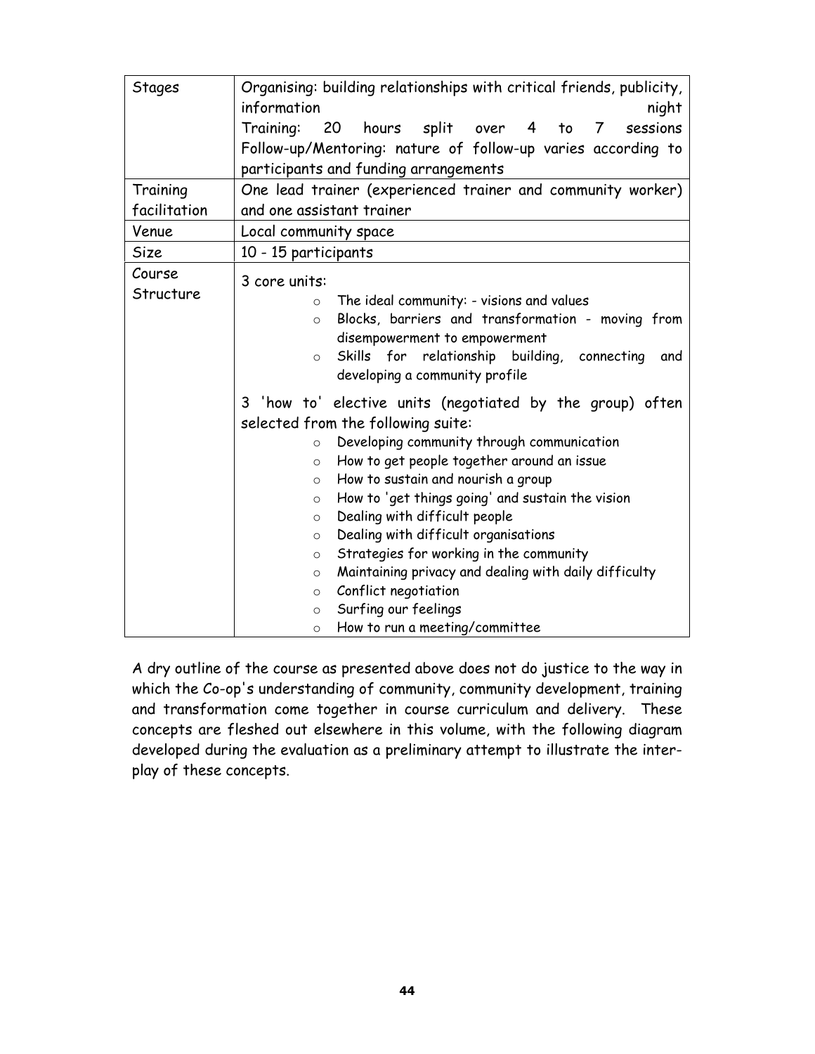| Stages | Organising: building relationships with critical friends, publicity, information night<br>Training: 20 hours split over 4 to 7 sessions<br>Follow-up/Mentoring: nature of follow-up varies according to participants and funding arrangements |
|---|---|
| Training facilitation | One lead trainer (experienced trainer and community worker) and one assistant trainer |
| Venue | Local community space |
| Size | 10 - 15 participants |
| Course Structure | 3 core units:<br>○ The ideal community: - visions and values<br>○ Blocks, barriers and transformation - moving from disempowerment to empowerment<br>○ Skills for relationship building, connecting and developing a community profile<br><br>3 'how to' elective units (negotiated by the group) often selected from the following suite:<br>○ Developing community through communication<br>○ How to get people together around an issue<br>○ How to sustain and nourish a group<br>○ How to 'get things going' and sustain the vision<br>○ Dealing with difficult people<br>○ Dealing with difficult organisations<br>○ Strategies for working in the community<br>○ Maintaining privacy and dealing with daily difficulty<br>○ Conflict negotiation<br>○ Surfing our feelings<br>○ How to run a meeting/committee |

A dry outline of the course as presented above does not do justice to the way in which the Co-op's understanding of community, community development, training and transformation come together in course curriculum and delivery. These concepts are fleshed out elsewhere in this volume, with the following diagram developed during the evaluation as a preliminary attempt to illustrate the inter-play of these concepts.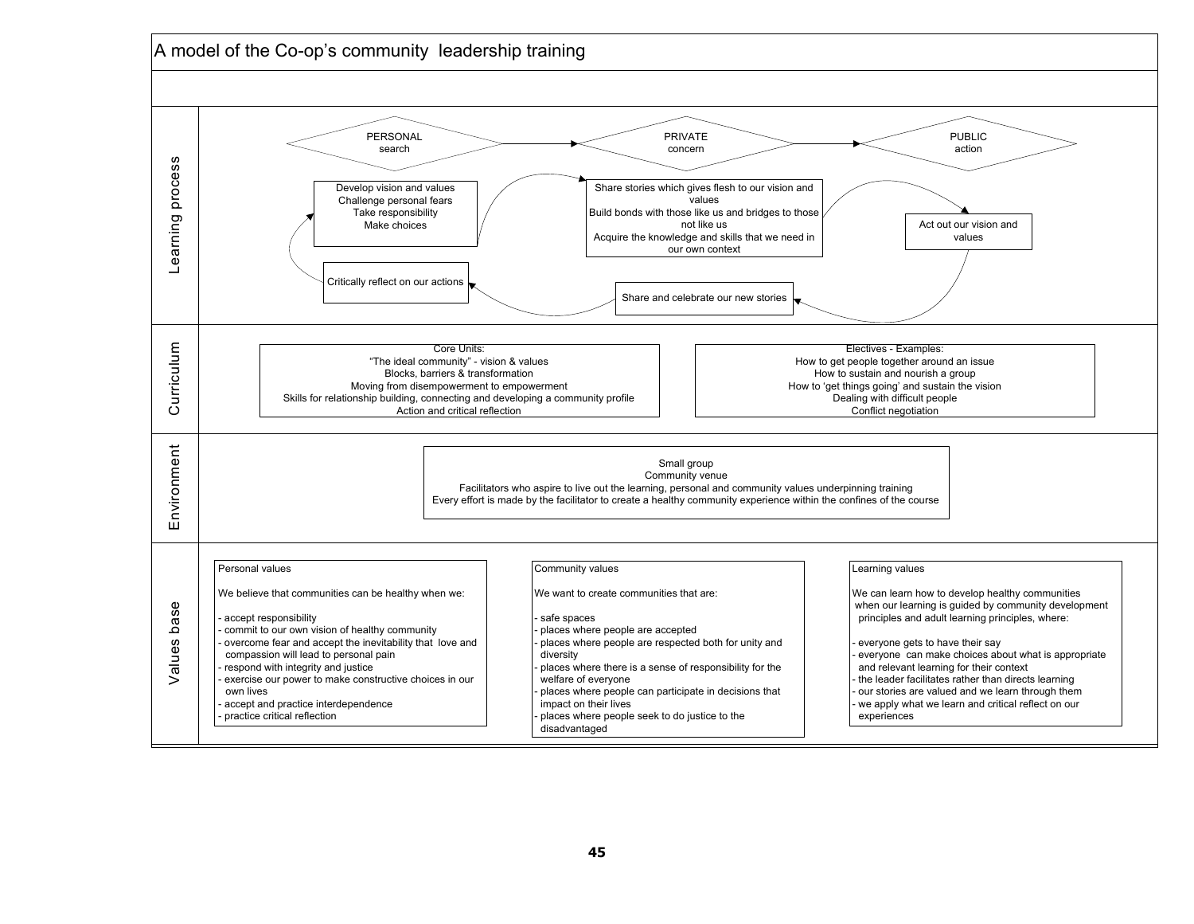# A model of the Co-op's community leadership training

## Learning process

**PERSONAL** search → **PRIVATE** concern → **PUBLIC** action

- Develop vision and values
  Challenge personal fears
  Take responsibility
  Make choices
- Share stories which gives flesh to our vision and values
  Build bonds with those like us and bridges to those not like us
  Acquire the knowledge and skills that we need in our own context
- Act out our vision and values
- Share and celebrate our new stories
- Critically reflect on our actions

## Curriculum

**Core Units:**
"The ideal community" - vision & values
Blocks, barriers & transformation
Moving from disempowerment to empowerment
Skills for relationship building, connecting and developing a community profile
Action and critical reflection

**Electives - Examples:**
How to get people together around an issue
How to sustain and nourish a group
How to 'get things going' and sustain the vision
Dealing with difficult people
Conflict negotiation

## Environment

Small group
Community venue
Facilitators who aspire to live out the learning, personal and community values underpinning training
Every effort is made by the facilitator to create a healthy community experience within the confines of the course

## Values base

**Personal values**

We believe that communities can be healthy when we:

- accept responsibility
- commit to our own vision of healthy community
- overcome fear and accept the inevitability that love and compassion will lead to personal pain
- respond with integrity and justice
- exercise our power to make constructive choices in our own lives
- accept and practice interdependence
- practice critical reflection

**Community values**

We want to create communities that are:

- safe spaces
- places where people are accepted
- places where people are respected both for unity and diversity
- places where there is a sense of responsibility for the welfare of everyone
- places where people can participate in decisions that impact on their lives
- places where people seek to do justice to the disadvantaged

**Learning values**

We can learn how to develop healthy communities when our learning is guided by community development principles and adult learning principles, where:

- everyone gets to have their say
- everyone can make choices about what is appropriate and relevant learning for their context
- the leader facilitates rather than directs learning
- our stories are valued and we learn through them
- we apply what we learn and critical reflect on our experiences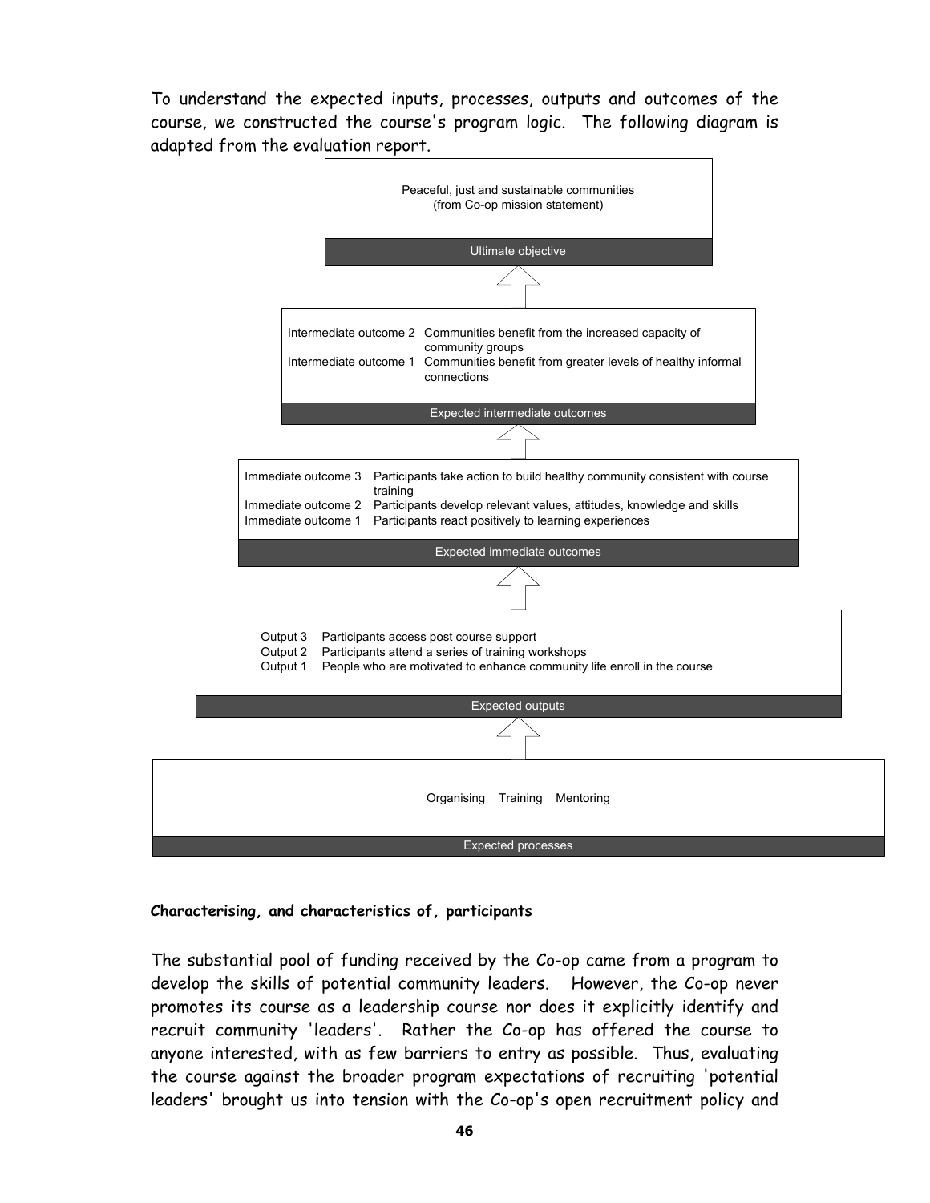To understand the expected inputs, processes, outputs and outcomes of the course, we constructed the course's program logic. The following diagram is adapted from the evaluation report.

**Ultimate objective**

Peaceful, just and sustainable communities (from Co-op mission statement)

↑

**Expected intermediate outcomes**

- Intermediate outcome 2 — Communities benefit from the increased capacity of community groups
- Intermediate outcome 1 — Communities benefit from greater levels of healthy informal connections

↑

**Expected immediate outcomes**

- Immediate outcome 3 — Participants take action to build healthy community consistent with course training
- Immediate outcome 2 — Participants develop relevant values, attitudes, knowledge and skills
- Immediate outcome 1 — Participants react positively to learning experiences

↑

**Expected outputs**

- Output 3 — Participants access post course support
- Output 2 — Participants attend a series of training workshops
- Output 1 — People who are motivated to enhance community life enroll in the course

↑

**Expected processes**

Organising Training Mentoring

**Characterising, and characteristics of, participants**

The substantial pool of funding received by the Co-op came from a program to develop the skills of potential community leaders. However, the Co-op never promotes its course as a leadership course nor does it explicitly identify and recruit community 'leaders'. Rather the Co-op has offered the course to anyone interested, with as few barriers to entry as possible. Thus, evaluating the course against the broader program expectations of recruiting 'potential leaders' brought us into tension with the Co-op's open recruitment policy and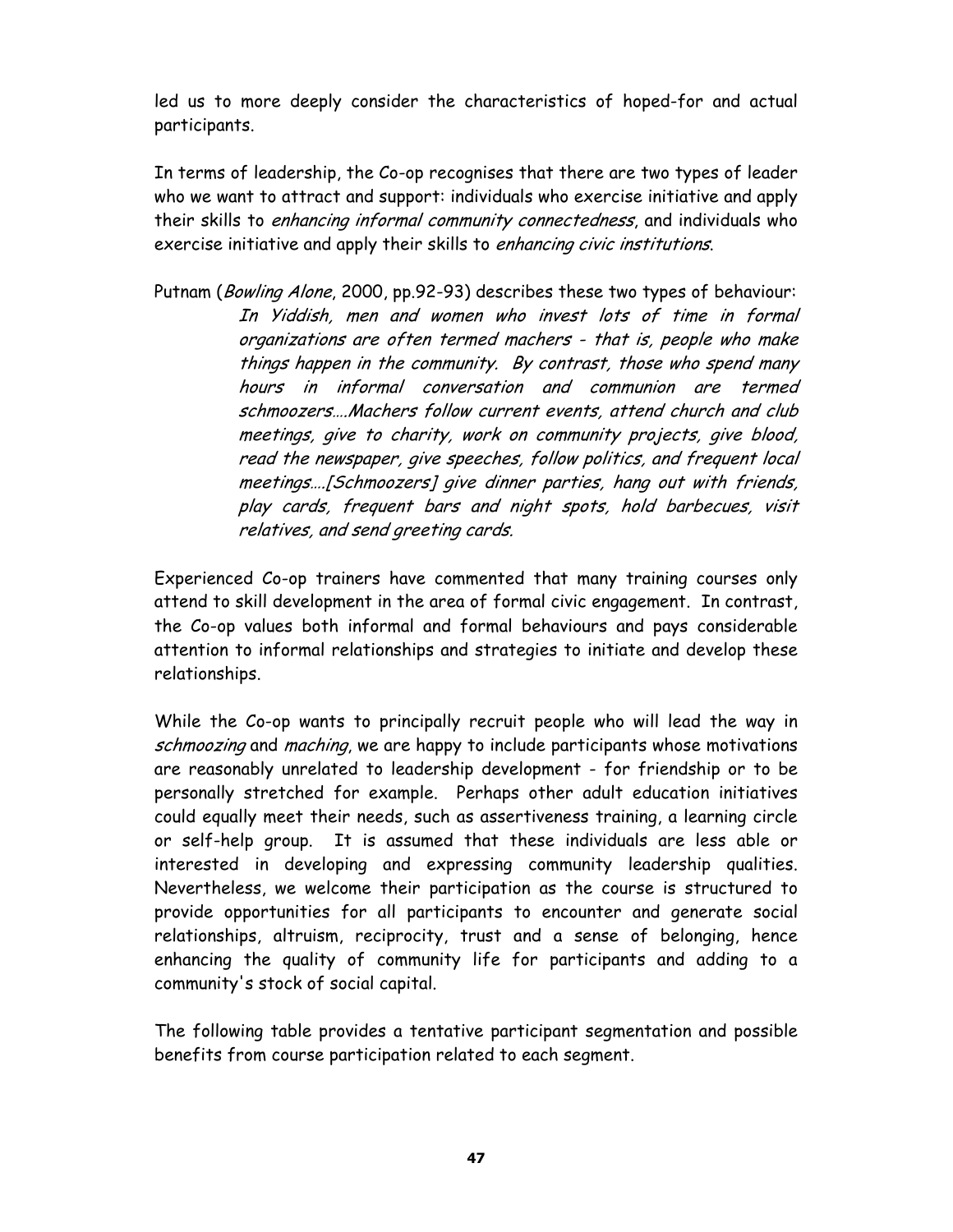led us to more deeply consider the characteristics of hoped-for and actual participants.

In terms of leadership, the Co-op recognises that there are two types of leader who we want to attract and support: individuals who exercise initiative and apply their skills to *enhancing informal community connectedness*, and individuals who exercise initiative and apply their skills to *enhancing civic institutions*.

Putnam (*Bowling Alone*, 2000, pp.92-93) describes these two types of behaviour:

> *In Yiddish, men and women who invest lots of time in formal organizations are often termed machers - that is, people who make things happen in the community. By contrast, those who spend many hours in informal conversation and communion are termed schmoozers….Machers follow current events, attend church and club meetings, give to charity, work on community projects, give blood, read the newspaper, give speeches, follow politics, and frequent local meetings….[Schmoozers] give dinner parties, hang out with friends, play cards, frequent bars and night spots, hold barbecues, visit relatives, and send greeting cards.*

Experienced Co-op trainers have commented that many training courses only attend to skill development in the area of formal civic engagement. In contrast, the Co-op values both informal and formal behaviours and pays considerable attention to informal relationships and strategies to initiate and develop these relationships.

While the Co-op wants to principally recruit people who will lead the way in *schmoozing* and *maching*, we are happy to include participants whose motivations are reasonably unrelated to leadership development - for friendship or to be personally stretched for example. Perhaps other adult education initiatives could equally meet their needs, such as assertiveness training, a learning circle or self-help group. It is assumed that these individuals are less able or interested in developing and expressing community leadership qualities. Nevertheless, we welcome their participation as the course is structured to provide opportunities for all participants to encounter and generate social relationships, altruism, reciprocity, trust and a sense of belonging, hence enhancing the quality of community life for participants and adding to a community's stock of social capital.

The following table provides a tentative participant segmentation and possible benefits from course participation related to each segment.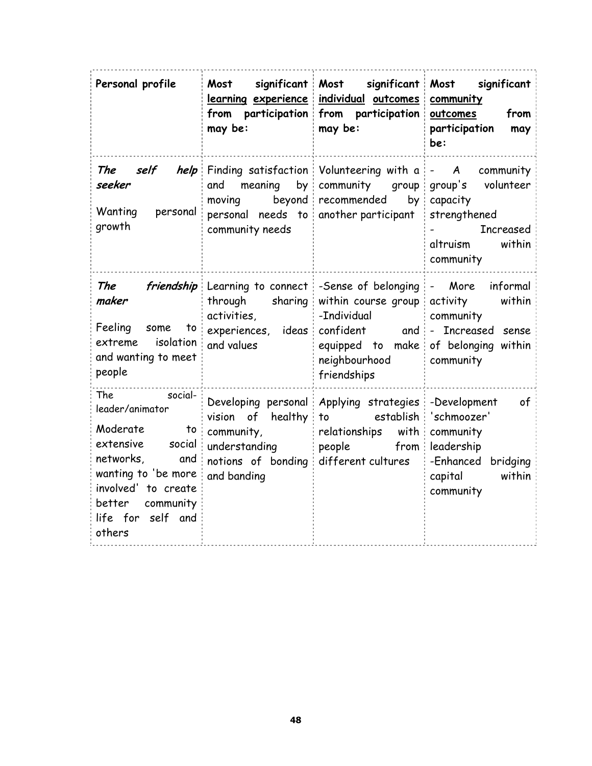| Personal profile | Most significant <u>learning experience</u> from participation may be: | Most significant <u>individual outcomes</u> from participation may be: | Most significant <u>community outcomes</u> from participation may be: |
|---|---|---|---|
| ***The self help seeker***<br><br>Wanting personal growth | Finding satisfaction and meaning by moving beyond personal needs to community needs | Volunteering with a community group recommended by another participant | - A community group's volunteer capacity strengthened<br>- Increased altruism within community |
| ***The friendship maker***<br><br>Feeling some to extreme isolation and wanting to meet people | Learning to connect through sharing activities, experiences, ideas and values | -Sense of belonging within course group<br>-Individual confident and equipped to make neighbourhood friendships | - More informal activity within community<br>- Increased sense of belonging within community |
| The social-leader/animator<br><br>Moderate to extensive social networks, and wanting to 'be more involved' to create better community life for self and others | Developing personal vision of healthy community, understanding notions of bonding and banding | Applying strategies to establish relationships with people from different cultures | -Development of 'schmoozer' community leadership<br>-Enhanced bridging capital within community |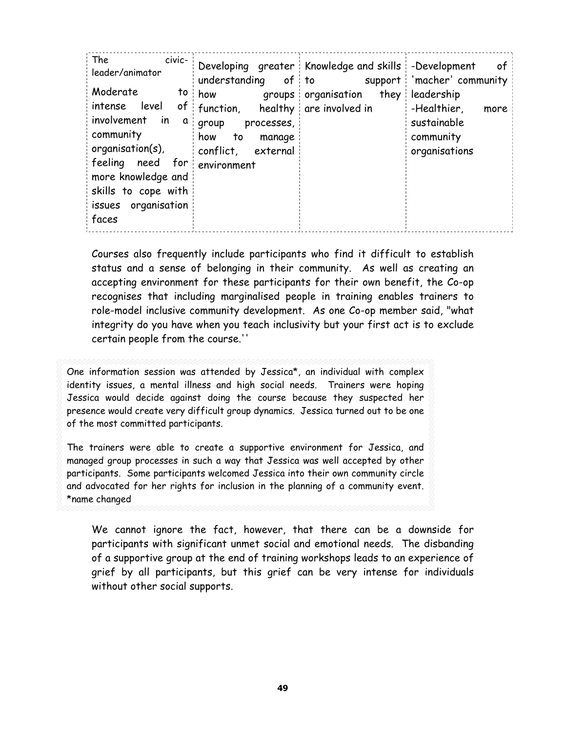| The civic-leader/animator<br><br>Moderate to intense level of involvement in a community organisation(s), feeling need for more knowledge and skills to cope with issues organisation faces | Developing greater understanding of how groups function, healthy group processes, how to manage conflict, external environment | Knowledge and skills to support organisation they are involved in | -Development of 'macher' community leadership<br>-Healthier, more sustainable community organisations |
|---|---|---|---|

Courses also frequently include participants who find it difficult to establish status and a sense of belonging in their community. As well as creating an accepting environment for these participants for their own benefit, the Co-op recognises that including marginalised people in training enables trainers to role-model inclusive community development. As one Co-op member said, "what integrity do you have when you teach inclusivity but your first act is to exclude certain people from the course.''

> One information session was attended by Jessica*, an individual with complex identity issues, a mental illness and high social needs. Trainers were hoping Jessica would decide against doing the course because they suspected her presence would create very difficult group dynamics. Jessica turned out to be one of the most committed participants.
>
> The trainers were able to create a supportive environment for Jessica, and managed group processes in such a way that Jessica was well accepted by other participants. Some participants welcomed Jessica into their own community circle and advocated for her rights for inclusion in the planning of a community event.
> *name changed

We cannot ignore the fact, however, that there can be a downside for participants with significant unmet social and emotional needs. The disbanding of a supportive group at the end of training workshops leads to an experience of grief by all participants, but this grief can be very intense for individuals without other social supports.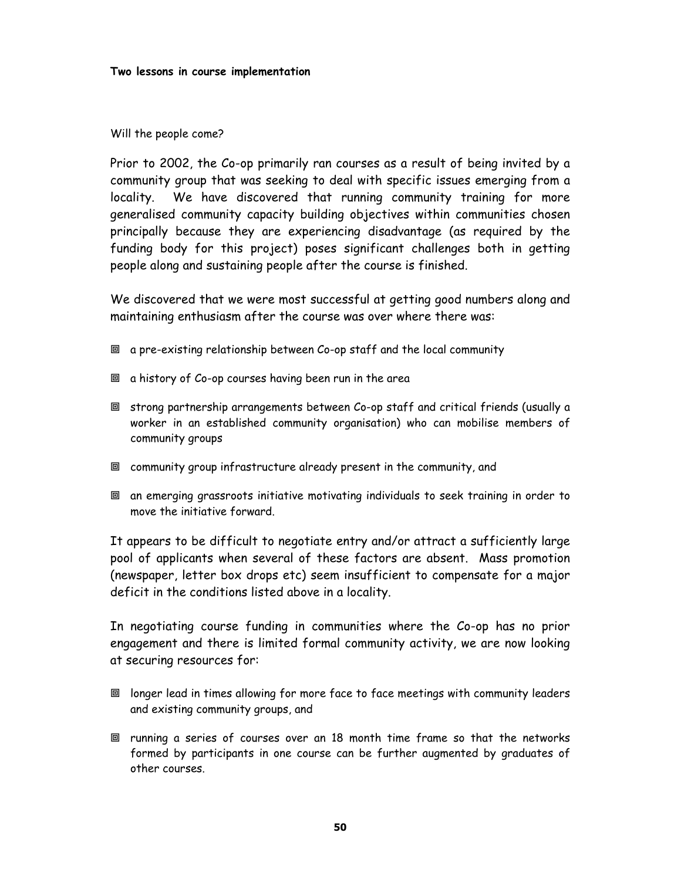**Two lessons in course implementation**

Will the people come?

Prior to 2002, the Co-op primarily ran courses as a result of being invited by a community group that was seeking to deal with specific issues emerging from a locality. We have discovered that running community training for more generalised community capacity building objectives within communities chosen principally because they are experiencing disadvantage (as required by the funding body for this project) poses significant challenges both in getting people along and sustaining people after the course is finished.

We discovered that we were most successful at getting good numbers along and maintaining enthusiasm after the course was over where there was:

- a pre-existing relationship between Co-op staff and the local community
- a history of Co-op courses having been run in the area
- strong partnership arrangements between Co-op staff and critical friends (usually a worker in an established community organisation) who can mobilise members of community groups
- community group infrastructure already present in the community, and
- an emerging grassroots initiative motivating individuals to seek training in order to move the initiative forward.

It appears to be difficult to negotiate entry and/or attract a sufficiently large pool of applicants when several of these factors are absent. Mass promotion (newspaper, letter box drops etc) seem insufficient to compensate for a major deficit in the conditions listed above in a locality.

In negotiating course funding in communities where the Co-op has no prior engagement and there is limited formal community activity, we are now looking at securing resources for:

- longer lead in times allowing for more face to face meetings with community leaders and existing community groups, and
- running a series of courses over an 18 month time frame so that the networks formed by participants in one course can be further augmented by graduates of other courses.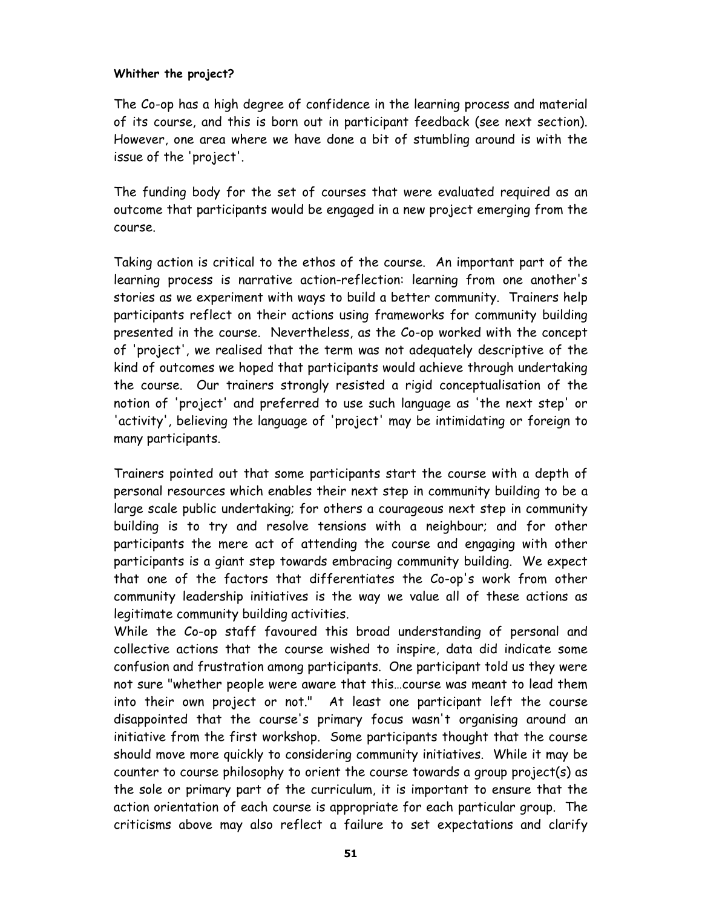**Whither the project?**

The Co-op has a high degree of confidence in the learning process and material of its course, and this is born out in participant feedback (see next section). However, one area where we have done a bit of stumbling around is with the issue of the 'project'.

The funding body for the set of courses that were evaluated required as an outcome that participants would be engaged in a new project emerging from the course.

Taking action is critical to the ethos of the course. An important part of the learning process is narrative action-reflection: learning from one another's stories as we experiment with ways to build a better community. Trainers help participants reflect on their actions using frameworks for community building presented in the course. Nevertheless, as the Co-op worked with the concept of 'project', we realised that the term was not adequately descriptive of the kind of outcomes we hoped that participants would achieve through undertaking the course. Our trainers strongly resisted a rigid conceptualisation of the notion of 'project' and preferred to use such language as 'the next step' or 'activity', believing the language of 'project' may be intimidating or foreign to many participants.

Trainers pointed out that some participants start the course with a depth of personal resources which enables their next step in community building to be a large scale public undertaking; for others a courageous next step in community building is to try and resolve tensions with a neighbour; and for other participants the mere act of attending the course and engaging with other participants is a giant step towards embracing community building. We expect that one of the factors that differentiates the Co-op's work from other community leadership initiatives is the way we value all of these actions as legitimate community building activities.

While the Co-op staff favoured this broad understanding of personal and collective actions that the course wished to inspire, data did indicate some confusion and frustration among participants. One participant told us they were not sure "whether people were aware that this…course was meant to lead them into their own project or not." At least one participant left the course disappointed that the course's primary focus wasn't organising around an initiative from the first workshop. Some participants thought that the course should move more quickly to considering community initiatives. While it may be counter to course philosophy to orient the course towards a group project(s) as the sole or primary part of the curriculum, it is important to ensure that the action orientation of each course is appropriate for each particular group. The criticisms above may also reflect a failure to set expectations and clarify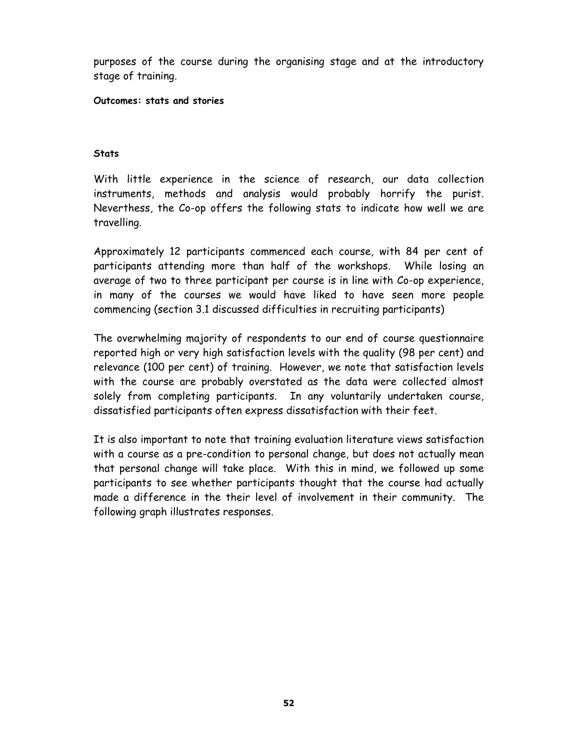purposes of the course during the organising stage and at the introductory stage of training.

**Outcomes: stats and stories**

**Stats**

With little experience in the science of research, our data collection instruments, methods and analysis would probably horrify the purist. Neverthess, the Co-op offers the following stats to indicate how well we are travelling.

Approximately 12 participants commenced each course, with 84 per cent of participants attending more than half of the workshops. While losing an average of two to three participant per course is in line with Co-op experience, in many of the courses we would have liked to have seen more people commencing (section 3.1 discussed difficulties in recruiting participants)

The overwhelming majority of respondents to our end of course questionnaire reported high or very high satisfaction levels with the quality (98 per cent) and relevance (100 per cent) of training. However, we note that satisfaction levels with the course are probably overstated as the data were collected almost solely from completing participants. In any voluntarily undertaken course, dissatisfied participants often express dissatisfaction with their feet.

It is also important to note that training evaluation literature views satisfaction with a course as a pre-condition to personal change, but does not actually mean that personal change will take place. With this in mind, we followed up some participants to see whether participants thought that the course had actually made a difference in the their level of involvement in their community. The following graph illustrates responses.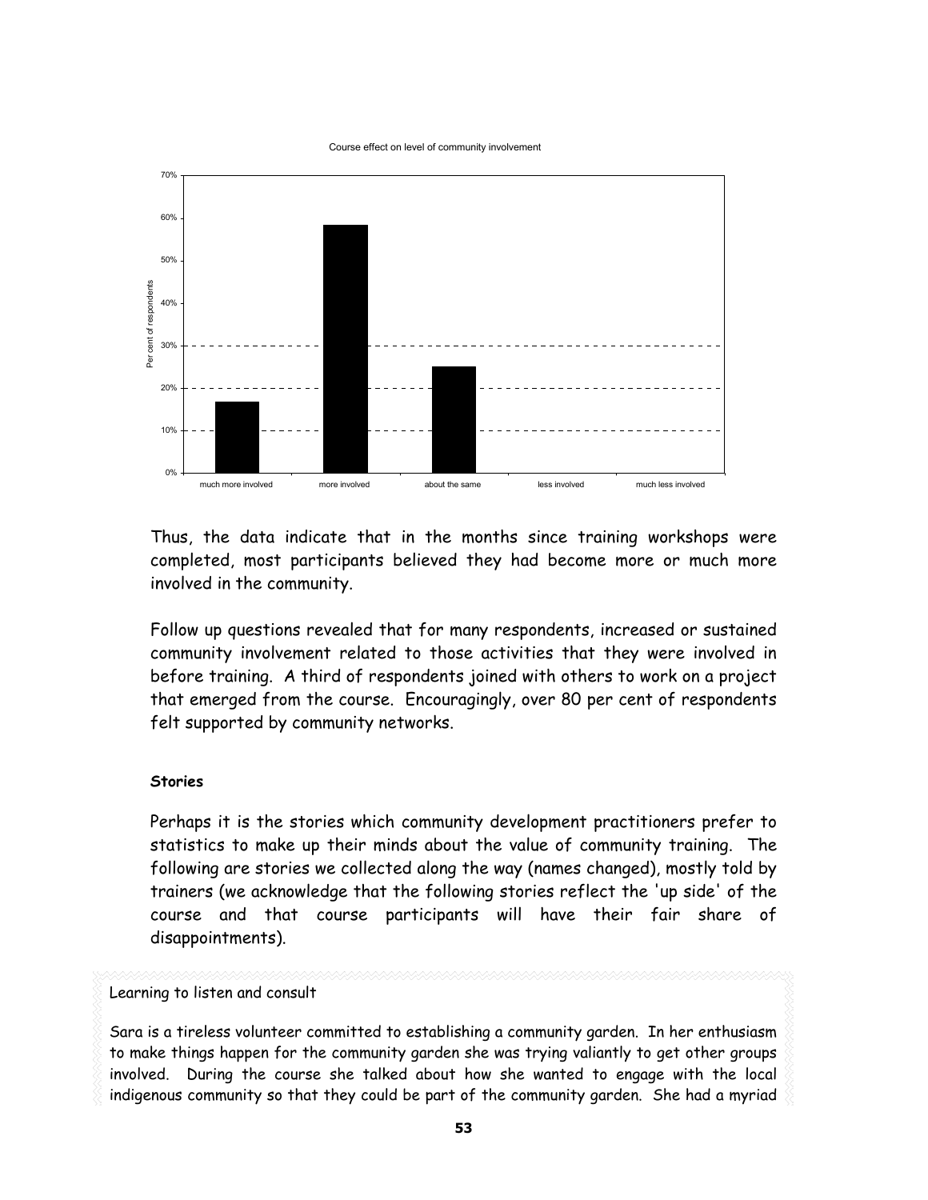Course effect on level of community involvement

Thus, the data indicate that in the months since training workshops were completed, most participants believed they had become more or much more involved in the community.

Follow up questions revealed that for many respondents, increased or sustained community involvement related to those activities that they were involved in before training. A third of respondents joined with others to work on a project that emerged from the course. Encouragingly, over 80 per cent of respondents felt supported by community networks.

**Stories**

Perhaps it is the stories which community development practitioners prefer to statistics to make up their minds about the value of community training. The following are stories we collected along the way (names changed), mostly told by trainers (we acknowledge that the following stories reflect the 'up side' of the course and that course participants will have their fair share of disappointments).

Learning to listen and consult

Sara is a tireless volunteer committed to establishing a community garden. In her enthusiasm to make things happen for the community garden she was trying valiantly to get other groups involved. During the course she talked about how she wanted to engage with the local indigenous community so that they could be part of the community garden. She had a myriad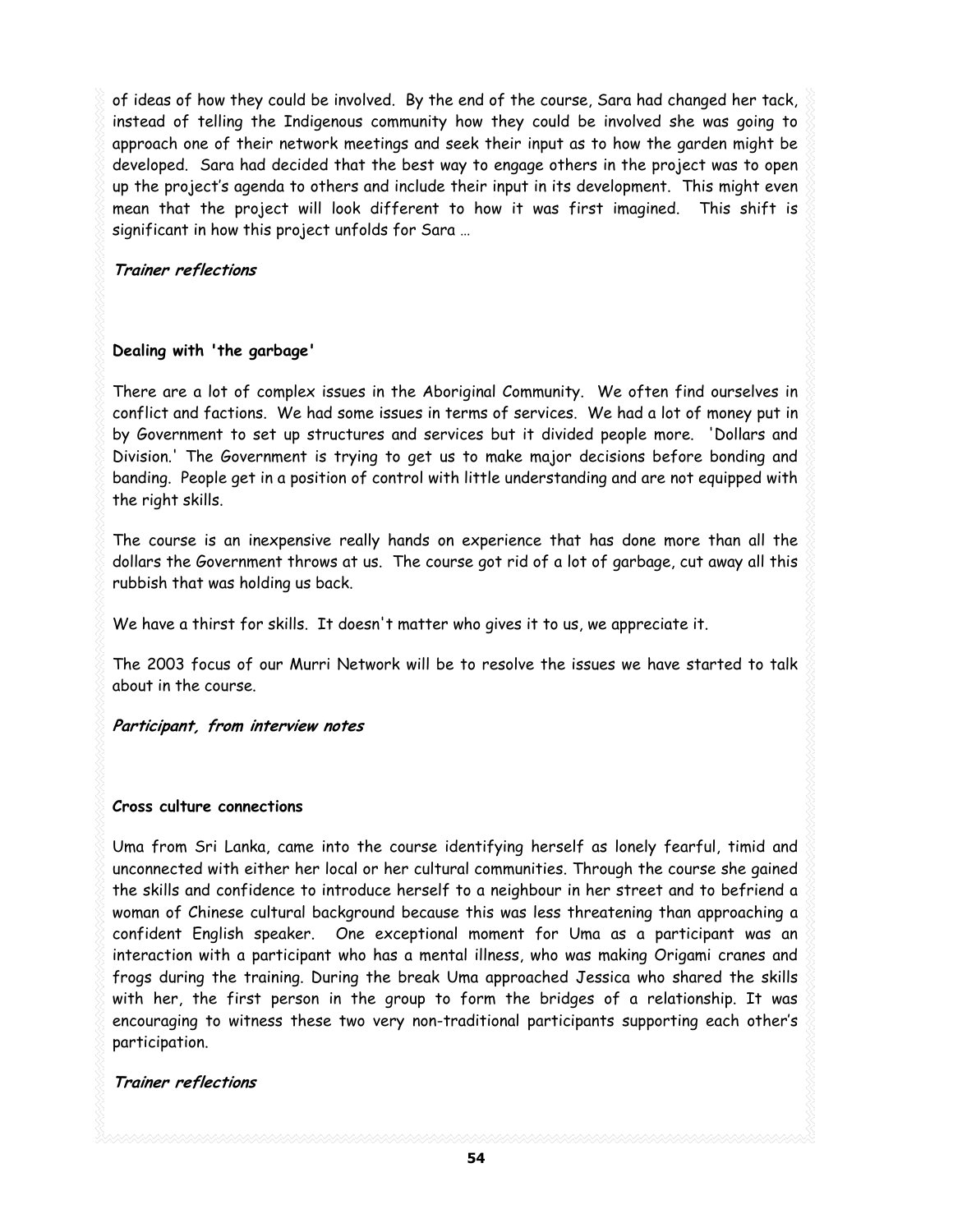of ideas of how they could be involved. By the end of the course, Sara had changed her tack, instead of telling the Indigenous community how they could be involved she was going to approach one of their network meetings and seek their input as to how the garden might be developed. Sara had decided that the best way to engage others in the project was to open up the project's agenda to others and include their input in its development. This might even mean that the project will look different to how it was first imagined. This shift is significant in how this project unfolds for Sara …

***Trainer reflections***

**Dealing with 'the garbage'**

There are a lot of complex issues in the Aboriginal Community. We often find ourselves in conflict and factions. We had some issues in terms of services. We had a lot of money put in by Government to set up structures and services but it divided people more. 'Dollars and Division.' The Government is trying to get us to make major decisions before bonding and banding. People get in a position of control with little understanding and are not equipped with the right skills.

The course is an inexpensive really hands on experience that has done more than all the dollars the Government throws at us. The course got rid of a lot of garbage, cut away all this rubbish that was holding us back.

We have a thirst for skills. It doesn't matter who gives it to us, we appreciate it.

The 2003 focus of our Murri Network will be to resolve the issues we have started to talk about in the course.

***Participant, from interview notes***

**Cross culture connections**

Uma from Sri Lanka, came into the course identifying herself as lonely fearful, timid and unconnected with either her local or her cultural communities. Through the course she gained the skills and confidence to introduce herself to a neighbour in her street and to befriend a woman of Chinese cultural background because this was less threatening than approaching a confident English speaker. One exceptional moment for Uma as a participant was an interaction with a participant who has a mental illness, who was making Origami cranes and frogs during the training. During the break Uma approached Jessica who shared the skills with her, the first person in the group to form the bridges of a relationship. It was encouraging to witness these two very non-traditional participants supporting each other's participation.

***Trainer reflections***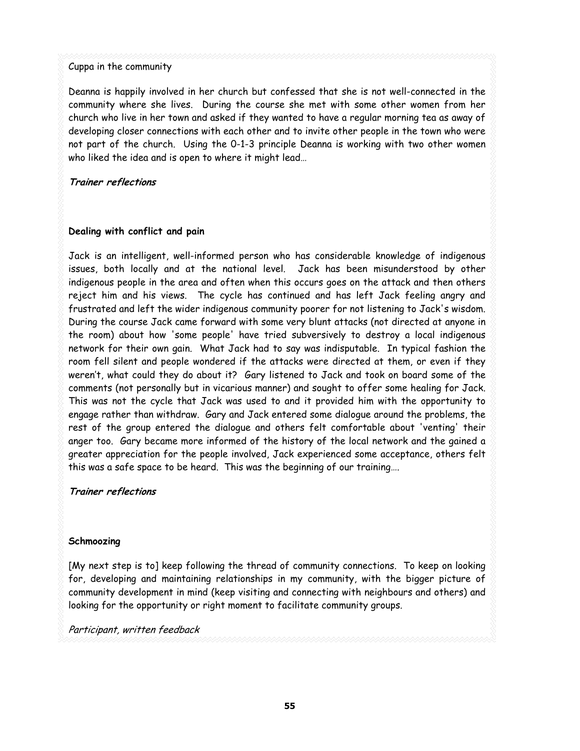Cuppa in the community

Deanna is happily involved in her church but confessed that she is not well-connected in the community where she lives. During the course she met with some other women from her church who live in her town and asked if they wanted to have a regular morning tea as away of developing closer connections with each other and to invite other people in the town who were not part of the church. Using the 0-1-3 principle Deanna is working with two other women who liked the idea and is open to where it might lead…

***Trainer reflections***

**Dealing with conflict and pain**

Jack is an intelligent, well-informed person who has considerable knowledge of indigenous issues, both locally and at the national level. Jack has been misunderstood by other indigenous people in the area and often when this occurs goes on the attack and then others reject him and his views. The cycle has continued and has left Jack feeling angry and frustrated and left the wider indigenous community poorer for not listening to Jack's wisdom. During the course Jack came forward with some very blunt attacks (not directed at anyone in the room) about how 'some people' have tried subversively to destroy a local indigenous network for their own gain. What Jack had to say was indisputable. In typical fashion the room fell silent and people wondered if the attacks were directed at them, or even if they weren't, what could they do about it? Gary listened to Jack and took on board some of the comments (not personally but in vicarious manner) and sought to offer some healing for Jack. This was not the cycle that Jack was used to and it provided him with the opportunity to engage rather than withdraw. Gary and Jack entered some dialogue around the problems, the rest of the group entered the dialogue and others felt comfortable about 'venting' their anger too. Gary became more informed of the history of the local network and the gained a greater appreciation for the people involved, Jack experienced some acceptance, others felt this was a safe space to be heard. This was the beginning of our training….

***Trainer reflections***

**Schmoozing**

[My next step is to] keep following the thread of community connections. To keep on looking for, developing and maintaining relationships in my community, with the bigger picture of community development in mind (keep visiting and connecting with neighbours and others) and looking for the opportunity or right moment to facilitate community groups.

*Participant, written feedback*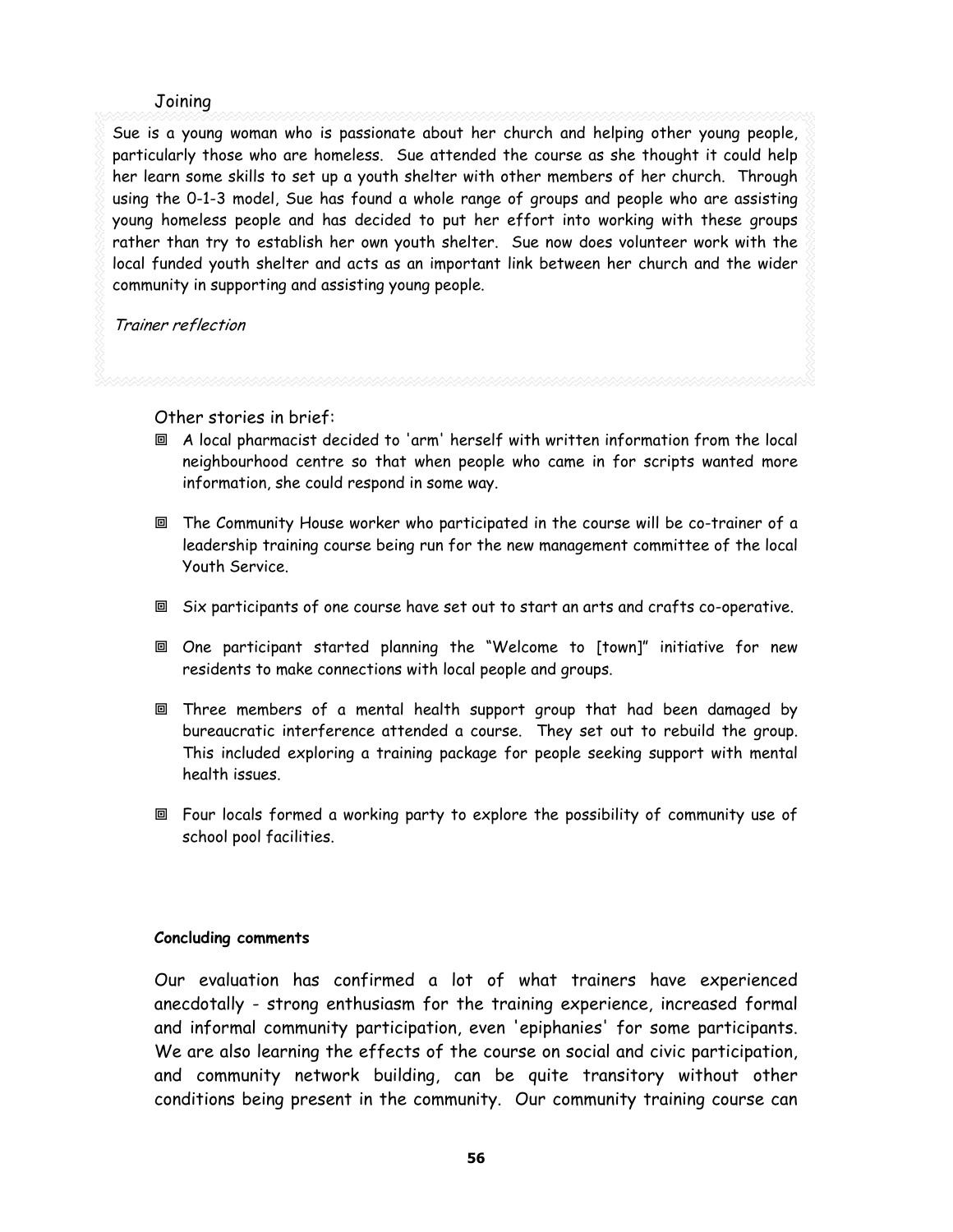Joining

Sue is a young woman who is passionate about her church and helping other young people, particularly those who are homeless. Sue attended the course as she thought it could help her learn some skills to set up a youth shelter with other members of her church. Through using the 0-1-3 model, Sue has found a whole range of groups and people who are assisting young homeless people and has decided to put her effort into working with these groups rather than try to establish her own youth shelter. Sue now does volunteer work with the local funded youth shelter and acts as an important link between her church and the wider community in supporting and assisting young people.

*Trainer reflection*

Other stories in brief:

- A local pharmacist decided to 'arm' herself with written information from the local neighbourhood centre so that when people who came in for scripts wanted more information, she could respond in some way.
- The Community House worker who participated in the course will be co-trainer of a leadership training course being run for the new management committee of the local Youth Service.
- Six participants of one course have set out to start an arts and crafts co-operative.
- One participant started planning the "Welcome to [town]" initiative for new residents to make connections with local people and groups.
- Three members of a mental health support group that had been damaged by bureaucratic interference attended a course. They set out to rebuild the group. This included exploring a training package for people seeking support with mental health issues.
- Four locals formed a working party to explore the possibility of community use of school pool facilities.

**Concluding comments**

Our evaluation has confirmed a lot of what trainers have experienced anecdotally - strong enthusiasm for the training experience, increased formal and informal community participation, even 'epiphanies' for some participants. We are also learning the effects of the course on social and civic participation, and community network building, can be quite transitory without other conditions being present in the community. Our community training course can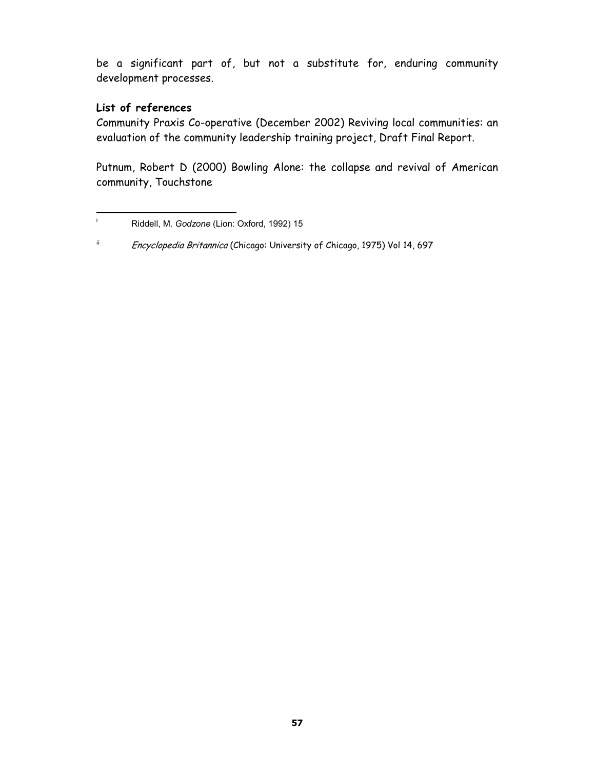be a significant part of, but not a substitute for, enduring community development processes.

**List of references**

Community Praxis Co-operative (December 2002) Reviving local communities: an evaluation of the community leadership training project, Draft Final Report.

Putnum, Robert D (2000) Bowling Alone: the collapse and revival of American community, Touchstone

---

[i] Riddell, M. *Godzone* (Lion: Oxford, 1992) 15

[ii] *Encyclopedia Britannica* (Chicago: University of Chicago, 1975) Vol 14, 697